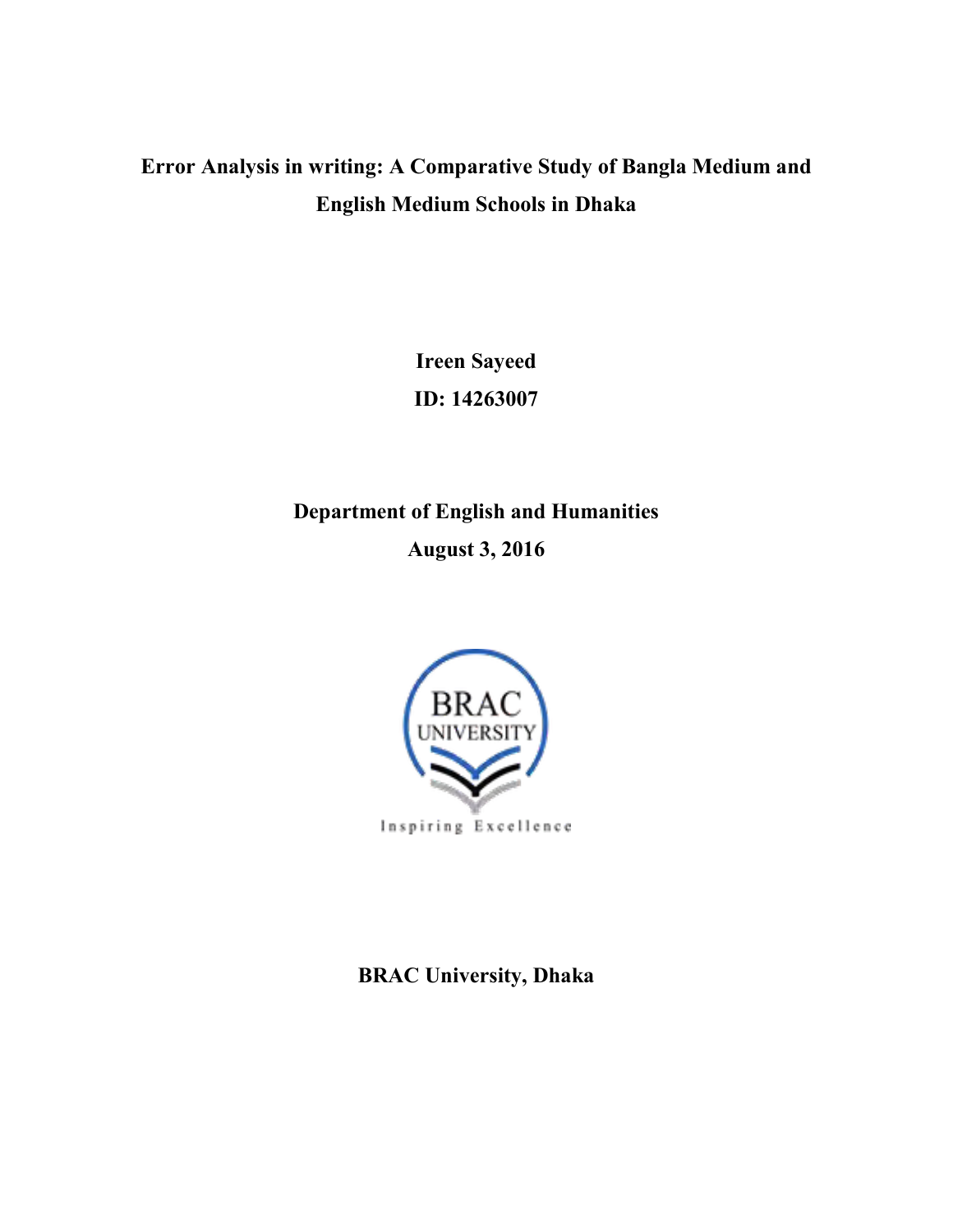# Error Analysis in writing: A Comparative Study of Bangla Medium and English Medium Schools in Dhaka

**Ireen Sayeed**

**ID: 14263007**

**Department of English and Humanities**

**August 3, 2016**

**BRAC University, Dhaka**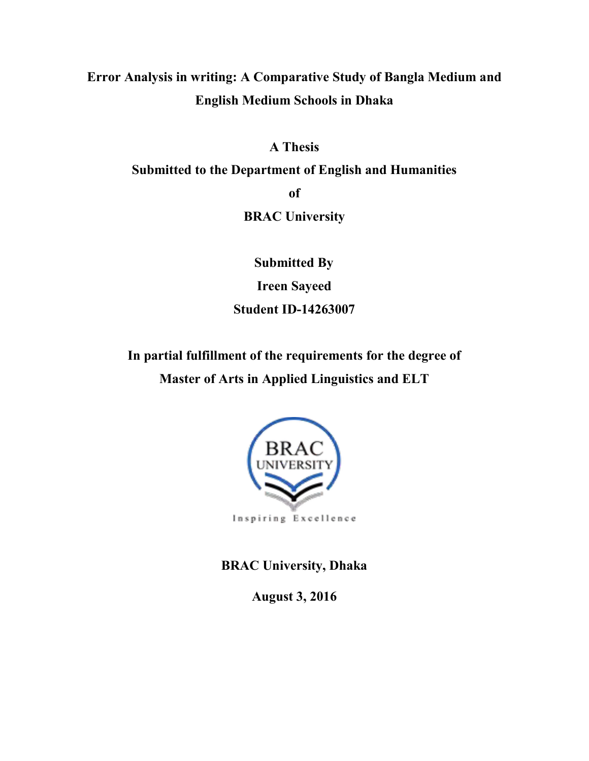# Error Analysis in writing: A Comparative Study of Bangla Medium and English Medium Schools in Dhaka

**A Thesis**

**Submitted to the Department of English and Humanities**

**of**

**BRAC University**

**Submitted By**

**Ireen Sayeed**

**Student ID-14263007**

**In partial fulfillment of the requirements for the degree of**

**Master of Arts in Applied Linguistics and ELT**

BRAC UNIVERSITY

Inspiring Excellence

**BRAC University, Dhaka**

**August 3, 2016**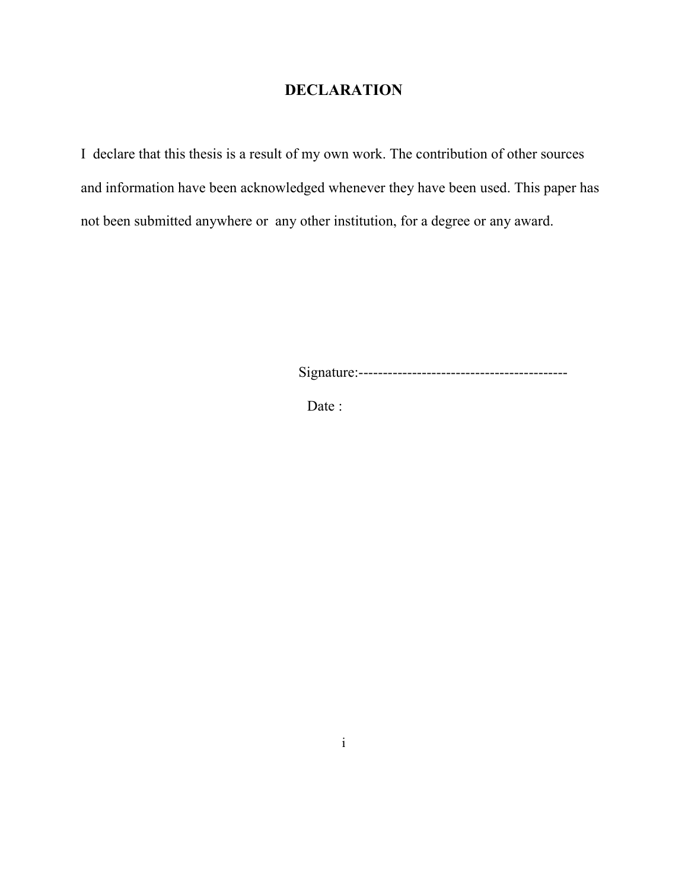# DECLARATION

I declare that this thesis is a result of my own work. The contribution of other sources and information have been acknowledged whenever they have been used. This paper has not been submitted anywhere or any other institution, for a degree or any award.

Signature:-------------------------------------------

Date :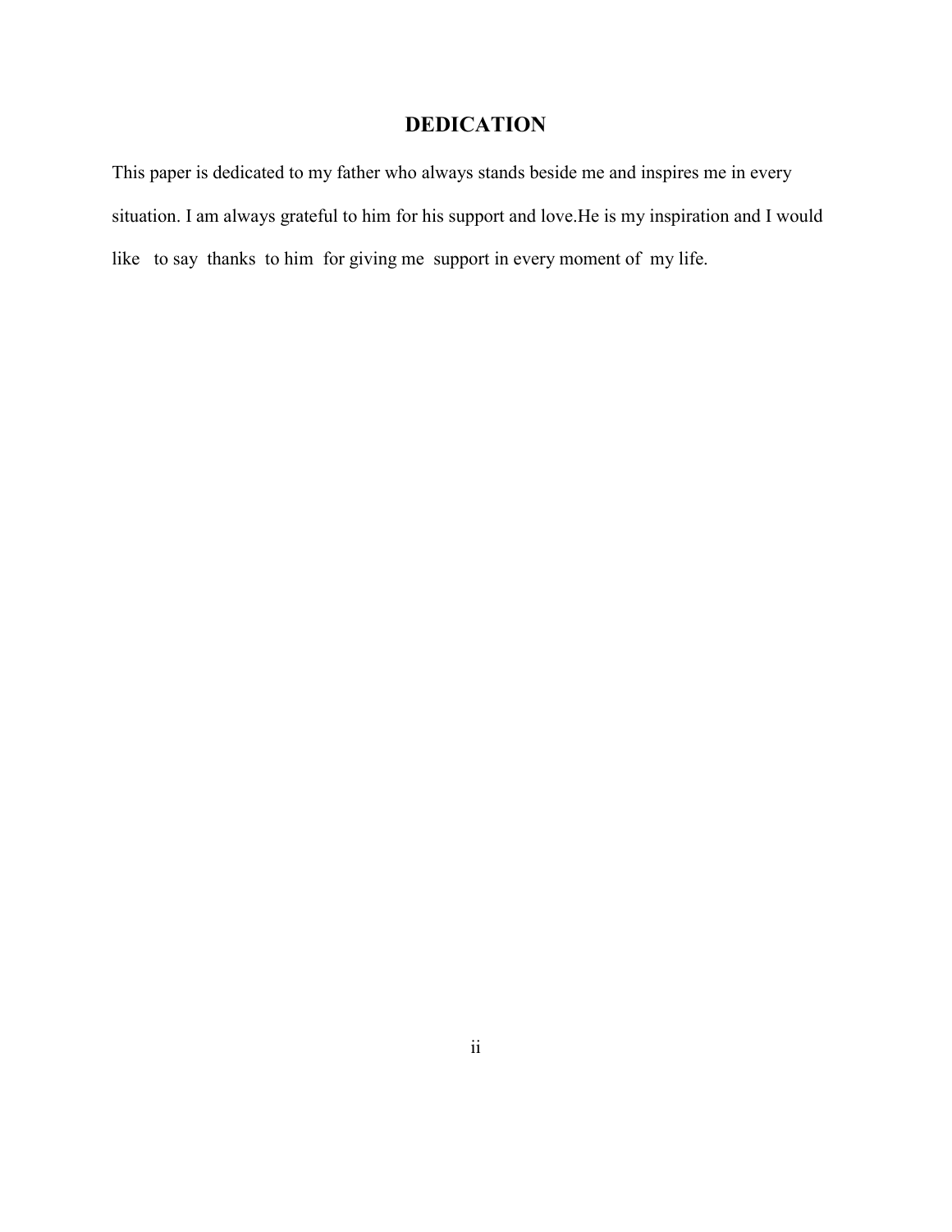# DEDICATION

This paper is dedicated to my father who always stands beside me and inspires me in every situation. I am always grateful to him for his support and love.He is my inspiration and I would like to say thanks to him for giving me support in every moment of my life.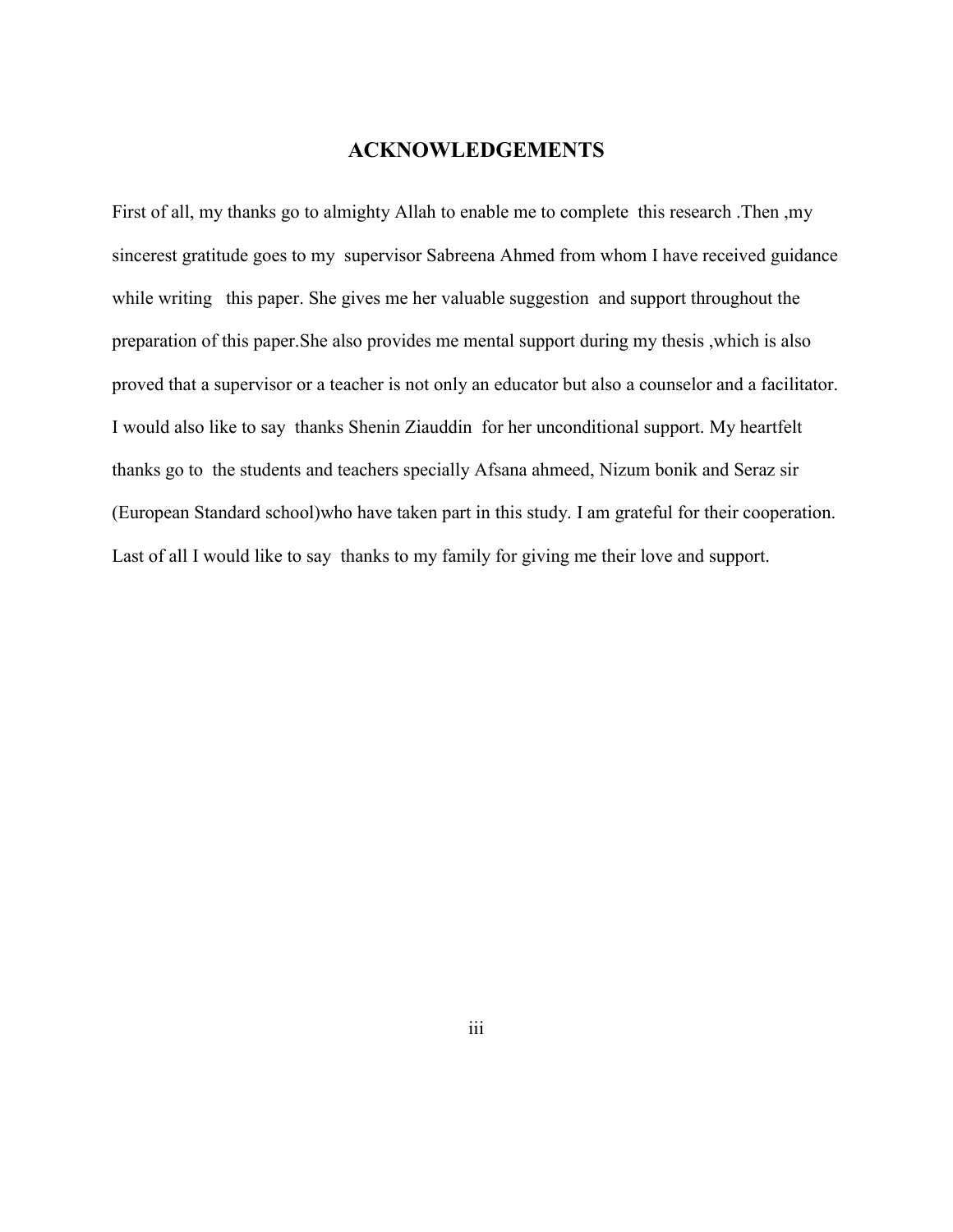## ACKNOWLEDGEMENTS

First of all, my thanks go to almighty Allah to enable me to complete this research .Then ,my sincerest gratitude goes to my supervisor Sabreena Ahmed from whom I have received guidance while writing this paper. She gives me her valuable suggestion and support throughout the preparation of this paper.She also provides me mental support during my thesis ,which is also proved that a supervisor or a teacher is not only an educator but also a counselor and a facilitator. I would also like to say thanks Shenin Ziauddin for her unconditional support. My heartfelt thanks go to the students and teachers specially Afsana ahmeed, Nizum bonik and Seraz sir (European Standard school)who have taken part in this study. I am grateful for their cooperation. Last of all I would like to say thanks to my family for giving me their love and support.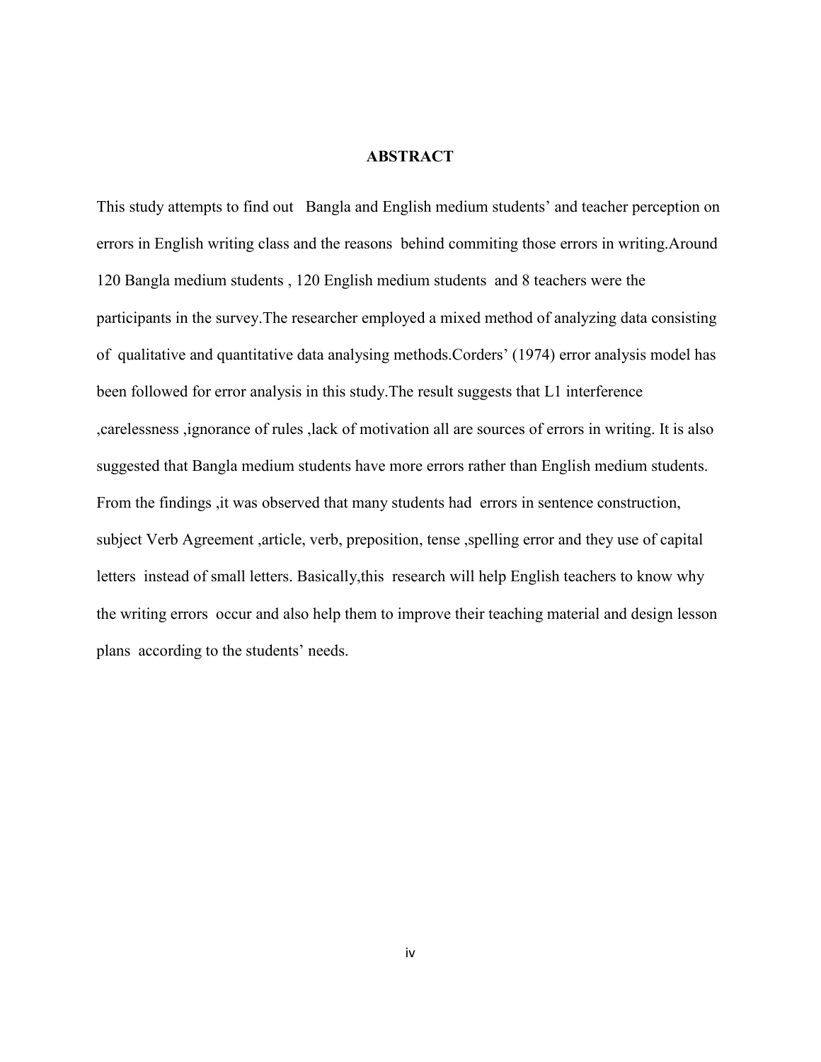# ABSTRACT

This study attempts to find out Bangla and English medium students' and teacher perception on errors in English writing class and the reasons behind commiting those errors in writing.Around 120 Bangla medium students , 120 English medium students and 8 teachers were the participants in the survey.The researcher employed a mixed method of analyzing data consisting of qualitative and quantitative data analysing methods.Corders' (1974) error analysis model has been followed for error analysis in this study.The result suggests that L1 interference ,carelessness ,ignorance of rules ,lack of motivation all are sources of errors in writing. It is also suggested that Bangla medium students have more errors rather than English medium students. From the findings ,it was observed that many students had errors in sentence construction, subject Verb Agreement ,article, verb, preposition, tense ,spelling error and they use of capital letters instead of small letters. Basically,this research will help English teachers to know why the writing errors occur and also help them to improve their teaching material and design lesson plans according to the students' needs.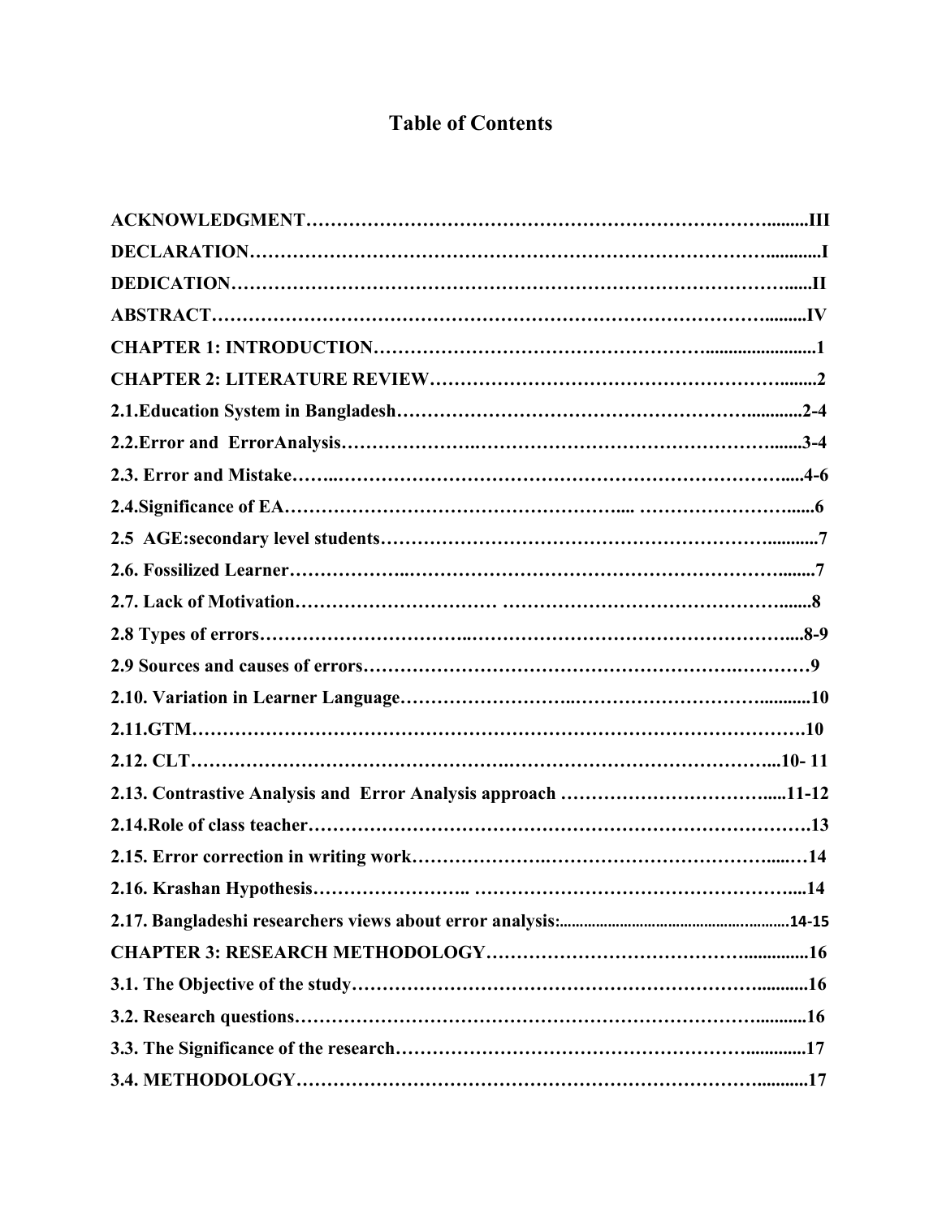# Table of Contents

**ACKNOWLEDGMENT…………………………………………………………………….........III**

**DECLARATION……………………………………………………………………….............I**

**DEDICATION………………………………………………………………………………......II**

**ABSTRACT…………………………………………………………………………….........IV**

**CHAPTER 1: INTRODUCTION…………………………………………….........................1**

**CHAPTER 2: LITERATURE REVIEW……………………………………………….........2**

**2.1.Education System in Bangladesh………………………………………………….............2-4**

**2.2.Error and ErrorAnalysis…………………..……………………………………….......3-4**

**2.3. Error and Mistake……..……………………………………………………………….....4-6**

**2.4.Significance of EA…………………………………………….... ……………………......6**

**2.5 AGE:secondary level students……………………………………………………...........7**

**2.6. Fossilized Learner………………..……………………………………………………........7**

**2.7. Lack of Motivation………………………… ……………………………………….......8**

**2.8 Types of errors…………………………..………………………………………………....8-9**

**2.9 Sources and causes of errors…………………………………………………….…………9**

**2.10. Variation in Learner Language……………………...…………………………...........10**

**2.11.GTM……………………………………………………………………………………….10**

**2.12. CLT…………………………………………..…………………………………….....10- 11**

**2.13. Contrastive Analysis and Error Analysis approach ……………………………......11-12**

**2.14.Role of class teacher……………………………………………………………………….13**

**2.15. Error correction in writing work……………….……………………………………....…14**

**2.16. Krashan Hypothesis………………….. ………………………………………………....14**

**2.17. Bangladeshi researchers views about error analysis:.........................................................14-15**

**CHAPTER 3: RESEARCH METHODOLOGY…………………………………….............16**

**3.1. The Objective of the study………………………………………………………...........16**

**3.2. Research questions…………………………………………………………………...........16**

**3.3. The Significance of the research………………………………………………….............17**

**3.4. METHODOLOGY…………………………………………………………………..........17**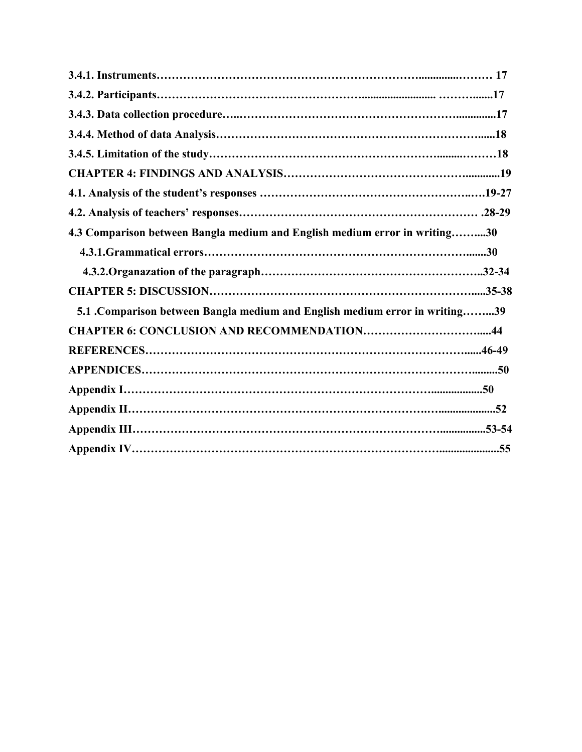**3.4.1. Instruments……………………………………………………………..............……… 17**

**3.4.2. Participants……………………………………………............................ ……….......17**

**3.4.3. Data collection procedure…..…………………………………………………….............17**

**3.4.4. Method of data Analysis…………………………………………………………….......18**

**3.4.5. Limitation of the study…………………………………………………….........………18**

**CHAPTER 4: FINDINGS AND ANALYSIS……………………………………….............19**

**4.1. Analysis of the student's responses ……………………………………………..….19-27**

**4.2. Analysis of teachers' responses…………………………………………………… .28-29**

**4.3 Comparison between Bangla medium and English medium error in writing……....30**

**4.3.1.Grammatical errors…………………………………………………………….......30**

**4.3.2.Organazation of the paragraph………………………………………………..32-34**

**CHAPTER 5: DISCUSSION……………………………………………………….....35-38**

**5.1 .Comparison between Bangla medium and English medium error in writing……...39**

**CHAPTER 6: CONCLUSION AND RECOMMENDATION………………………….....44**

**REFERENCES………………………………………………………………………......46-49**

**APPENDICES…………………………………………………………………….........50**

**Appendix I………………………………………………………………….................50**

**Appendix II…………………………………………………………….…...................52**

**Appendix III…………………………………………………………….................53-54**

**Appendix IV…………………………………………………………….....................55**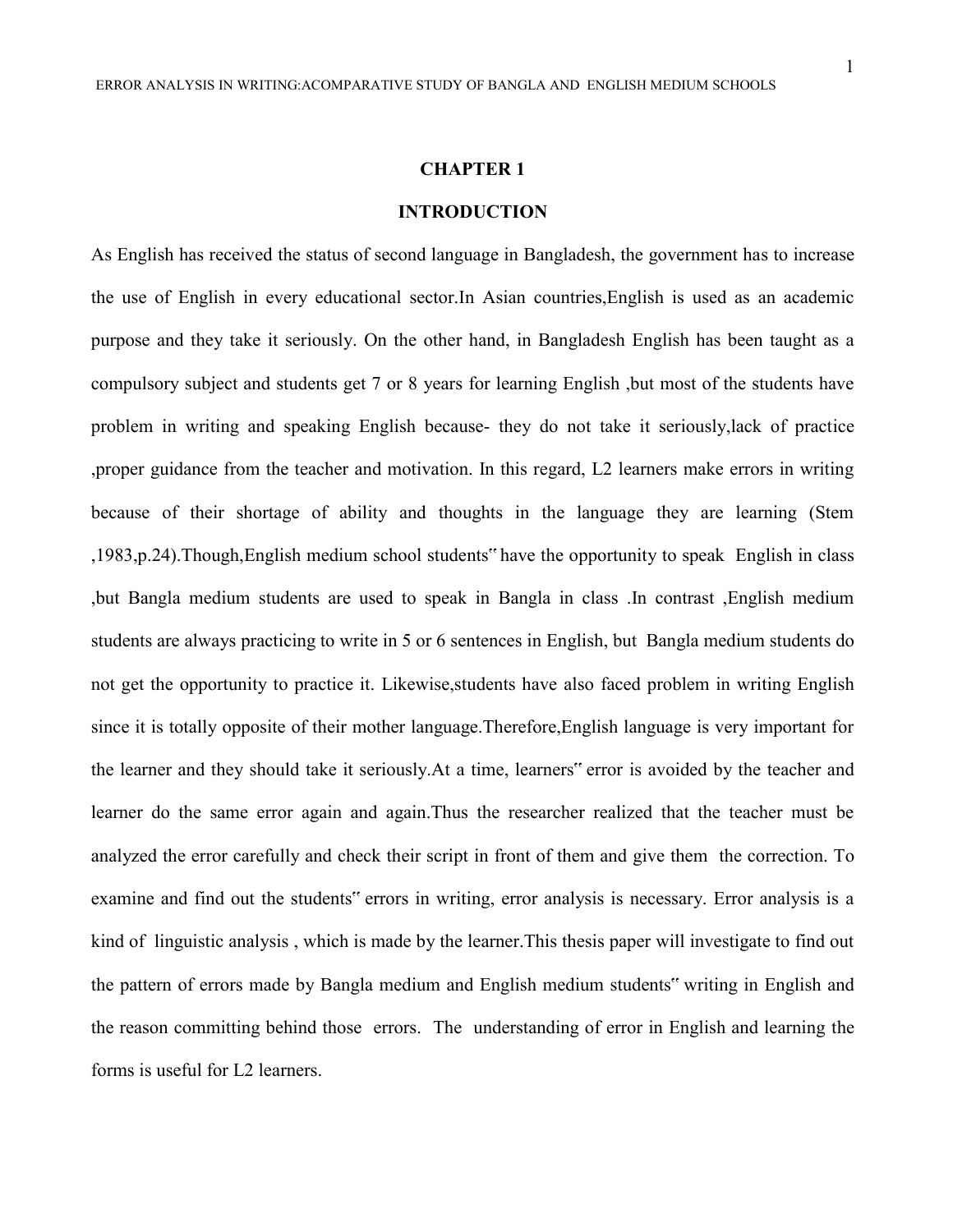# CHAPTER 1

# INTRODUCTION

As English has received the status of second language in Bangladesh, the government has to increase the use of English in every educational sector.In Asian countries,English is used as an academic purpose and they take it seriously. On the other hand, in Bangladesh English has been taught as a compulsory subject and students get 7 or 8 years for learning English ,but most of the students have problem in writing and speaking English because- they do not take it seriously,lack of practice ,proper guidance from the teacher and motivation. In this regard, L2 learners make errors in writing because of their shortage of ability and thoughts in the language they are learning (Stem ,1983,p.24).Though,English medium school students" have the opportunity to speak English in class ,but Bangla medium students are used to speak in Bangla in class .In contrast ,English medium students are always practicing to write in 5 or 6 sentences in English, but Bangla medium students do not get the opportunity to practice it. Likewise,students have also faced problem in writing English since it is totally opposite of their mother language.Therefore,English language is very important for the learner and they should take it seriously.At a time, learners" error is avoided by the teacher and learner do the same error again and again.Thus the researcher realized that the teacher must be analyzed the error carefully and check their script in front of them and give them the correction. To examine and find out the students" errors in writing, error analysis is necessary. Error analysis is a kind of linguistic analysis , which is made by the learner.This thesis paper will investigate to find out the pattern of errors made by Bangla medium and English medium students" writing in English and the reason committing behind those errors. The understanding of error in English and learning the forms is useful for L2 learners.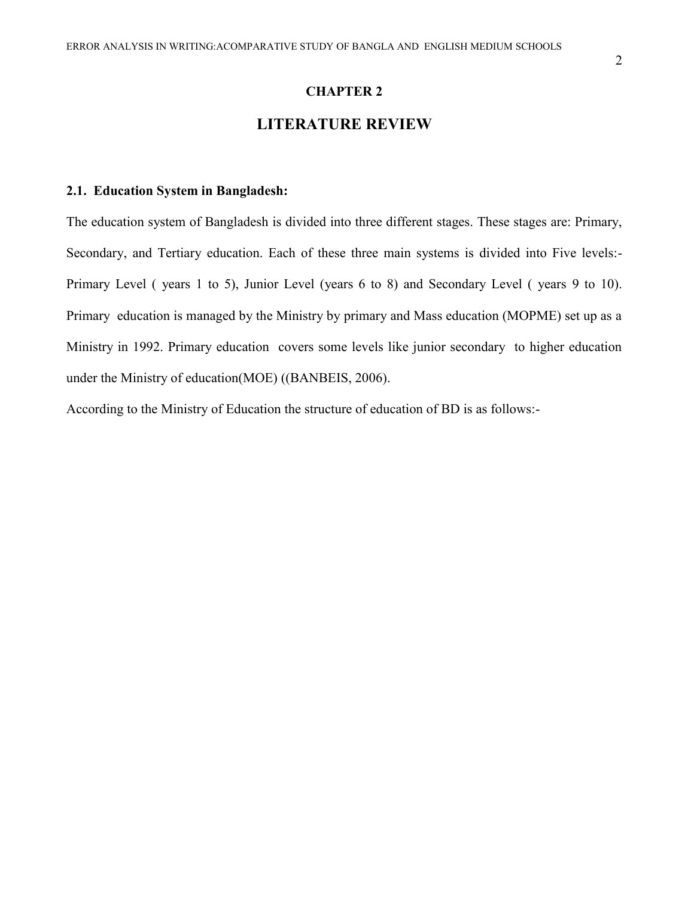# CHAPTER 2

# LITERATURE REVIEW

## 2.1. Education System in Bangladesh:

The education system of Bangladesh is divided into three different stages. These stages are: Primary, Secondary, and Tertiary education. Each of these three main systems is divided into Five levels:- Primary Level ( years 1 to 5), Junior Level (years 6 to 8) and Secondary Level ( years 9 to 10). Primary education is managed by the Ministry by primary and Mass education (MOPME) set up as a Ministry in 1992. Primary education covers some levels like junior secondary to higher education under the Ministry of education(MOE) ((BANBEIS, 2006).

According to the Ministry of Education the structure of education of BD is as follows:-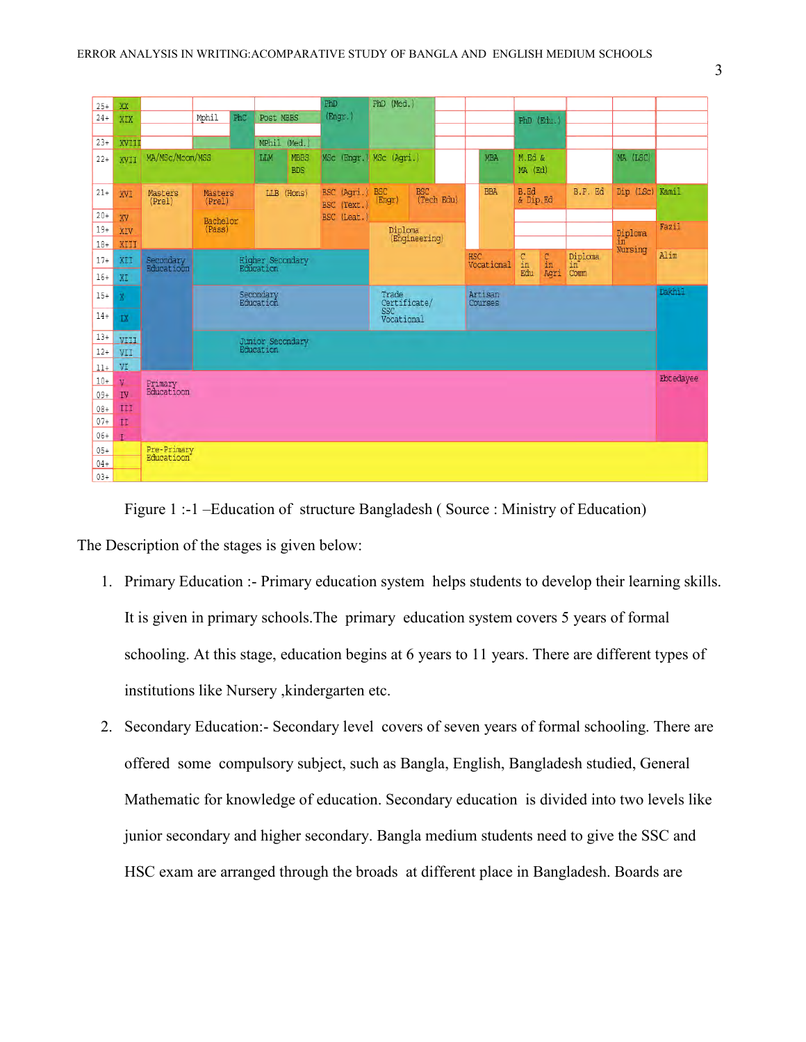Figure 1 :-1 –Education of  structure Bangladesh ( Source : Ministry of Education)

The Description of the stages is given below:

1. Primary Education :- Primary education system  helps students to develop their learning skills. It is given in primary schools.The  primary  education system covers 5 years of formal schooling. At this stage, education begins at 6 years to 11 years. There are different types of institutions like Nursery ,kindergarten etc.
2. Secondary Education:- Secondary level  covers of seven years of formal schooling. There are offered  some  compulsory subject, such as Bangla, English, Bangladesh studied, General Mathematic for knowledge of education. Secondary education  is divided into two levels like junior secondary and higher secondary. Bangla medium students need to give the SSC and HSC exam are arranged through the broads  at different place in Bangladesh. Boards are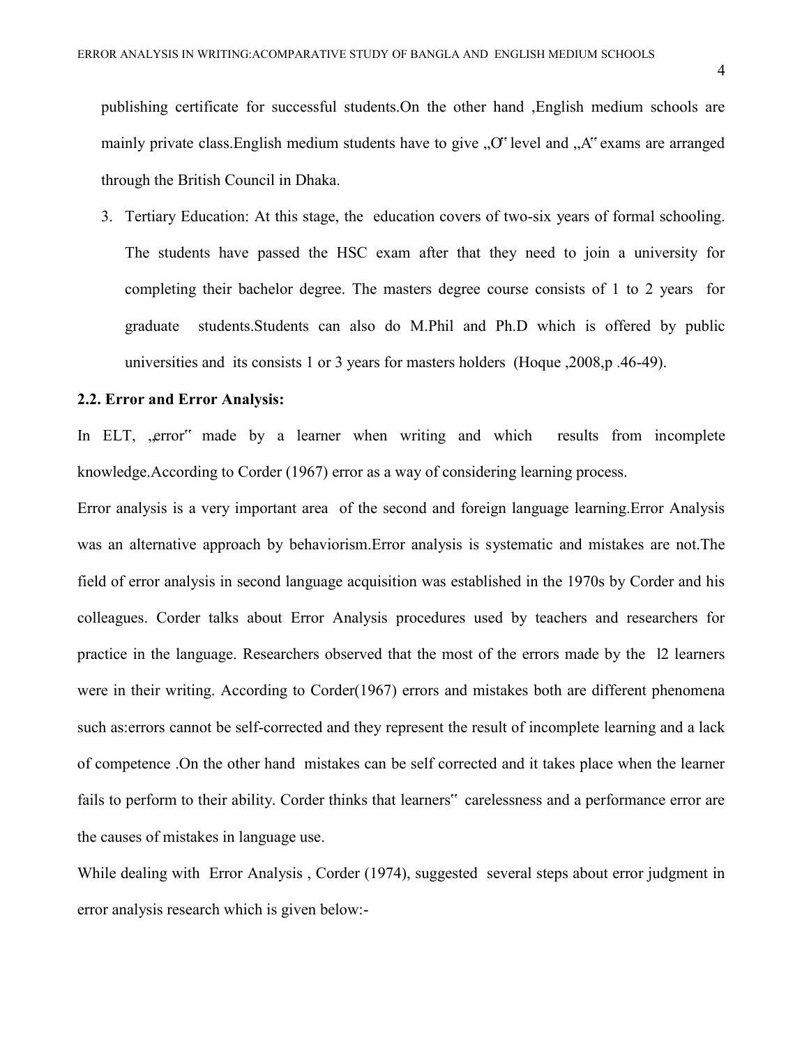publishing certificate for successful students.On the other hand ,English medium schools are mainly private class.English medium students have to give „O" level and „A" exams are arranged through the British Council in Dhaka.

3. Tertiary Education: At this stage, the education covers of two-six years of formal schooling. The students have passed the HSC exam after that they need to join a university for completing their bachelor degree. The masters degree course consists of 1 to 2 years for graduate students.Students can also do M.Phil and Ph.D which is offered by public universities and its consists 1 or 3 years for masters holders (Hoque ,2008,p .46-49).

**2.2. Error and Error Analysis:**

In ELT, „error" made by a learner when writing and which results from incomplete knowledge.According to Corder (1967) error as a way of considering learning process.

Error analysis is a very important area of the second and foreign language learning.Error Analysis was an alternative approach by behaviorism.Error analysis is systematic and mistakes are not.The field of error analysis in second language acquisition was established in the 1970s by Corder and his colleagues. Corder talks about Error Analysis procedures used by teachers and researchers for practice in the language. Researchers observed that the most of the errors made by the l2 learners were in their writing. According to Corder(1967) errors and mistakes both are different phenomena such as:errors cannot be self-corrected and they represent the result of incomplete learning and a lack of competence .On the other hand mistakes can be self corrected and it takes place when the learner fails to perform to their ability. Corder thinks that learners" carelessness and a performance error are the causes of mistakes in language use.

While dealing with Error Analysis , Corder (1974), suggested several steps about error judgment in error analysis research which is given below:-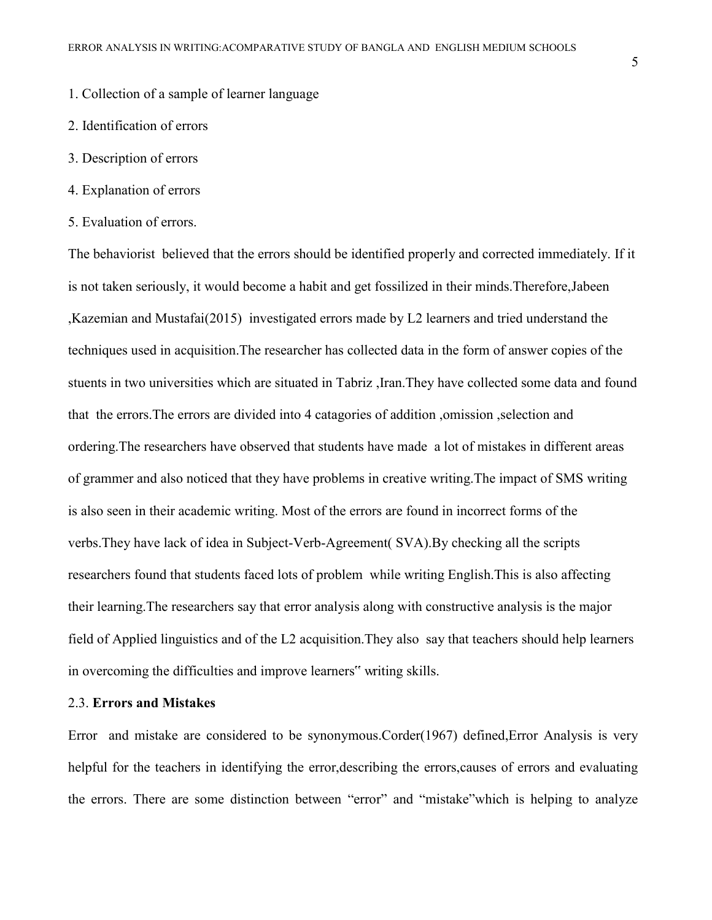1. Collection of a sample of learner language
2. Identification of errors
3. Description of errors
4. Explanation of errors
5. Evaluation of errors.

The behaviorist believed that the errors should be identified properly and corrected immediately. If it is not taken seriously, it would become a habit and get fossilized in their minds.Therefore,Jabeen ,Kazemian and Mustafai(2015) investigated errors made by L2 learners and tried understand the techniques used in acquisition.The researcher has collected data in the form of answer copies of the stuents in two universities which are situated in Tabriz ,Iran.They have collected some data and found that the errors.The errors are divided into 4 catagories of addition ,omission ,selection and ordering.The researchers have observed that students have made a lot of mistakes in different areas of grammer and also noticed that they have problems in creative writing.The impact of SMS writing is also seen in their academic writing. Most of the errors are found in incorrect forms of the verbs.They have lack of idea in Subject-Verb-Agreement( SVA).By checking all the scripts researchers found that students faced lots of problem while writing English.This is also affecting their learning.The researchers say that error analysis along with constructive analysis is the major field of Applied linguistics and of the L2 acquisition.They also say that teachers should help learners in overcoming the difficulties and improve learners‟ writing skills.

## 2.3. **Errors and Mistakes**

Error and mistake are considered to be synonymous.Corder(1967) defined,Error Analysis is very helpful for the teachers in identifying the error,describing the errors,causes of errors and evaluating the errors. There are some distinction between "error" and "mistake"which is helping to analyze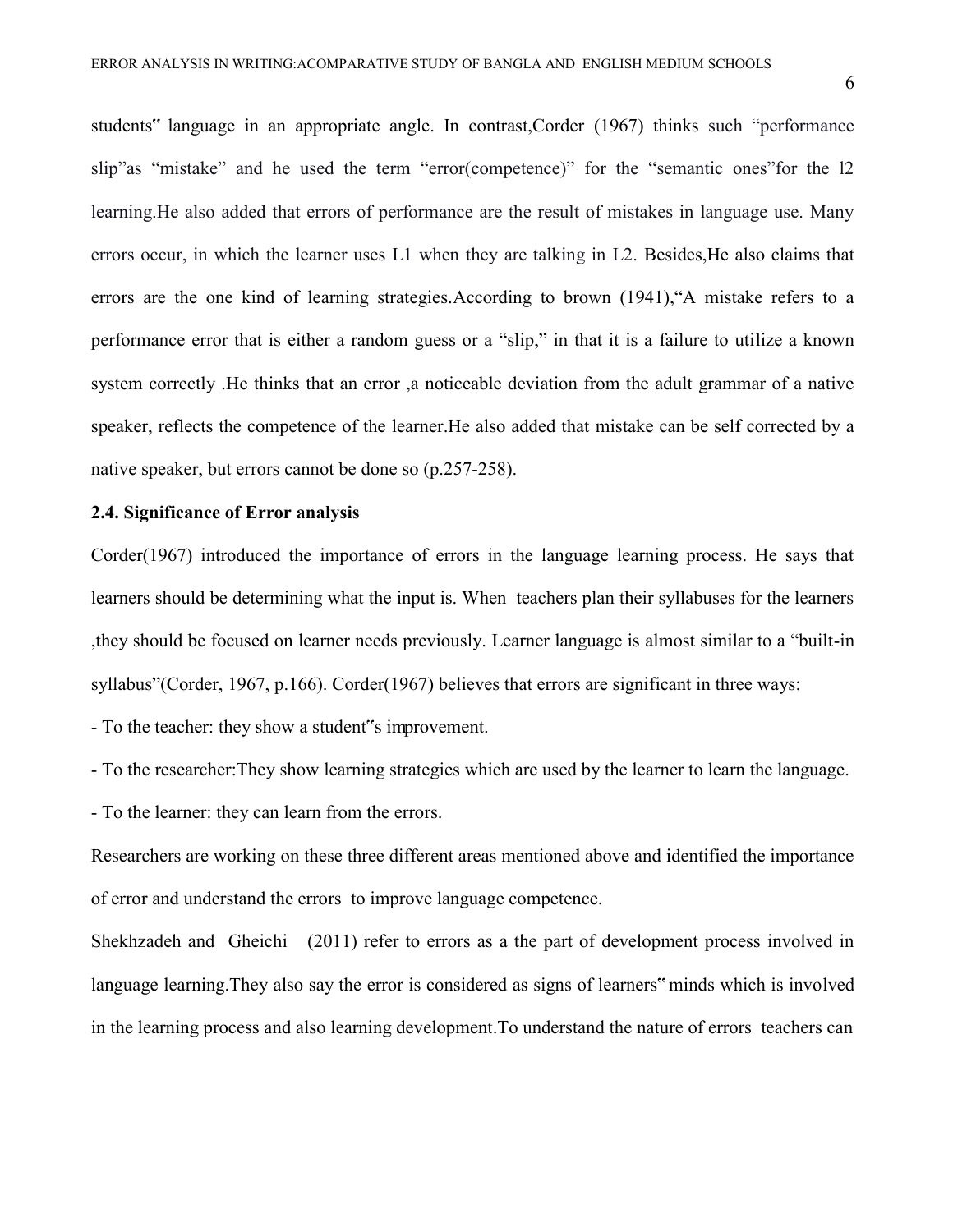students" language in an appropriate angle. In contrast,Corder (1967) thinks such "performance slip"as "mistake" and he used the term "error(competence)" for the "semantic ones"for the l2 learning.He also added that errors of performance are the result of mistakes in language use. Many errors occur, in which the learner uses L1 when they are talking in L2. Besides,He also claims that errors are the one kind of learning strategies.According to brown (1941),"A mistake refers to a performance error that is either a random guess or a "slip," in that it is a failure to utilize a known system correctly .He thinks that an error ,a noticeable deviation from the adult grammar of a native speaker, reflects the competence of the learner.He also added that mistake can be self corrected by a native speaker, but errors cannot be done so (p.257-258).

**2.4. Significance of Error analysis**

Corder(1967) introduced the importance of errors in the language learning process. He says that learners should be determining what the input is. When teachers plan their syllabuses for the learners ,they should be focused on learner needs previously. Learner language is almost similar to a "built-in syllabus"(Corder, 1967, p.166). Corder(1967) believes that errors are significant in three ways:

- To the teacher: they show a student"s improvement.
- To the researcher:They show learning strategies which are used by the learner to learn the language.
- To the learner: they can learn from the errors.

Researchers are working on these three different areas mentioned above and identified the importance of error and understand the errors to improve language competence.

Shekhzadeh and Gheichi (2011) refer to errors as a the part of development process involved in language learning.They also say the error is considered as signs of learners" minds which is involved in the learning process and also learning development.To understand the nature of errors teachers can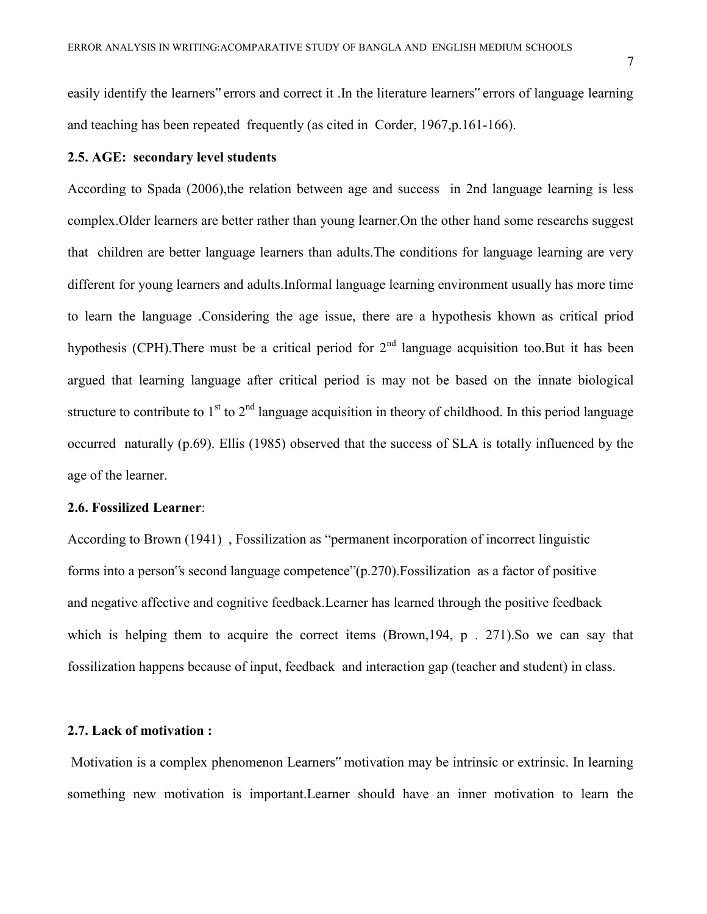easily identify the learners‟ errors and correct it .In the literature learners‟ errors of language learning and teaching has been repeated frequently (as cited in Corder, 1967,p.161-166).

**2.5. AGE: secondary level students**

According to Spada (2006),the relation between age and success in 2nd language learning is less complex.Older learners are better rather than young learner.On the other hand some researchs suggest that children are better language learners than adults.The conditions for language learning are very different for young learners and adults.Informal language learning environment usually has more time to learn the language .Considering the age issue, there are a hypothesis khown as critical priod hypothesis (CPH).There must be a critical period for 2nd language acquisition too.But it has been argued that learning language after critical period is may not be based on the innate biological structure to contribute to 1st to 2nd language acquisition in theory of childhood. In this period language occurred naturally (p.69). Ellis (1985) observed that the success of SLA is totally influenced by the age of the learner.

**2.6. Fossilized Learner**:

According to Brown (1941) , Fossilization as "permanent incorporation of incorrect linguistic forms into a person‟s second language competence"(p.270).Fossilization as a factor of positive and negative affective and cognitive feedback.Learner has learned through the positive feedback which is helping them to acquire the correct items (Brown,194, p . 271).So we can say that fossilization happens because of input, feedback and interaction gap (teacher and student) in class.

**2.7. Lack of motivation :**

Motivation is a complex phenomenon Learners‟ motivation may be intrinsic or extrinsic. In learning something new motivation is important.Learner should have an inner motivation to learn the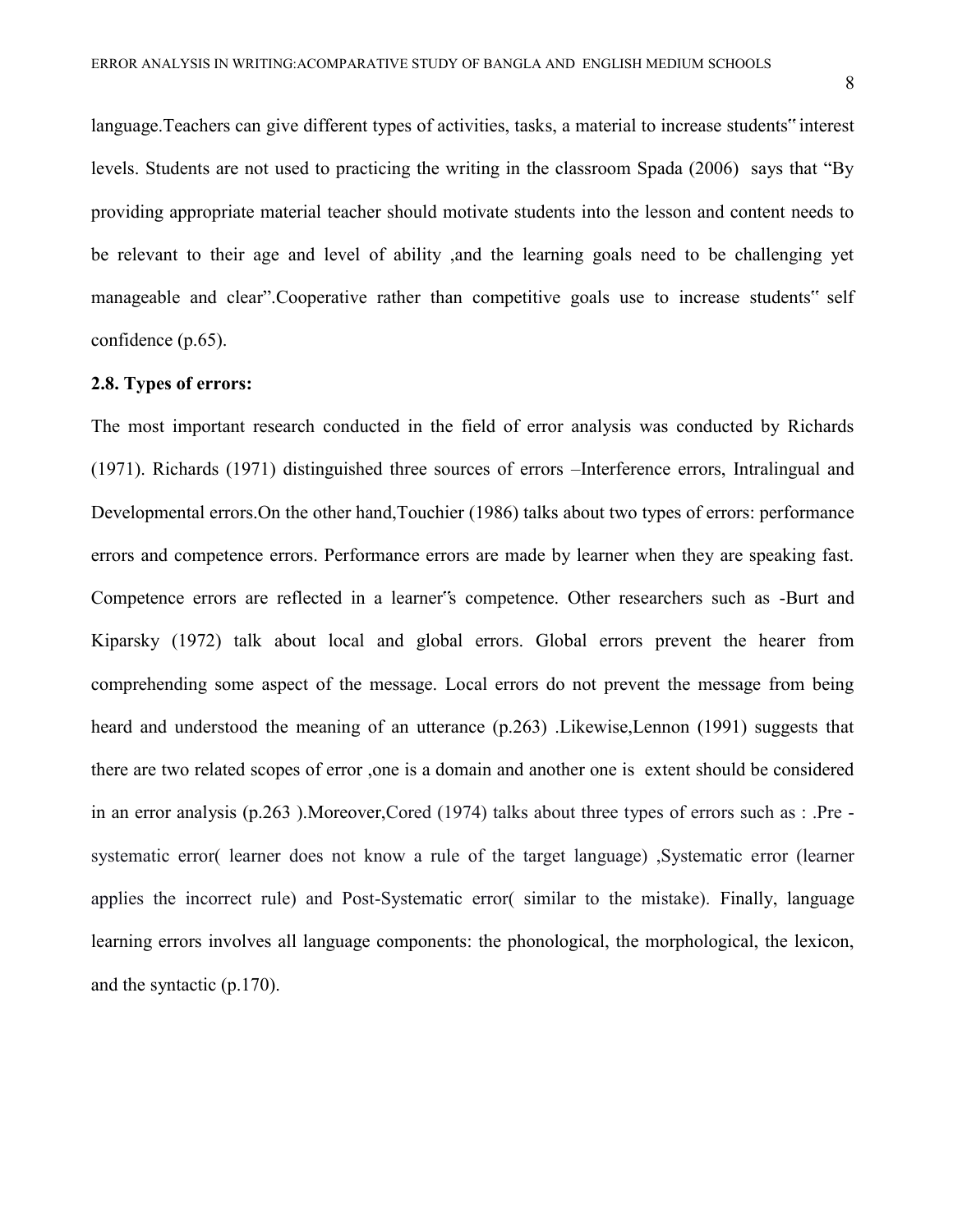language.Teachers can give different types of activities, tasks, a material to increase students" interest levels. Students are not used to practicing the writing in the classroom Spada (2006) says that "By providing appropriate material teacher should motivate students into the lesson and content needs to be relevant to their age and level of ability ,and the learning goals need to be challenging yet manageable and clear".Cooperative rather than competitive goals use to increase students" self confidence (p.65).

**2.8. Types of errors:**

The most important research conducted in the field of error analysis was conducted by Richards (1971). Richards (1971) distinguished three sources of errors –Interference errors, Intralingual and Developmental errors.On the other hand,Touchier (1986) talks about two types of errors: performance errors and competence errors. Performance errors are made by learner when they are speaking fast. Competence errors are reflected in a learner"s competence. Other researchers such as -Burt and Kiparsky (1972) talk about local and global errors. Global errors prevent the hearer from comprehending some aspect of the message. Local errors do not prevent the message from being heard and understood the meaning of an utterance (p.263) .Likewise,Lennon (1991) suggests that there are two related scopes of error ,one is a domain and another one is extent should be considered in an error analysis (p.263 ).Moreover,Cored (1974) talks about three types of errors such as : .Pre -systematic error( learner does not know a rule of the target language) ,Systematic error (learner applies the incorrect rule) and Post-Systematic error( similar to the mistake). Finally, language learning errors involves all language components: the phonological, the morphological, the lexicon, and the syntactic (p.170).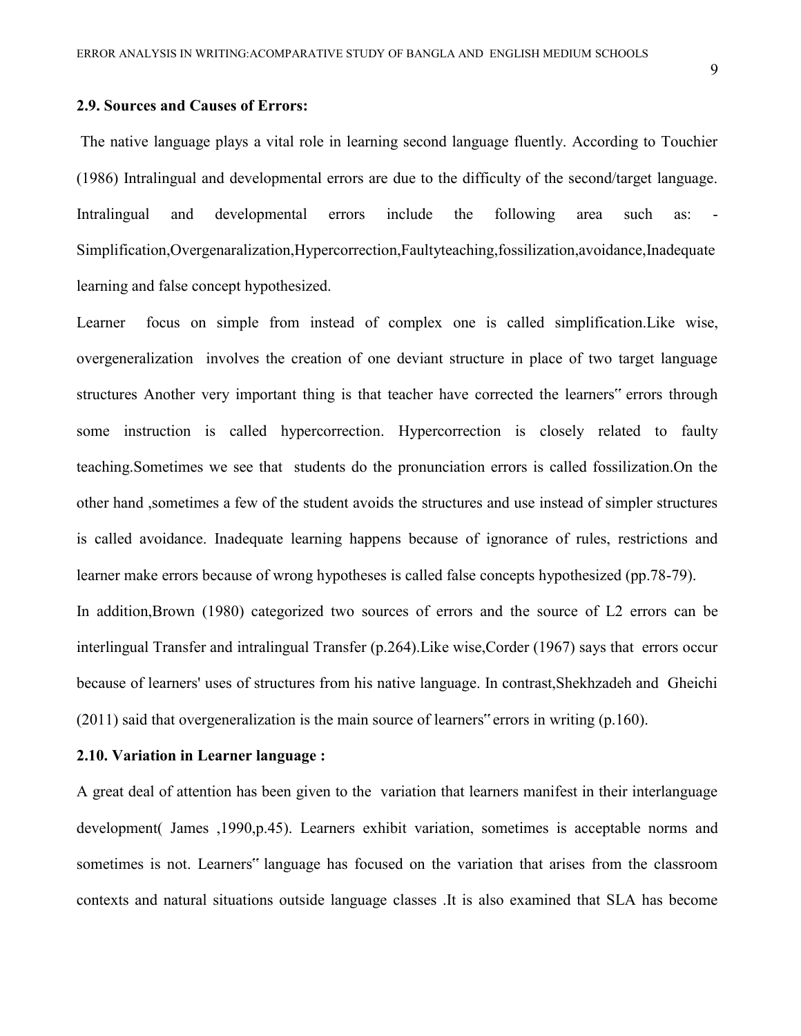**2.9. Sources and Causes of Errors:**

The native language plays a vital role in learning second language fluently. According to Touchier (1986) Intralingual and developmental errors are due to the difficulty of the second/target language. Intralingual and developmental errors include the following area such as: - Simplification,Overgenaralization,Hypercorrection,Faultyteaching,fossilization,avoidance,Inadequate learning and false concept hypothesized.

Learner focus on simple from instead of complex one is called simplification.Like wise, overgeneralization involves the creation of one deviant structure in place of two target language structures Another very important thing is that teacher have corrected the learners" errors through some instruction is called hypercorrection. Hypercorrection is closely related to faulty teaching.Sometimes we see that students do the pronunciation errors is called fossilization.On the other hand ,sometimes a few of the student avoids the structures and use instead of simpler structures is called avoidance. Inadequate learning happens because of ignorance of rules, restrictions and learner make errors because of wrong hypotheses is called false concepts hypothesized (pp.78-79).

In addition,Brown (1980) categorized two sources of errors and the source of L2 errors can be interlingual Transfer and intralingual Transfer (p.264).Like wise,Corder (1967) says that errors occur because of learners' uses of structures from his native language. In contrast,Shekhzadeh and Gheichi (2011) said that overgeneralization is the main source of learners" errors in writing (p.160).

**2.10. Variation in Learner language :**

A great deal of attention has been given to the variation that learners manifest in their interlanguage development( James ,1990,p.45). Learners exhibit variation, sometimes is acceptable norms and sometimes is not. Learners" language has focused on the variation that arises from the classroom contexts and natural situations outside language classes .It is also examined that SLA has become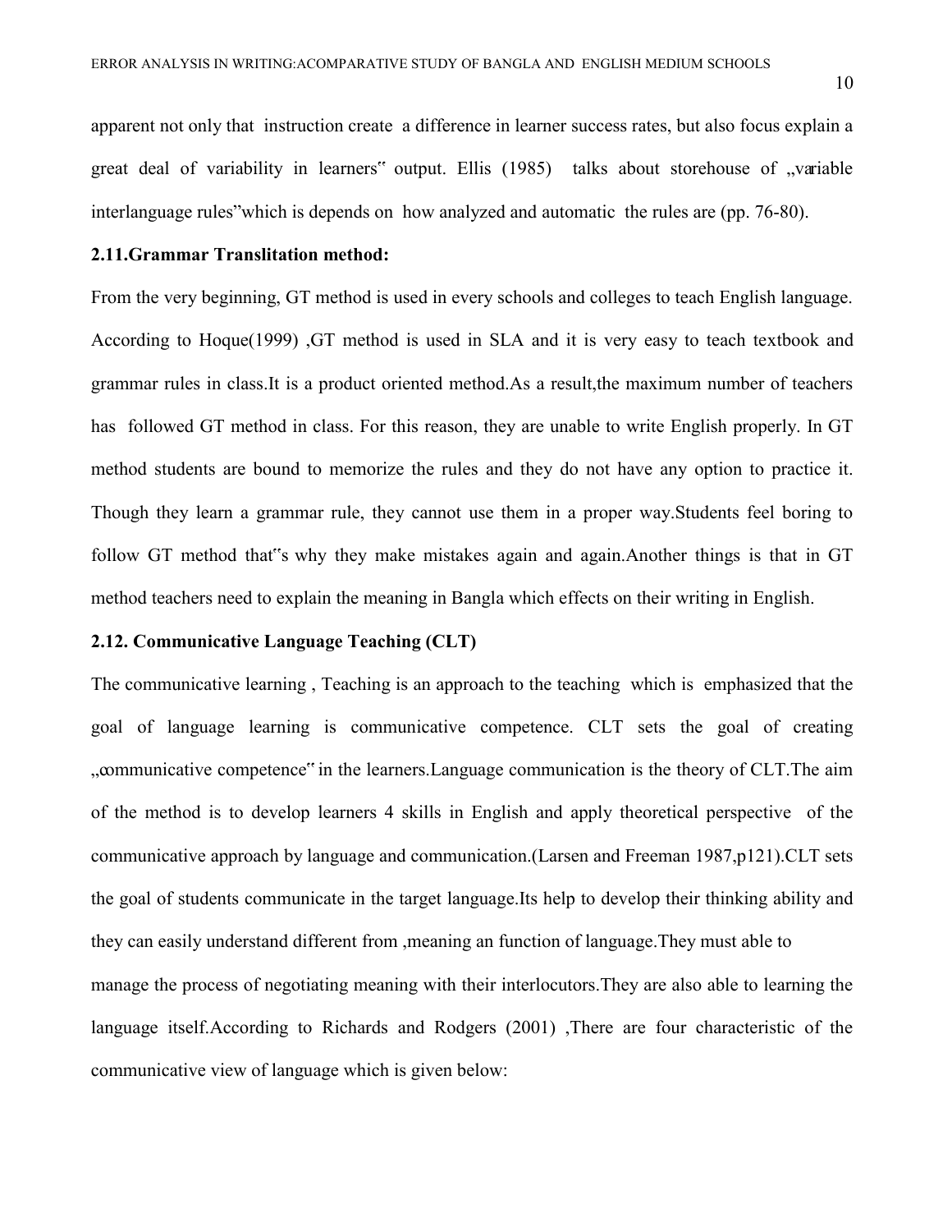apparent not only that instruction create a difference in learner success rates, but also focus explain a great deal of variability in learners" output. Ellis (1985) talks about storehouse of „variable interlanguage rules"which is depends on how analyzed and automatic the rules are (pp. 76-80).

**2.11.Grammar Translitation method:**

From the very beginning, GT method is used in every schools and colleges to teach English language. According to Hoque(1999) ,GT method is used in SLA and it is very easy to teach textbook and grammar rules in class.It is a product oriented method.As a result,the maximum number of teachers has followed GT method in class. For this reason, they are unable to write English properly. In GT method students are bound to memorize the rules and they do not have any option to practice it. Though they learn a grammar rule, they cannot use them in a proper way.Students feel boring to follow GT method that"s why they make mistakes again and again.Another things is that in GT method teachers need to explain the meaning in Bangla which effects on their writing in English.

**2.12. Communicative Language Teaching (CLT)**

The communicative learning , Teaching is an approach to the teaching which is emphasized that the goal of language learning is communicative competence. CLT sets the goal of creating „communicative competence" in the learners.Language communication is the theory of CLT.The aim of the method is to develop learners 4 skills in English and apply theoretical perspective of the communicative approach by language and communication.(Larsen and Freeman 1987,p121).CLT sets the goal of students communicate in the target language.Its help to develop their thinking ability and they can easily understand different from ,meaning an function of language.They must able to manage the process of negotiating meaning with their interlocutors.They are also able to learning the language itself.According to Richards and Rodgers (2001) ,There are four characteristic of the communicative view of language which is given below: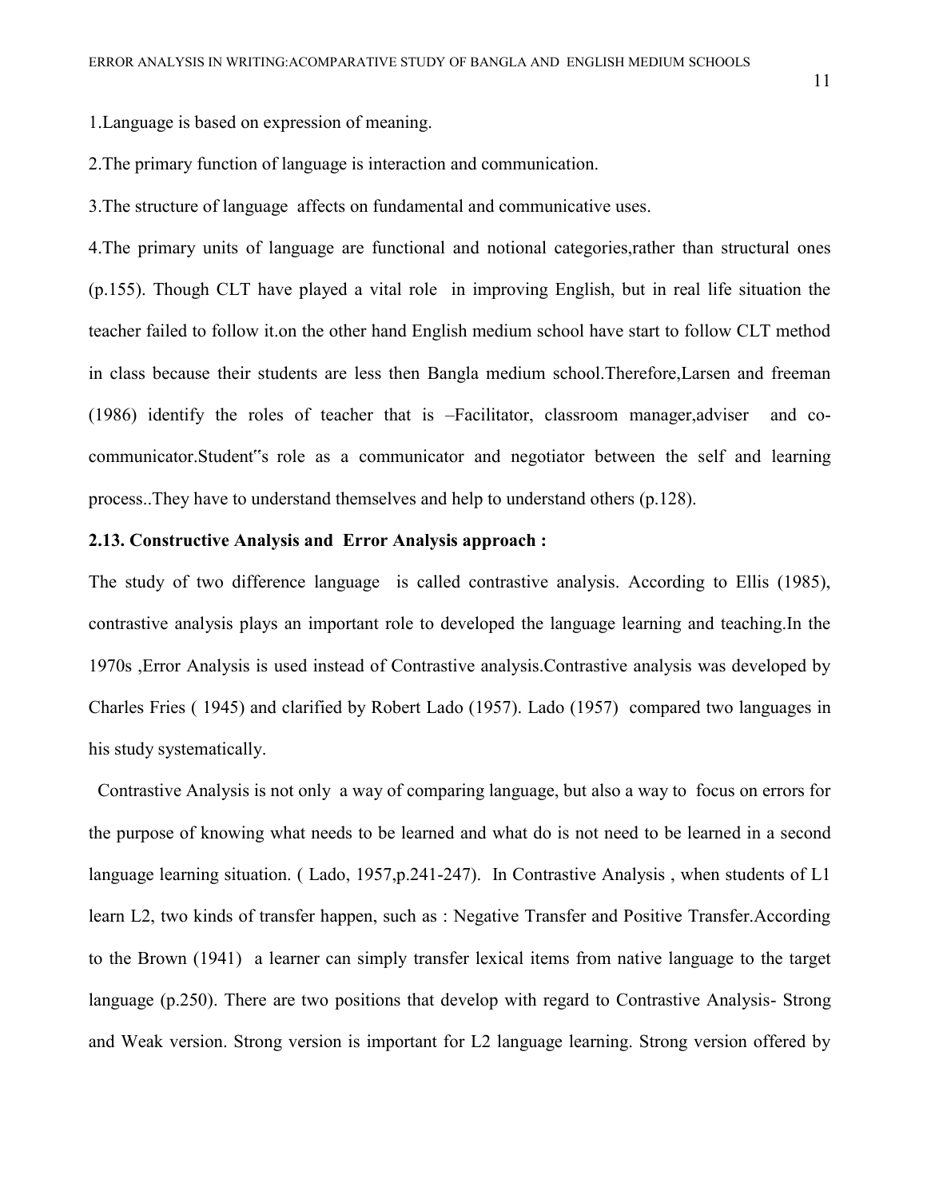1.Language is based on expression of meaning.

2.The primary function of language is interaction and communication.

3.The structure of language affects on fundamental and communicative uses.

4.The primary units of language are functional and notional categories,rather than structural ones (p.155). Though CLT have played a vital role in improving English, but in real life situation the teacher failed to follow it.on the other hand English medium school have start to follow CLT method in class because their students are less then Bangla medium school.Therefore,Larsen and freeman (1986) identify the roles of teacher that is –Facilitator, classroom manager,adviser and co-communicator.Student"s role as a communicator and negotiator between the self and learning process..They have to understand themselves and help to understand others (p.128).

**2.13. Constructive Analysis and Error Analysis approach :**

The study of two difference language is called contrastive analysis. According to Ellis (1985), contrastive analysis plays an important role to developed the language learning and teaching.In the 1970s ,Error Analysis is used instead of Contrastive analysis.Contrastive analysis was developed by Charles Fries ( 1945) and clarified by Robert Lado (1957). Lado (1957) compared two languages in his study systematically.

Contrastive Analysis is not only a way of comparing language, but also a way to focus on errors for the purpose of knowing what needs to be learned and what do is not need to be learned in a second language learning situation. ( Lado, 1957,p.241-247). In Contrastive Analysis , when students of L1 learn L2, two kinds of transfer happen, such as : Negative Transfer and Positive Transfer.According to the Brown (1941) a learner can simply transfer lexical items from native language to the target language (p.250). There are two positions that develop with regard to Contrastive Analysis- Strong and Weak version. Strong version is important for L2 language learning. Strong version offered by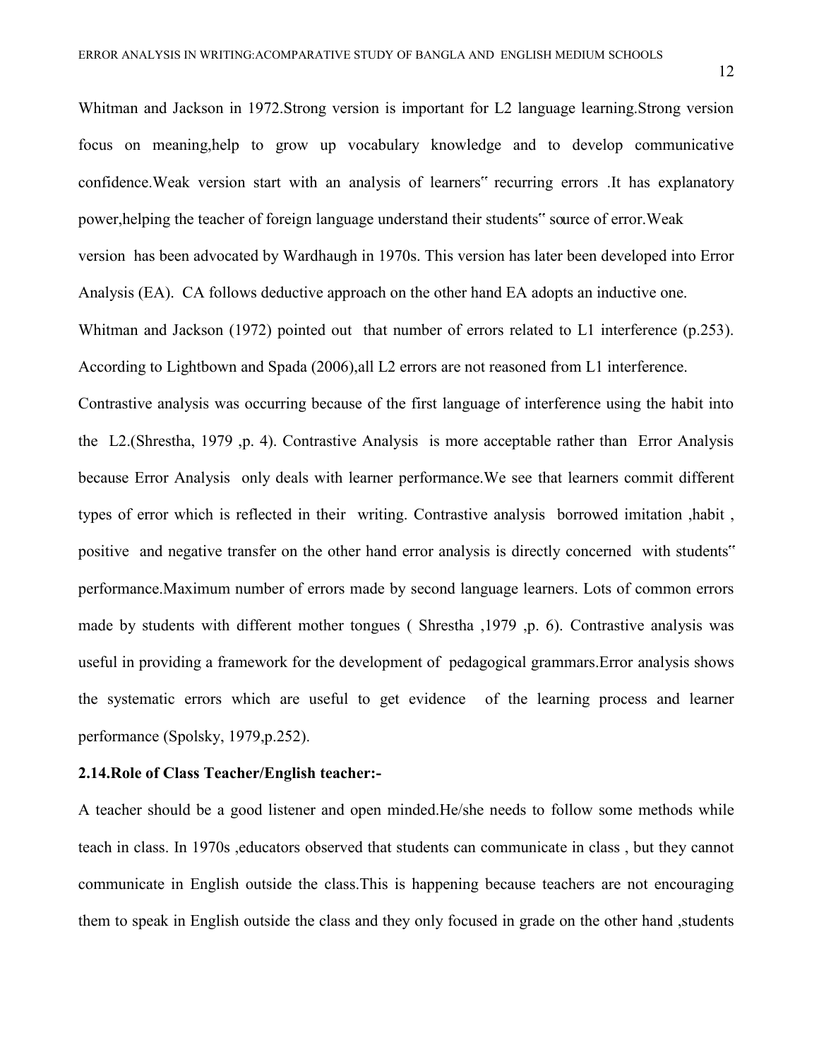Whitman and Jackson in 1972.Strong version is important for L2 language learning.Strong version focus on meaning,help to grow up vocabulary knowledge and to develop communicative confidence.Weak version start with an analysis of learners" recurring errors .It has explanatory power,helping the teacher of foreign language understand their students" source of error.Weak version has been advocated by Wardhaugh in 1970s. This version has later been developed into Error Analysis (EA). CA follows deductive approach on the other hand EA adopts an inductive one. Whitman and Jackson (1972) pointed out that number of errors related to L1 interference (p.253). According to Lightbown and Spada (2006),all L2 errors are not reasoned from L1 interference. Contrastive analysis was occurring because of the first language of interference using the habit into the L2.(Shrestha, 1979 ,p. 4). Contrastive Analysis is more acceptable rather than Error Analysis because Error Analysis only deals with learner performance.We see that learners commit different types of error which is reflected in their writing. Contrastive analysis borrowed imitation ,habit , positive and negative transfer on the other hand error analysis is directly concerned with students" performance.Maximum number of errors made by second language learners. Lots of common errors made by students with different mother tongues ( Shrestha ,1979 ,p. 6). Contrastive analysis was useful in providing a framework for the development of pedagogical grammars.Error analysis shows the systematic errors which are useful to get evidence of the learning process and learner performance (Spolsky, 1979,p.252).

**2.14.Role of Class Teacher/English teacher:-**

A teacher should be a good listener and open minded.He/she needs to follow some methods while teach in class. In 1970s ,educators observed that students can communicate in class , but they cannot communicate in English outside the class.This is happening because teachers are not encouraging them to speak in English outside the class and they only focused in grade on the other hand ,students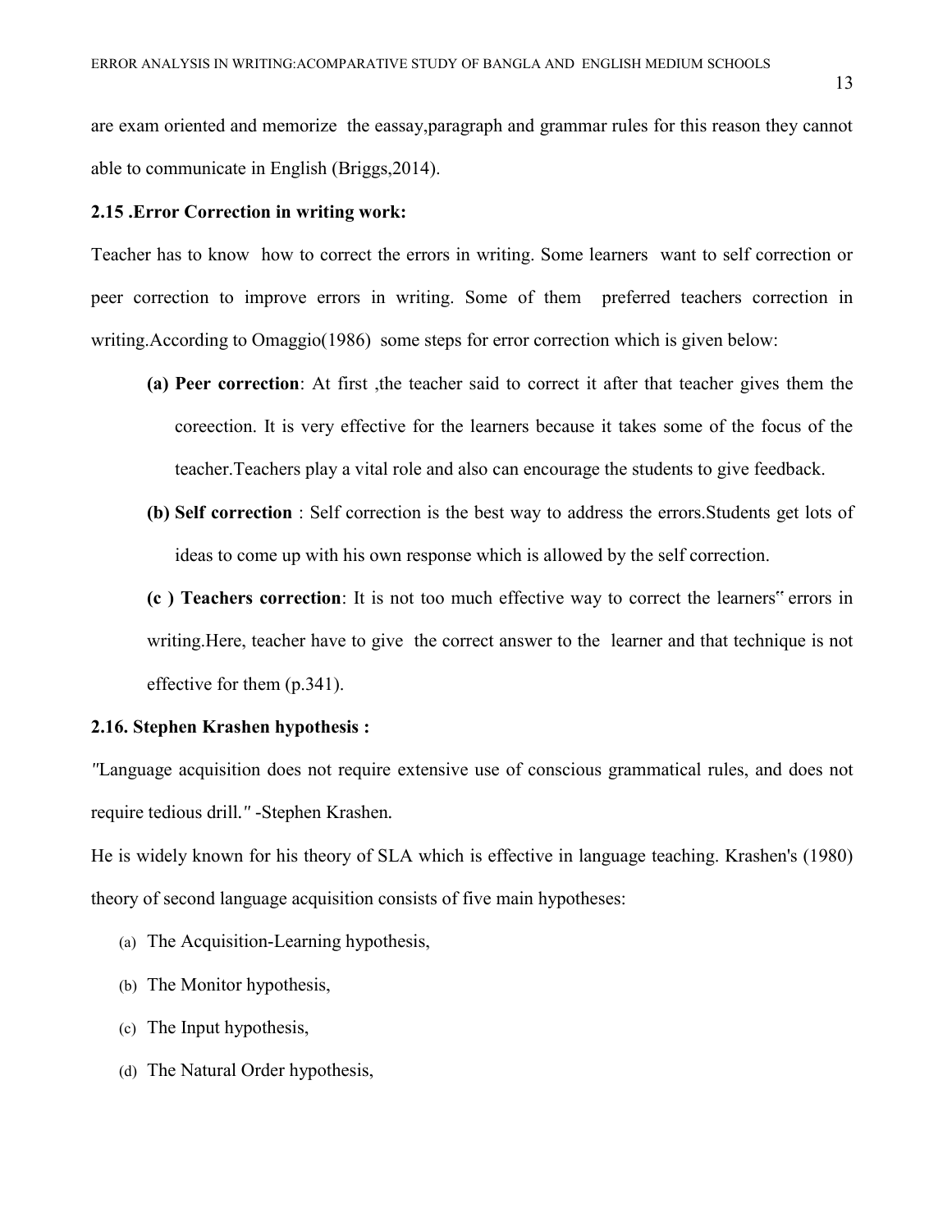are exam oriented and memorize the eassay,paragraph and grammar rules for this reason they cannot able to communicate in English (Briggs,2014).

**2.15 .Error Correction in writing work:**

Teacher has to know how to correct the errors in writing. Some learners want to self correction or peer correction to improve errors in writing. Some of them preferred teachers correction in writing.According to Omaggio(1986) some steps for error correction which is given below:

- **(a) Peer correction**: At first ,the teacher said to correct it after that teacher gives them the coreection. It is very effective for the learners because it takes some of the focus of the teacher.Teachers play a vital role and also can encourage the students to give feedback.
- **(b) Self correction** : Self correction is the best way to address the errors.Students get lots of ideas to come up with his own response which is allowed by the self correction.
- **(c ) Teachers correction**: It is not too much effective way to correct the learners‟ errors in writing.Here, teacher have to give the correct answer to the learner and that technique is not effective for them (p.341).

**2.16. Stephen Krashen hypothesis :**

"Language acquisition does not require extensive use of conscious grammatical rules, and does not require tedious drill." -Stephen Krashen.

He is widely known for his theory of SLA which is effective in language teaching. Krashen's (1980) theory of second language acquisition consists of five main hypotheses:

(a) The Acquisition-Learning hypothesis,

(b) The Monitor hypothesis,

(c) The Input hypothesis,

(d) The Natural Order hypothesis,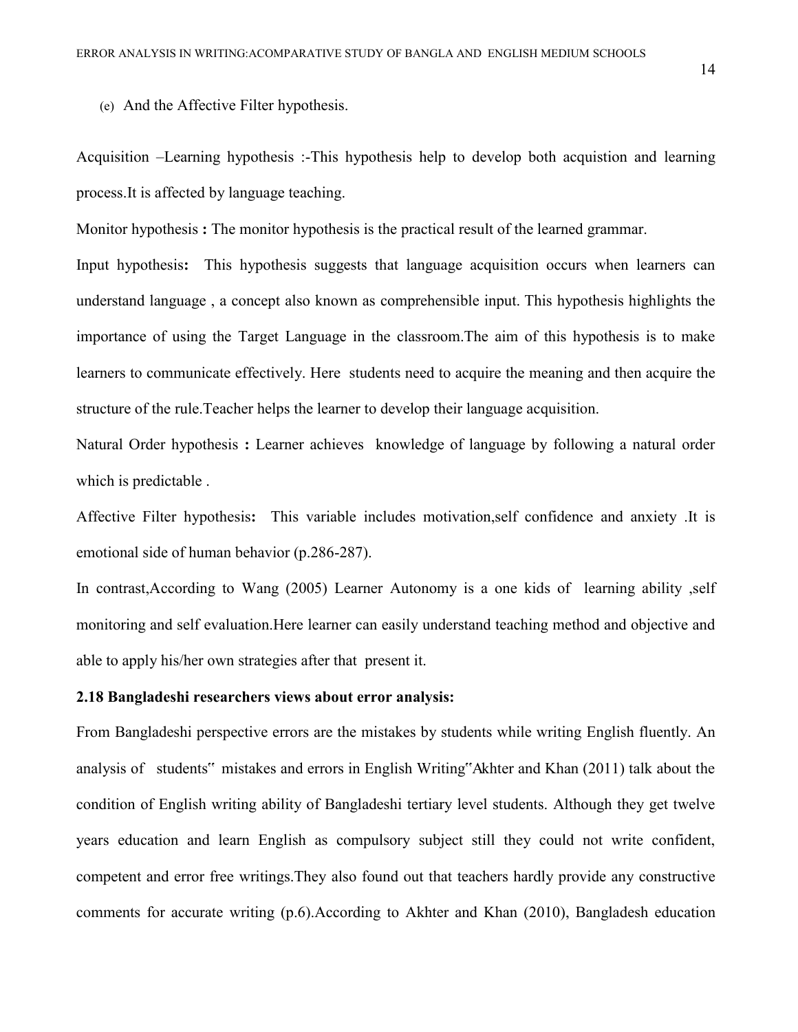(e) And the Affective Filter hypothesis.

Acquisition –Learning hypothesis :-This hypothesis help to develop both acquistion and learning process.It is affected by language teaching.

Monitor hypothesis **:** The monitor hypothesis is the practical result of the learned grammar.

Input hypothesis**:** This hypothesis suggests that language acquisition occurs when learners can understand language , a concept also known as comprehensible input. This hypothesis highlights the importance of using the Target Language in the classroom.The aim of this hypothesis is to make learners to communicate effectively. Here students need to acquire the meaning and then acquire the structure of the rule.Teacher helps the learner to develop their language acquisition.

Natural Order hypothesis **:** Learner achieves knowledge of language by following a natural order which is predictable .

Affective Filter hypothesis**:** This variable includes motivation,self confidence and anxiety .It is emotional side of human behavior (p.286-287).

In contrast,According to Wang (2005) Learner Autonomy is a one kids of learning ability ,self monitoring and self evaluation.Here learner can easily understand teaching method and objective and able to apply his/her own strategies after that present it.

**2.18 Bangladeshi researchers views about error analysis:**

From Bangladeshi perspective errors are the mistakes by students while writing English fluently. An analysis of students‟ mistakes and errors in English Writing‟Akhter and Khan (2011) talk about the condition of English writing ability of Bangladeshi tertiary level students. Although they get twelve years education and learn English as compulsory subject still they could not write confident, competent and error free writings.They also found out that teachers hardly provide any constructive comments for accurate writing (p.6).According to Akhter and Khan (2010), Bangladesh education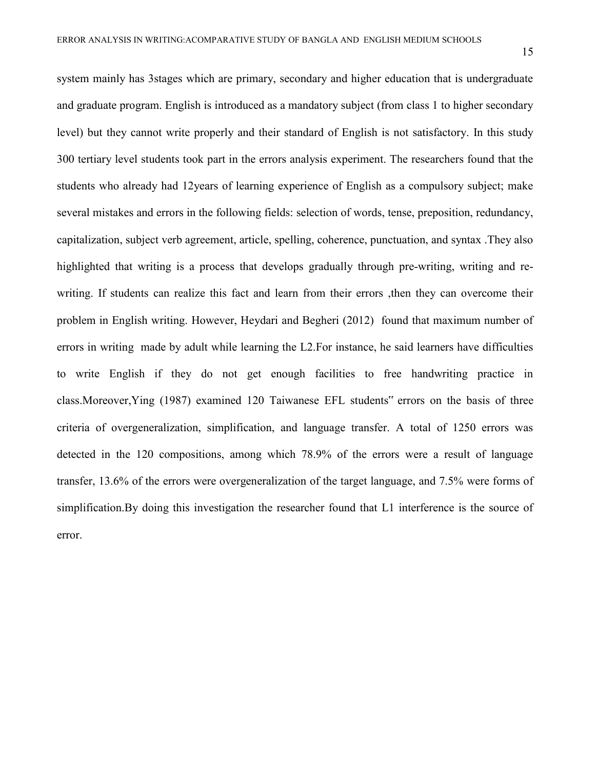system mainly has 3stages which are primary, secondary and higher education that is undergraduate and graduate program. English is introduced as a mandatory subject (from class 1 to higher secondary level) but they cannot write properly and their standard of English is not satisfactory. In this study 300 tertiary level students took part in the errors analysis experiment. The researchers found that the students who already had 12years of learning experience of English as a compulsory subject; make several mistakes and errors in the following fields: selection of words, tense, preposition, redundancy, capitalization, subject verb agreement, article, spelling, coherence, punctuation, and syntax .They also highlighted that writing is a process that develops gradually through pre-writing, writing and re-writing. If students can realize this fact and learn from their errors ,then they can overcome their problem in English writing. However, Heydari and Begheri (2012) found that maximum number of errors in writing made by adult while learning the L2.For instance, he said learners have difficulties to write English if they do not get enough facilities to free handwriting practice in class.Moreover,Ying (1987) examined 120 Taiwanese EFL students" errors on the basis of three criteria of overgeneralization, simplification, and language transfer. A total of 1250 errors was detected in the 120 compositions, among which 78.9% of the errors were a result of language transfer, 13.6% of the errors were overgeneralization of the target language, and 7.5% were forms of simplification.By doing this investigation the researcher found that L1 interference is the source of error.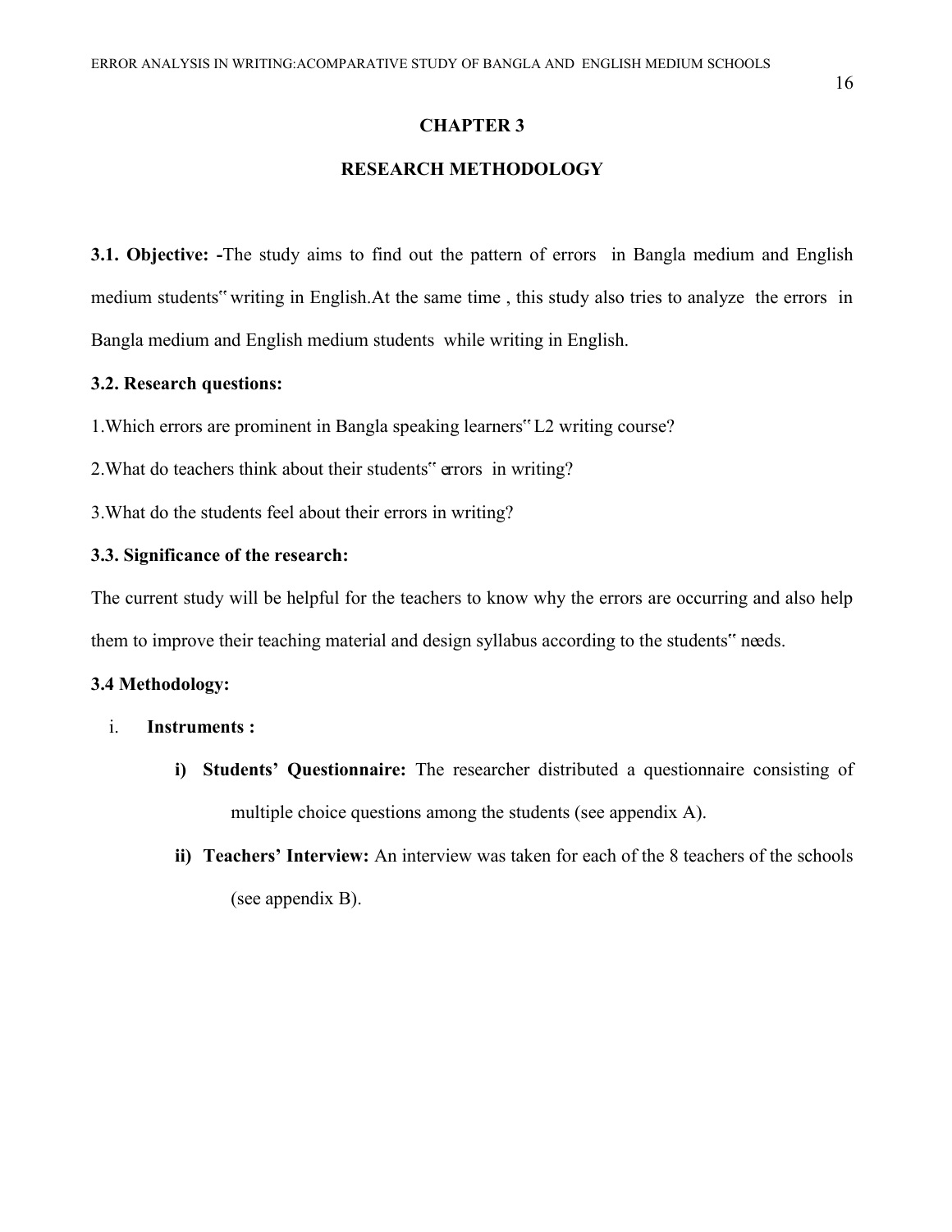# CHAPTER 3

## RESEARCH METHODOLOGY

**3.1. Objective: -**The study aims to find out the pattern of errors in Bangla medium and English medium students" writing in English.At the same time , this study also tries to analyze the errors in Bangla medium and English medium students while writing in English.

**3.2. Research questions:**

1.Which errors are prominent in Bangla speaking learners" L2 writing course?

2.What do teachers think about their students" errors in writing?

3.What do the students feel about their errors in writing?

**3.3. Significance of the research:**

The current study will be helpful for the teachers to know why the errors are occurring and also help them to improve their teaching material and design syllabus according to the students" needs.

**3.4 Methodology:**

i. **Instruments :**

   i) **Students' Questionnaire:** The researcher distributed a questionnaire consisting of multiple choice questions among the students (see appendix A).

   ii) **Teachers' Interview:** An interview was taken for each of the 8 teachers of the schools (see appendix B).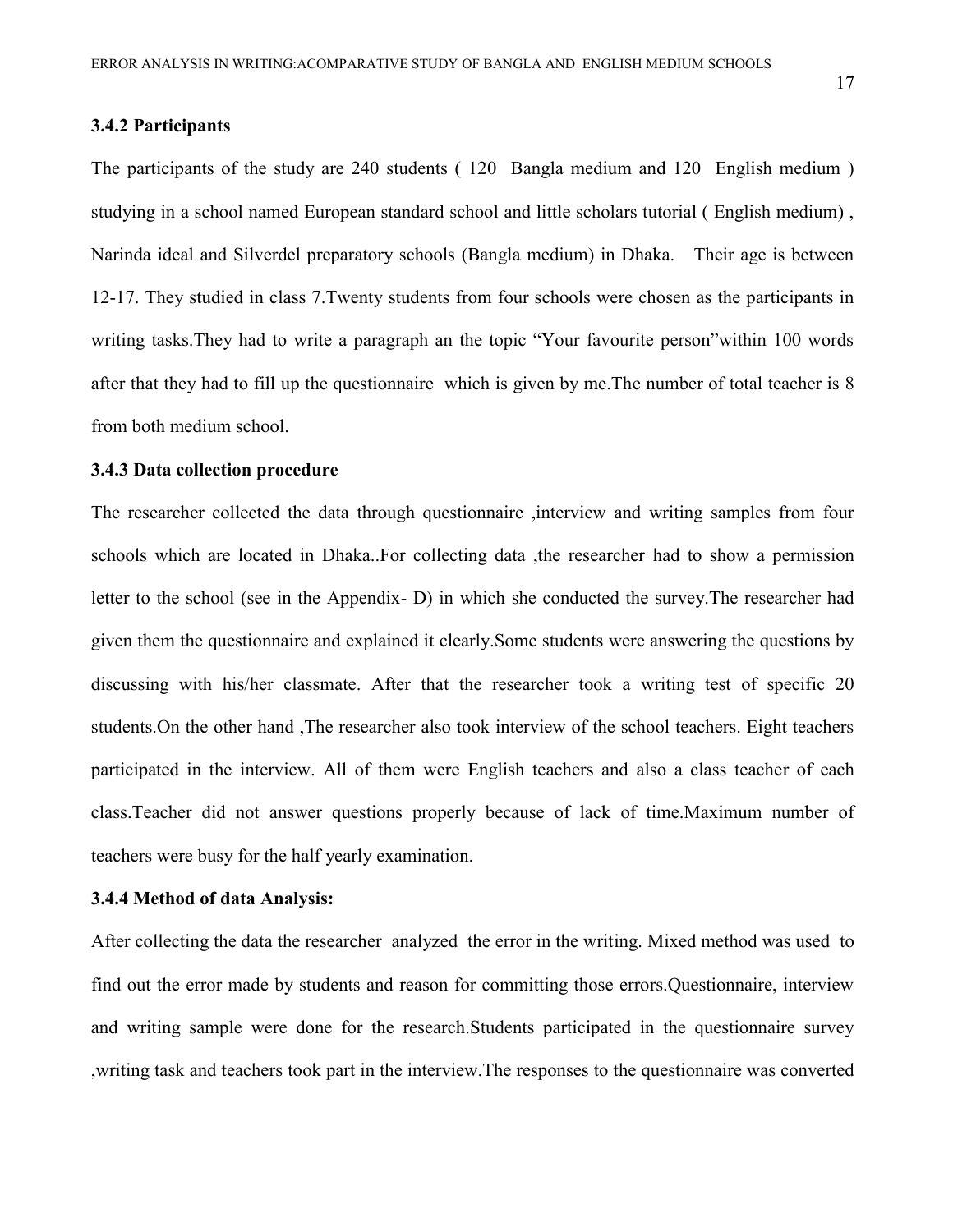### 3.4.2 Participants

The participants of the study are 240 students ( 120 Bangla medium and 120 English medium ) studying in a school named European standard school and little scholars tutorial ( English medium) , Narinda ideal and Silverdel preparatory schools (Bangla medium) in Dhaka. Their age is between 12-17. They studied in class 7.Twenty students from four schools were chosen as the participants in writing tasks.They had to write a paragraph an the topic "Your favourite person"within 100 words after that they had to fill up the questionnaire which is given by me.The number of total teacher is 8 from both medium school.

### 3.4.3 Data collection procedure

The researcher collected the data through questionnaire ,interview and writing samples from four schools which are located in Dhaka..For collecting data ,the researcher had to show a permission letter to the school (see in the Appendix- D) in which she conducted the survey.The researcher had given them the questionnaire and explained it clearly.Some students were answering the questions by discussing with his/her classmate. After that the researcher took a writing test of specific 20 students.On the other hand ,The researcher also took interview of the school teachers. Eight teachers participated in the interview. All of them were English teachers and also a class teacher of each class.Teacher did not answer questions properly because of lack of time.Maximum number of teachers were busy for the half yearly examination.

### 3.4.4 Method of data Analysis:

After collecting the data the researcher analyzed the error in the writing. Mixed method was used to find out the error made by students and reason for committing those errors.Questionnaire, interview and writing sample were done for the research.Students participated in the questionnaire survey ,writing task and teachers took part in the interview.The responses to the questionnaire was converted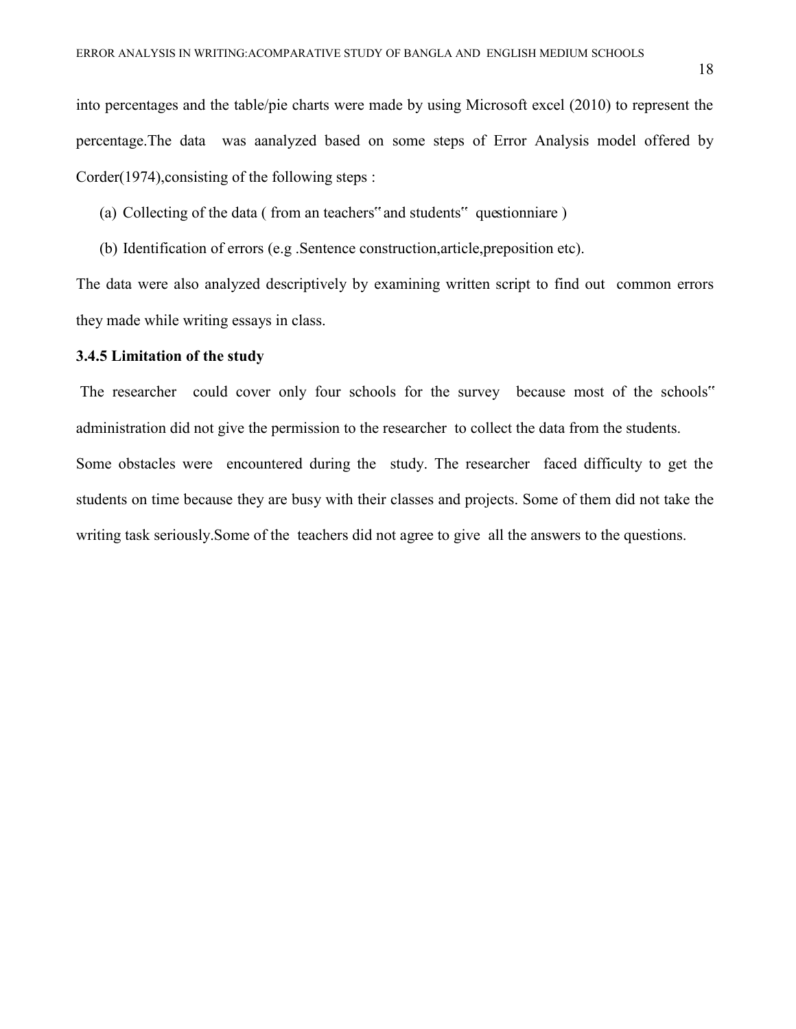into percentages and the table/pie charts were made by using Microsoft excel (2010) to represent the percentage.The data was aanalyzed based on some steps of Error Analysis model offered by Corder(1974),consisting of the following steps :

(a) Collecting of the data ( from an teachers‟ and students‟ questionniare )

(b) Identification of errors (e.g .Sentence construction,article,preposition etc).

The data were also analyzed descriptively by examining written script to find out common errors they made while writing essays in class.

### 3.4.5 Limitation of the study

The researcher could cover only four schools for the survey because most of the schools‟ administration did not give the permission to the researcher to collect the data from the students.

Some obstacles were encountered during the study. The researcher faced difficulty to get the students on time because they are busy with their classes and projects. Some of them did not take the writing task seriously.Some of the teachers did not agree to give all the answers to the questions.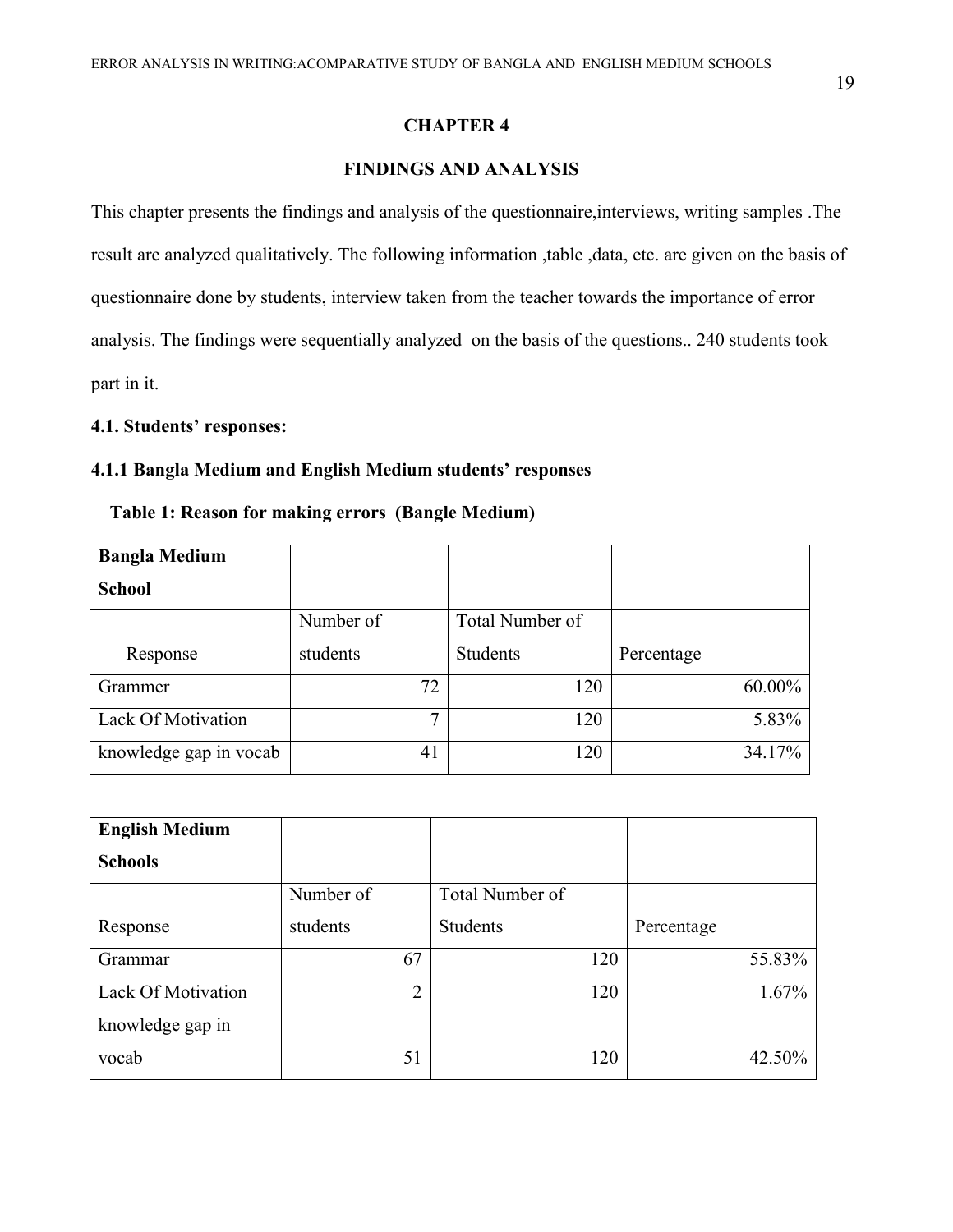# CHAPTER 4

## FINDINGS AND ANALYSIS

This chapter presents the findings and analysis of the questionnaire,interviews, writing samples .The result are analyzed qualitatively. The following information ,table ,data, etc. are given on the basis of questionnaire done by students, interview taken from the teacher towards the importance of error analysis. The findings were sequentially analyzed on the basis of the questions.. 240 students took part in it.

### 4.1. Students' responses:

#### 4.1.1 Bangla Medium and English Medium students' responses

**Table 1: Reason for making errors (Bangle Medium)**

| **Bangla Medium School** | | | |
|---|---|---|---|
| Response | Number of students | Total Number of Students | Percentage |
| Grammer | 72 | 120 | 60.00% |
| Lack Of Motivation | 7 | 120 | 5.83% |
| knowledge gap in vocab | 41 | 120 | 34.17% |

| **English Medium Schools** | | | |
|---|---|---|---|
| Response | Number of students | Total Number of Students | Percentage |
| Grammar | 67 | 120 | 55.83% |
| Lack Of Motivation | 2 | 120 | 1.67% |
| knowledge gap in vocab | 51 | 120 | 42.50% |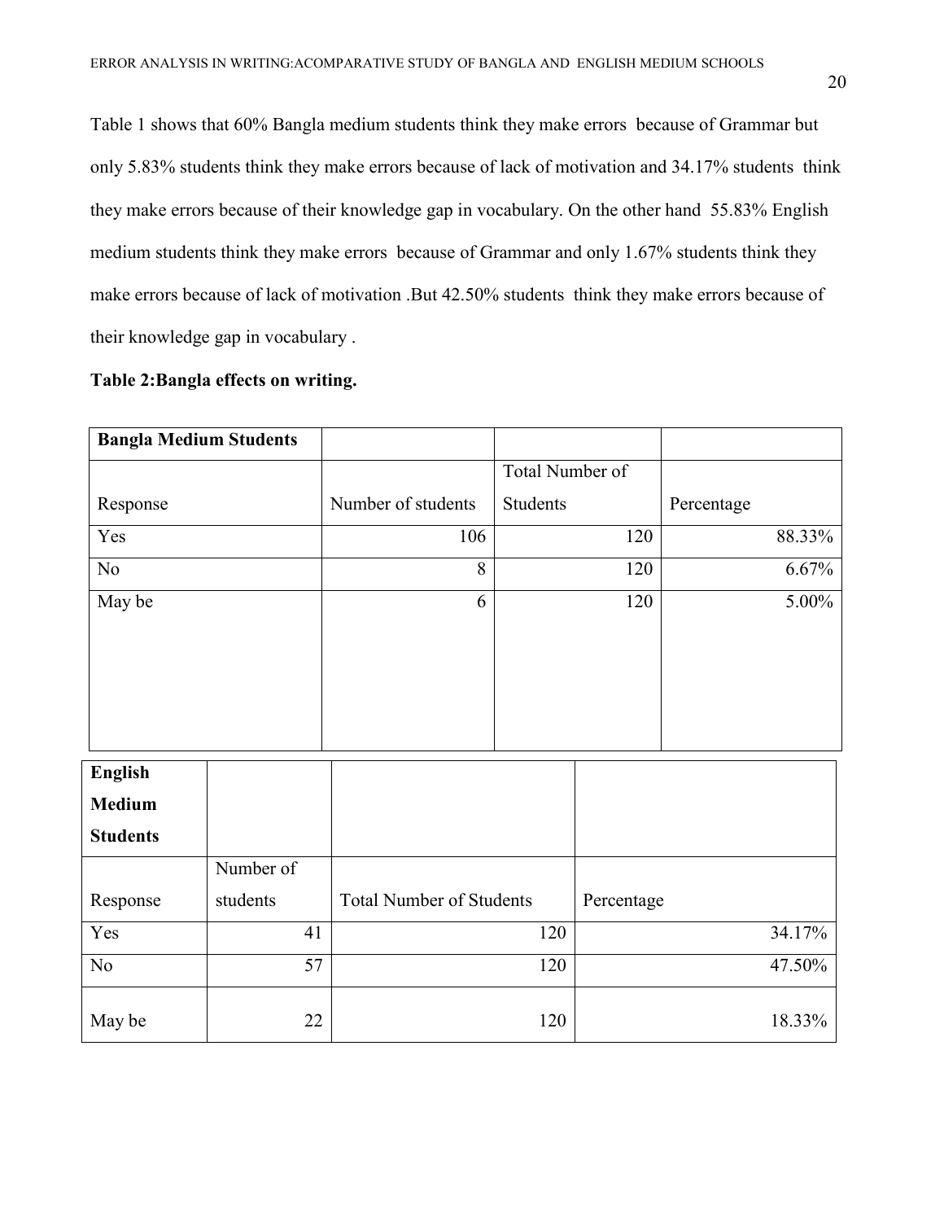Table 1 shows that 60% Bangla medium students think they make errors because of Grammar but only 5.83% students think they make errors because of lack of motivation and 34.17% students think they make errors because of their knowledge gap in vocabulary. On the other hand 55.83% English medium students think they make errors because of Grammar and only 1.67% students think they make errors because of lack of motivation .But 42.50% students think they make errors because of their knowledge gap in vocabulary .

**Table 2:Bangla effects on writing.**

| **Bangla Medium Students** | | | |
|---|---|---|---|
| Response | Number of students | Total Number of Students | Percentage |
| Yes | 106 | 120 | 88.33% |
| No | 8 | 120 | 6.67% |
| May be | 6 | 120 | 5.00% |

| **English Medium Students** | | | |
|---|---|---|---|
| Response | Number of students | Total Number of Students | Percentage |
| Yes | 41 | 120 | 34.17% |
| No | 57 | 120 | 47.50% |
| May be | 22 | 120 | 18.33% |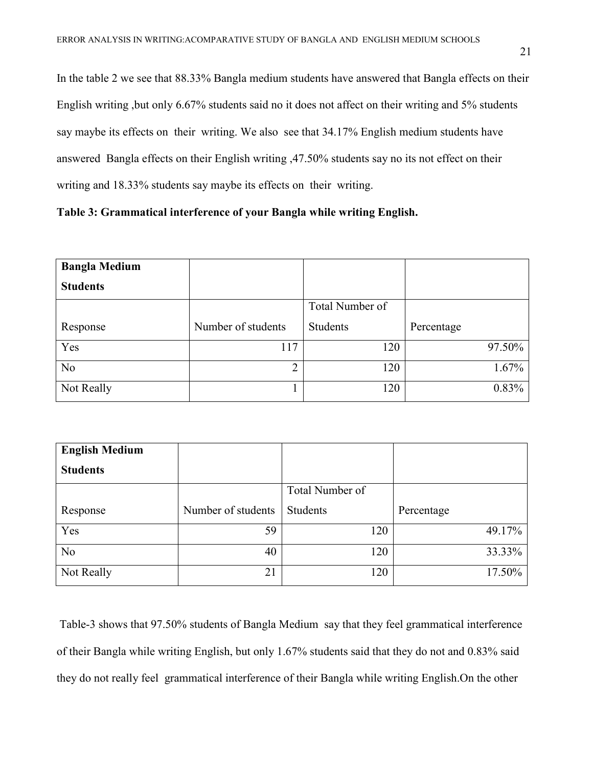In the table 2 we see that 88.33% Bangla medium students have answered that Bangla effects on their English writing ,but only 6.67% students said no it does not affect on their writing and 5% students say maybe its effects on their writing. We also see that 34.17% English medium students have answered Bangla effects on their English writing ,47.50% students say no its not effect on their writing and 18.33% students say maybe its effects on their writing.

**Table 3: Grammatical interference of your Bangla while writing English.**

| **Bangla Medium Students** | | | |
|---|---|---|---|
| Response | Number of students | Total Number of Students | Percentage |
| Yes | 117 | 120 | 97.50% |
| No | 2 | 120 | 1.67% |
| Not Really | 1 | 120 | 0.83% |

| **English Medium Students** | | | |
|---|---|---|---|
| Response | Number of students | Total Number of Students | Percentage |
| Yes | 59 | 120 | 49.17% |
| No | 40 | 120 | 33.33% |
| Not Really | 21 | 120 | 17.50% |

Table-3 shows that 97.50% students of Bangla Medium say that they feel grammatical interference of their Bangla while writing English, but only 1.67% students said that they do not and 0.83% said they do not really feel grammatical interference of their Bangla while writing English.On the other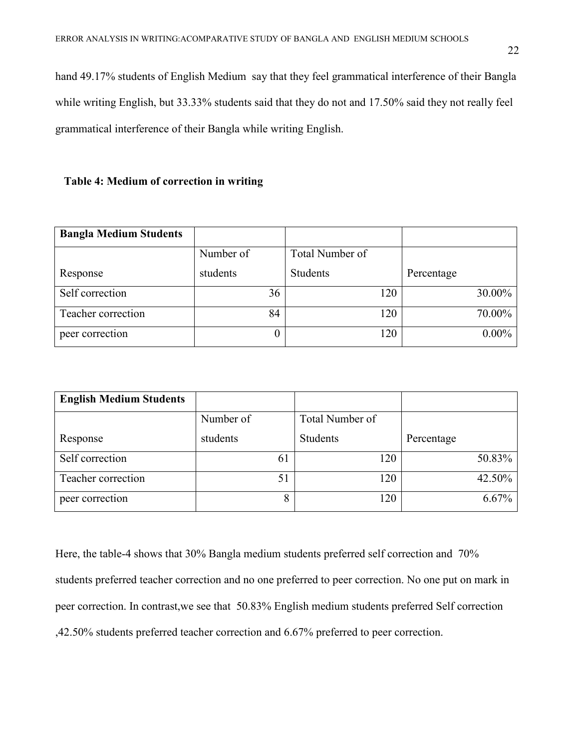hand 49.17% students of English Medium say that they feel grammatical interference of their Bangla while writing English, but 33.33% students said that they do not and 17.50% said they not really feel grammatical interference of their Bangla while writing English.

**Table 4: Medium of correction in writing**

| **Bangla Medium Students** | | | |
|---|---|---|---|
| Response | Number of students | Total Number of Students | Percentage |
| Self correction | 36 | 120 | 30.00% |
| Teacher correction | 84 | 120 | 70.00% |
| peer correction | 0 | 120 | 0.00% |

| **English Medium Students** | | | |
|---|---|---|---|
| Response | Number of students | Total Number of Students | Percentage |
| Self correction | 61 | 120 | 50.83% |
| Teacher correction | 51 | 120 | 42.50% |
| peer correction | 8 | 120 | 6.67% |

Here, the table-4 shows that 30% Bangla medium students preferred self correction and 70% students preferred teacher correction and no one preferred to peer correction. No one put on mark in peer correction. In contrast,we see that 50.83% English medium students preferred Self correction ,42.50% students preferred teacher correction and 6.67% preferred to peer correction.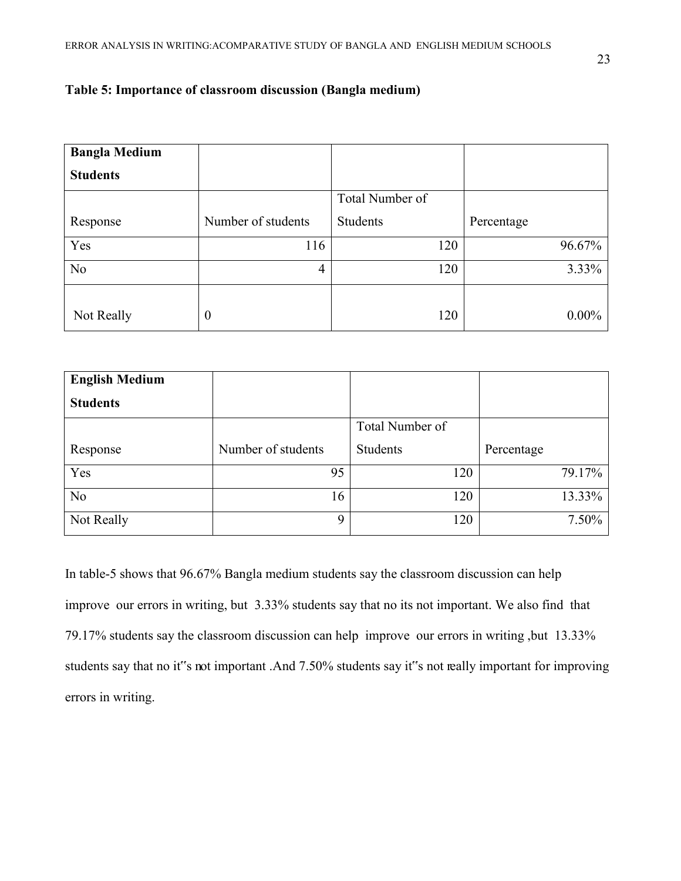**Table 5: Importance of classroom discussion (Bangla medium)**

| **Bangla Medium Students** | | | |
|---|---|---|---|
| Response | Number of students | Total Number of Students | Percentage |
| Yes | 116 | 120 | 96.67% |
| No | 4 | 120 | 3.33% |
| Not Really | 0 | 120 | 0.00% |

| **English Medium Students** | | | |
|---|---|---|---|
| Response | Number of students | Total Number of Students | Percentage |
| Yes | 95 | 120 | 79.17% |
| No | 16 | 120 | 13.33% |
| Not Really | 9 | 120 | 7.50% |

In table-5 shows that 96.67% Bangla medium students say the classroom discussion can help improve our errors in writing, but 3.33% students say that no its not important. We also find that 79.17% students say the classroom discussion can help improve our errors in writing ,but 13.33% students say that no it"s not important .And 7.50% students say it"s not really important for improving errors in writing.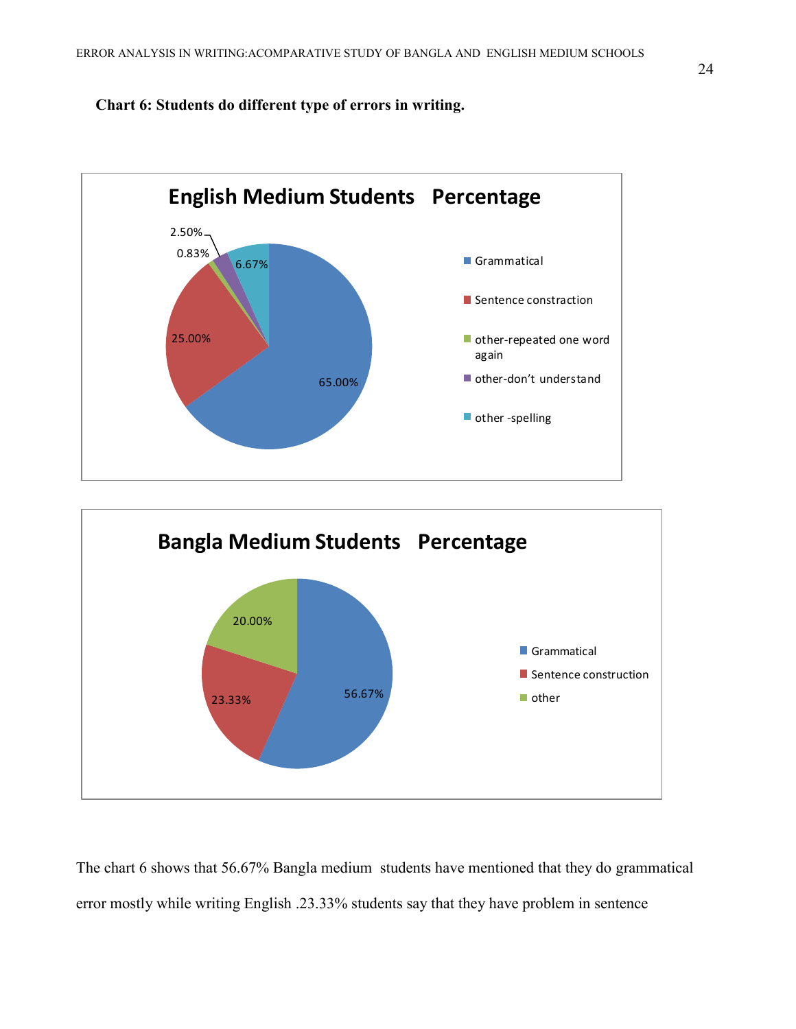**Chart 6: Students do different type of errors in writing.**

**English Medium Students Percentage**

| Category | Percentage |
|---|---|
| Grammatical | 65.00% |
| Sentence constraction | 25.00% |
| other-repeated one word again | 0.83% |
| other-don't understand | 2.50% |
| other -spelling | 6.67% |

**Bangla Medium Students Percentage**

| Category | Percentage |
|---|---|
| Grammatical | 56.67% |
| Sentence construction | 23.33% |
| other | 20.00% |

The chart 6 shows that 56.67% Bangla medium students have mentioned that they do grammatical error mostly while writing English .23.33% students say that they have problem in sentence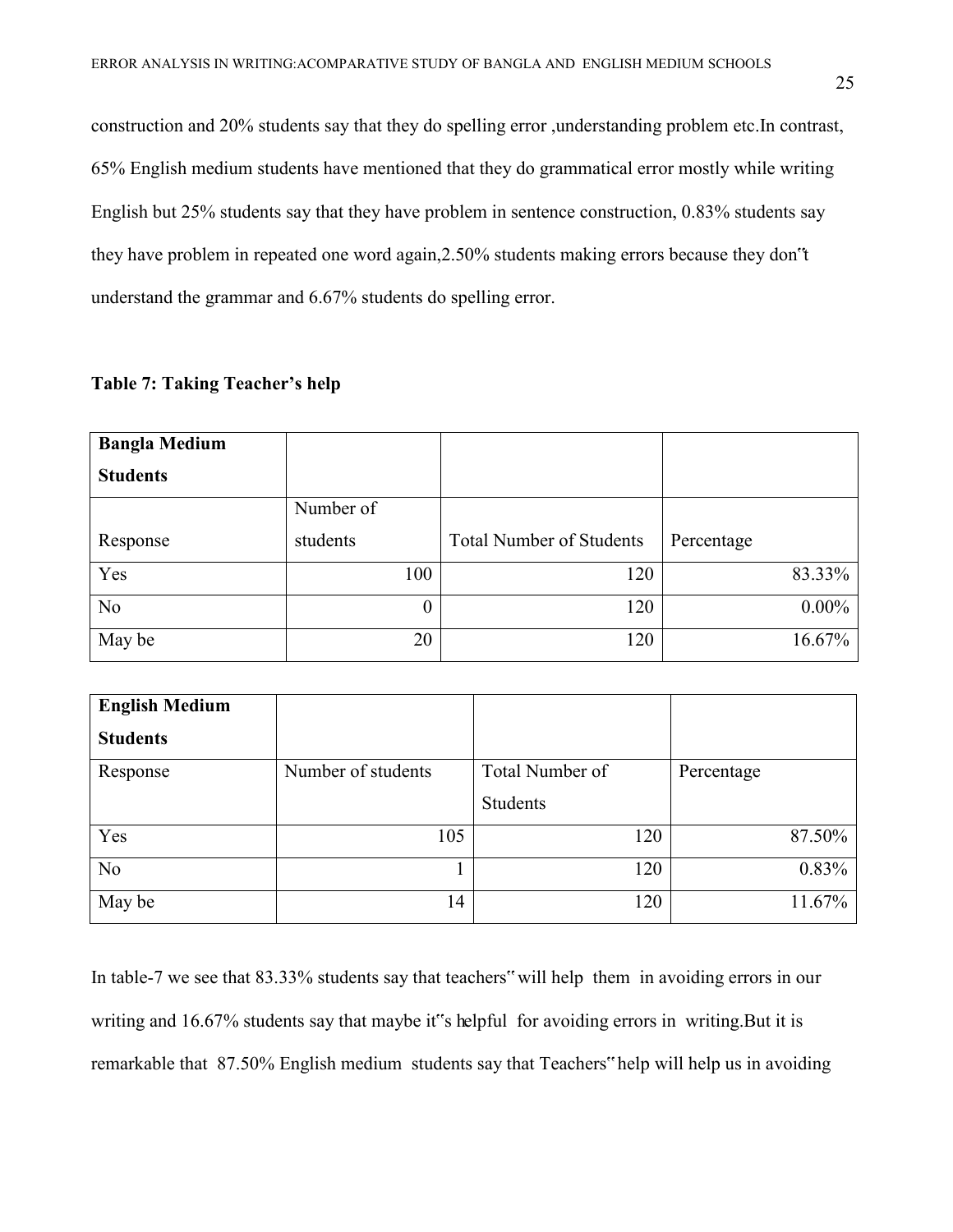construction and 20% students say that they do spelling error ,understanding problem etc.In contrast, 65% English medium students have mentioned that they do grammatical error mostly while writing English but 25% students say that they have problem in sentence construction, 0.83% students say they have problem in repeated one word again,2.50% students making errors because they don"t understand the grammar and 6.67% students do spelling error.

**Table 7: Taking Teacher's help**

| **Bangla Medium Students** | | | |
|---|---|---|---|
| Response | Number of students | Total Number of Students | Percentage |
| Yes | 100 | 120 | 83.33% |
| No | 0 | 120 | 0.00% |
| May be | 20 | 120 | 16.67% |

| **English Medium Students** | | | |
|---|---|---|---|
| Response | Number of students | Total Number of Students | Percentage |
| Yes | 105 | 120 | 87.50% |
| No | 1 | 120 | 0.83% |
| May be | 14 | 120 | 11.67% |

In table-7 we see that 83.33% students say that teachers" will help them in avoiding errors in our writing and 16.67% students say that maybe it"s helpful for avoiding errors in writing.But it is remarkable that 87.50% English medium students say that Teachers" help will help us in avoiding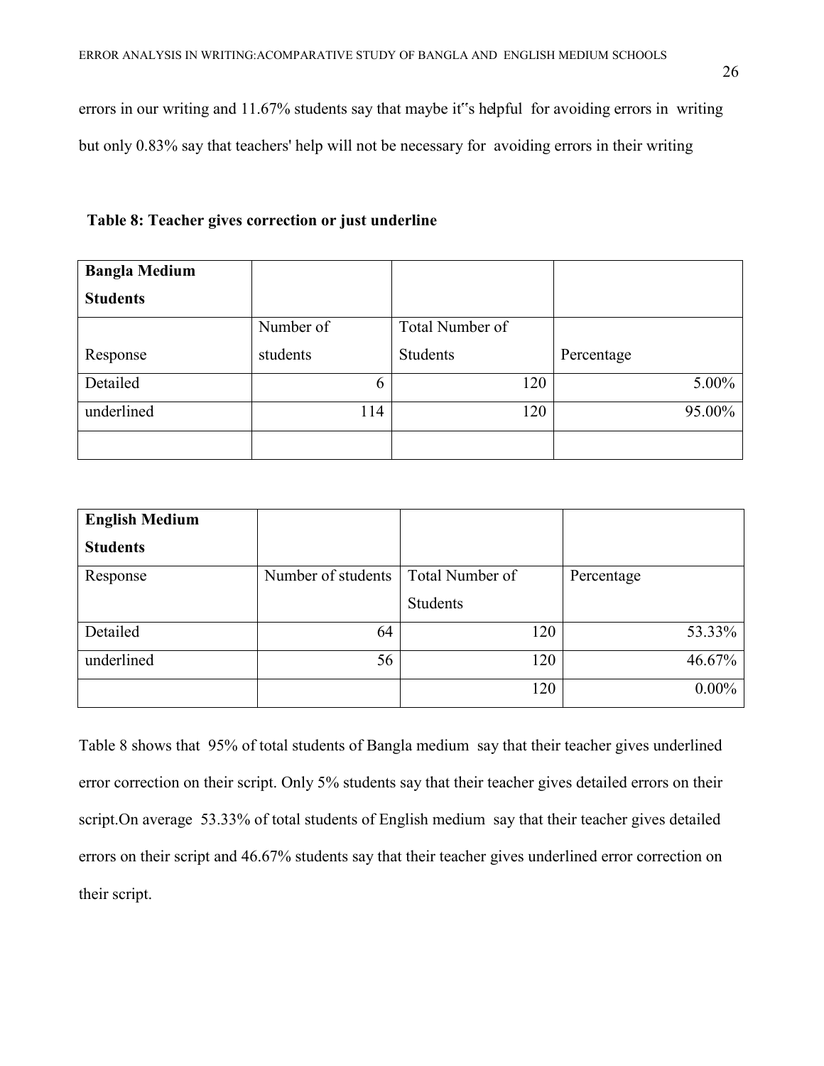errors in our writing and 11.67% students say that maybe it‟s helpful for avoiding errors in writing but only 0.83% say that teachers' help will not be necessary for avoiding errors in their writing

**Table 8: Teacher gives correction or just underline**

| **Bangla Medium Students** | | | |
|---|---|---|---|
| Response | Number of students | Total Number of Students | Percentage |
| Detailed | 6 | 120 | 5.00% |
| underlined | 114 | 120 | 95.00% |
| | | | |

| **English Medium Students** | | | |
|---|---|---|---|
| Response | Number of students | Total Number of Students | Percentage |
| Detailed | 64 | 120 | 53.33% |
| underlined | 56 | 120 | 46.67% |
| | | 120 | 0.00% |

Table 8 shows that 95% of total students of Bangla medium say that their teacher gives underlined error correction on their script. Only 5% students say that their teacher gives detailed errors on their script.On average 53.33% of total students of English medium say that their teacher gives detailed errors on their script and 46.67% students say that their teacher gives underlined error correction on their script.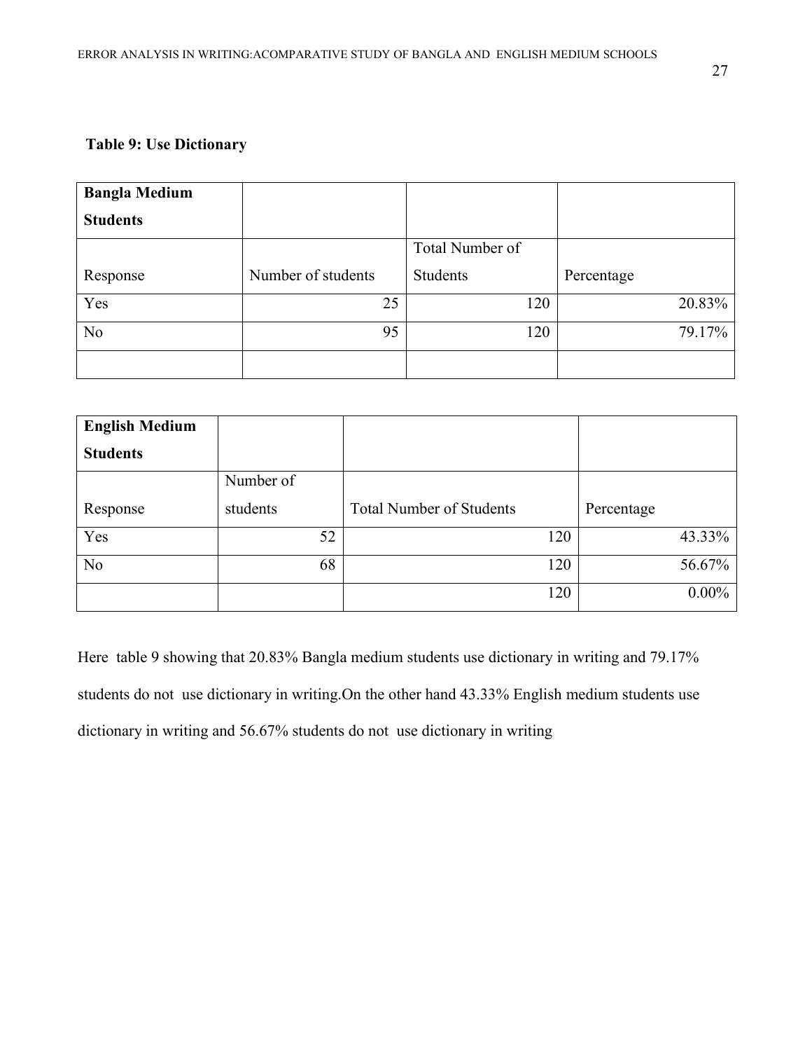**Table 9: Use Dictionary**

| Bangla Medium Students | | | |
|---|---|---|---|
| Response | Number of students | Total Number of Students | Percentage |
| Yes | 25 | 120 | 20.83% |
| No | 95 | 120 | 79.17% |
| | | | |

| English Medium Students | | | |
|---|---|---|---|
| Response | Number of students | Total Number of Students | Percentage |
| Yes | 52 | 120 | 43.33% |
| No | 68 | 120 | 56.67% |
| | | 120 | 0.00% |

Here table 9 showing that 20.83% Bangla medium students use dictionary in writing and 79.17% students do not use dictionary in writing.On the other hand 43.33% English medium students use dictionary in writing and 56.67% students do not use dictionary in writing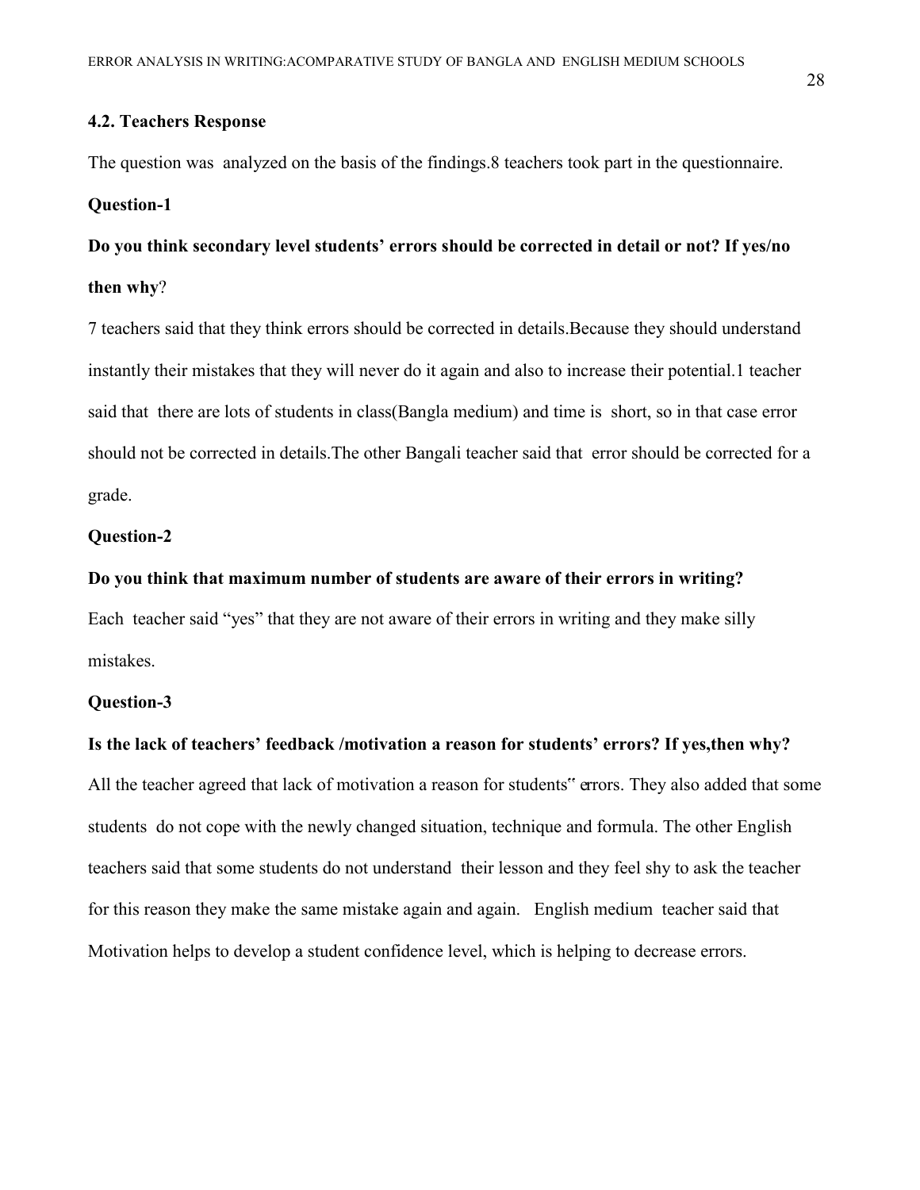### 4.2. Teachers Response

The question was analyzed on the basis of the findings.8 teachers took part in the questionnaire.

**Question-1**

**Do you think secondary level students' errors should be corrected in detail or not? If yes/no then why**?

7 teachers said that they think errors should be corrected in details.Because they should understand instantly their mistakes that they will never do it again and also to increase their potential.1 teacher said that there are lots of students in class(Bangla medium) and time is short, so in that case error should not be corrected in details.The other Bangali teacher said that error should be corrected for a grade.

**Question-2**

**Do you think that maximum number of students are aware of their errors in writing?**

Each teacher said "yes" that they are not aware of their errors in writing and they make silly mistakes.

**Question-3**

**Is the lack of teachers' feedback /motivation a reason for students' errors? If yes,then why?**

All the teacher agreed that lack of motivation a reason for students" errors. They also added that some students do not cope with the newly changed situation, technique and formula. The other English teachers said that some students do not understand their lesson and they feel shy to ask the teacher for this reason they make the same mistake again and again. English medium teacher said that Motivation helps to develop a student confidence level, which is helping to decrease errors.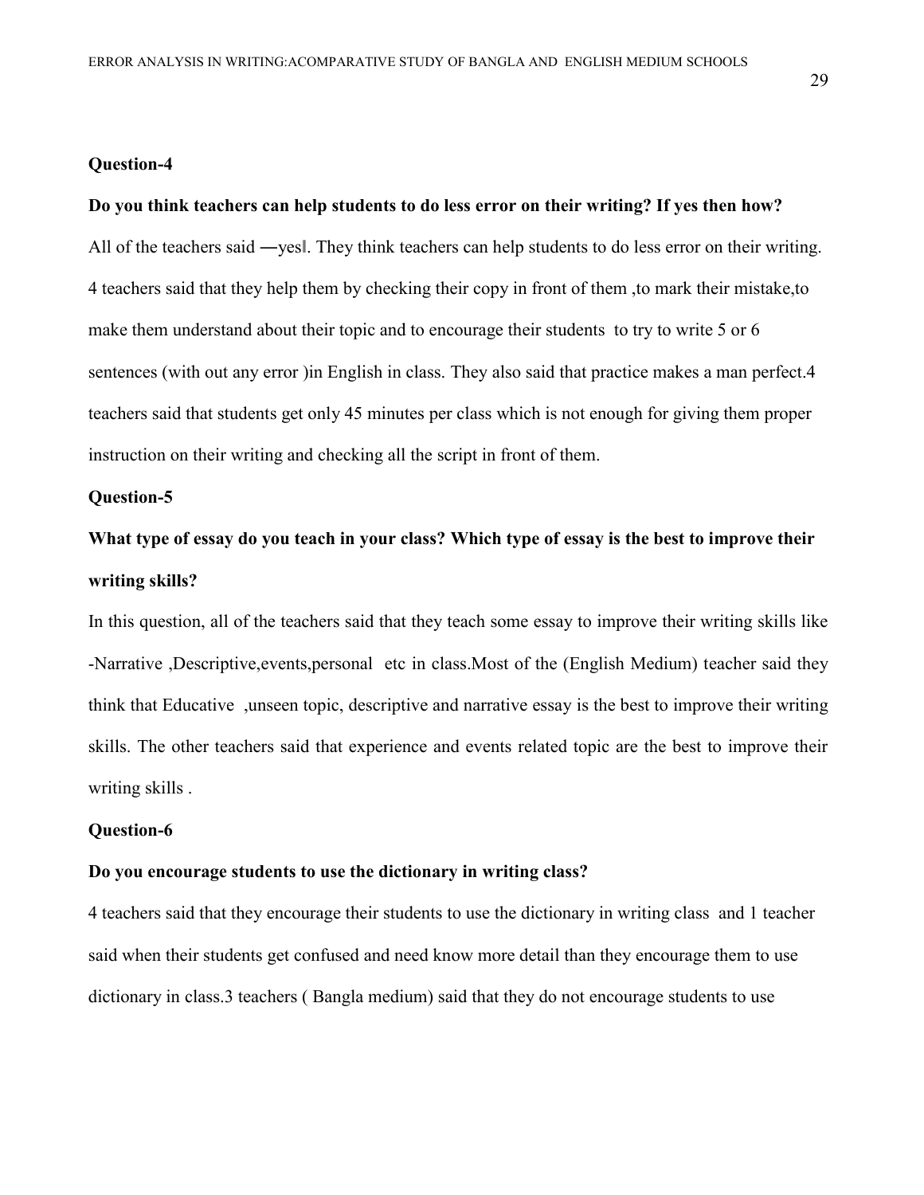**Question-4**

**Do you think teachers can help students to do less error on their writing? If yes then how?**

All of the teachers said ―yes‖. They think teachers can help students to do less error on their writing. 4 teachers said that they help them by checking their copy in front of them ,to mark their mistake,to make them understand about their topic and to encourage their students to try to write 5 or 6 sentences (with out any error )in English in class. They also said that practice makes a man perfect.4 teachers said that students get only 45 minutes per class which is not enough for giving them proper instruction on their writing and checking all the script in front of them.

**Question-5**

**What type of essay do you teach in your class? Which type of essay is the best to improve their writing skills?**

In this question, all of the teachers said that they teach some essay to improve their writing skills like -Narrative ,Descriptive,events,personal etc in class.Most of the (English Medium) teacher said they think that Educative ,unseen topic, descriptive and narrative essay is the best to improve their writing skills. The other teachers said that experience and events related topic are the best to improve their writing skills .

**Question-6**

**Do you encourage students to use the dictionary in writing class?**

4 teachers said that they encourage their students to use the dictionary in writing class and 1 teacher said when their students get confused and need know more detail than they encourage them to use dictionary in class.3 teachers ( Bangla medium) said that they do not encourage students to use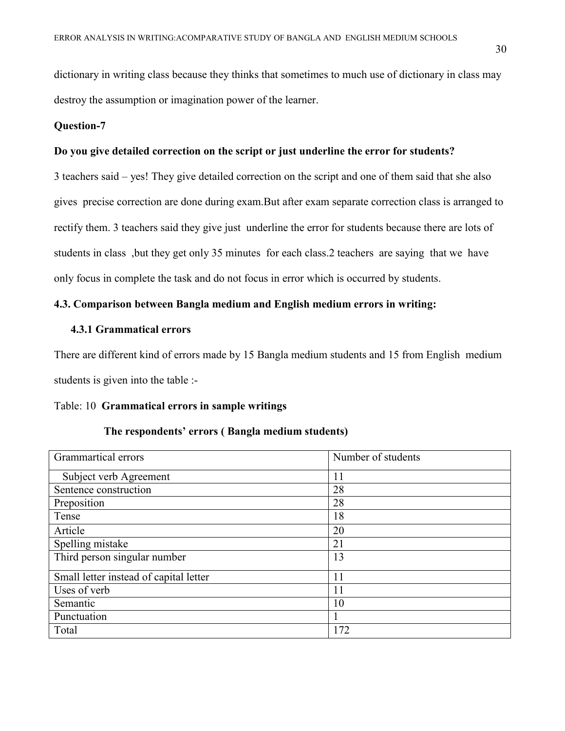dictionary in writing class because they thinks that sometimes to much use of dictionary in class may destroy the assumption or imagination power of the learner.

**Question-7**

**Do you give detailed correction on the script or just underline the error for students?**

3 teachers said – yes! They give detailed correction on the script and one of them said that she also gives precise correction are done during exam.But after exam separate correction class is arranged to rectify them. 3 teachers said they give just underline the error for students because there are lots of students in class ,but they get only 35 minutes for each class.2 teachers are saying that we have only focus in complete the task and do not focus in error which is occurred by students.

### 4.3. Comparison between Bangla medium and English medium errors in writing:

#### 4.3.1 Grammatical errors

There are different kind of errors made by 15 Bangla medium students and 15 from English medium students is given into the table :-

Table: 10 **Grammatical errors in sample writings**

**The respondents' errors ( Bangla medium students)**

| Grammartical errors | Number of students |
|---|---|
| Subject verb Agreement | 11 |
| Sentence construction | 28 |
| Preposition | 28 |
| Tense | 18 |
| Article | 20 |
| Spelling mistake | 21 |
| Third person singular number | 13 |
| Small letter instead of capital letter | 11 |
| Uses of verb | 11 |
| Semantic | 10 |
| Punctuation | 1 |
| Total | 172 |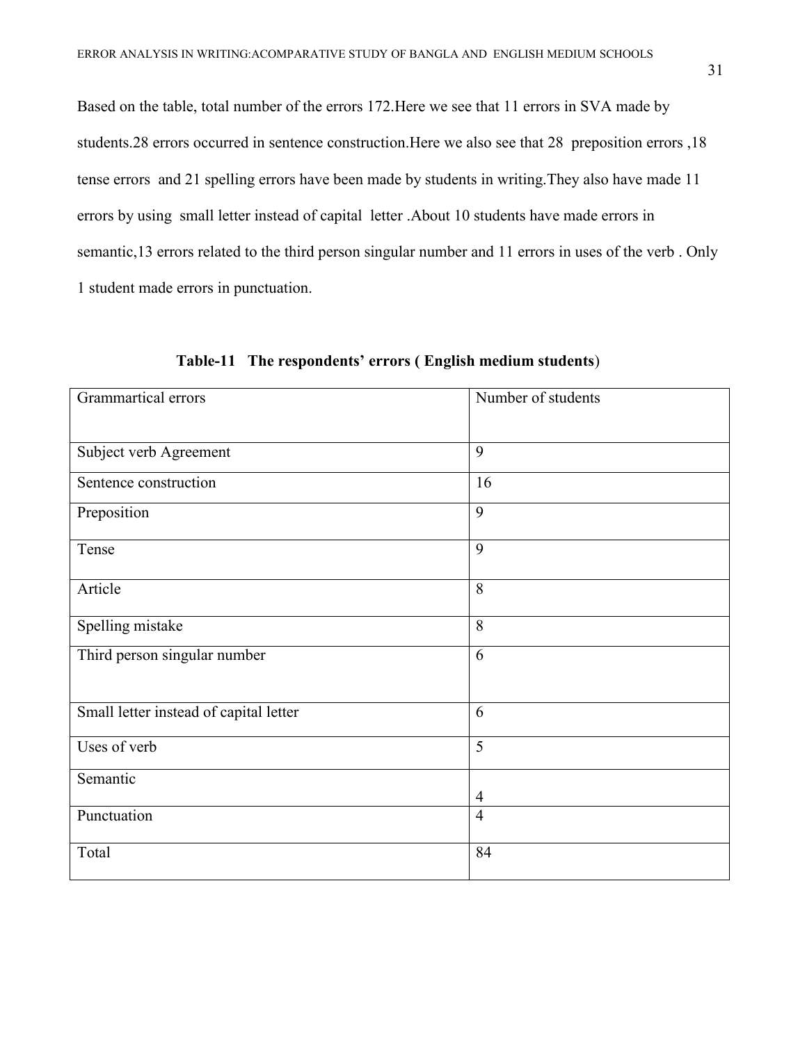Based on the table, total number of the errors 172.Here we see that 11 errors in SVA made by students.28 errors occurred in sentence construction.Here we also see that 28 preposition errors ,18 tense errors and 21 spelling errors have been made by students in writing.They also have made 11 errors by using small letter instead of capital letter .About 10 students have made errors in semantic,13 errors related to the third person singular number and 11 errors in uses of the verb . Only 1 student made errors in punctuation.

**Table-11 The respondents' errors ( English medium students**)

| Grammartical errors | Number of students |
|---|---|
| Subject verb Agreement | 9 |
| Sentence construction | 16 |
| Preposition | 9 |
| Tense | 9 |
| Article | 8 |
| Spelling mistake | 8 |
| Third person singular number | 6 |
| Small letter instead of capital letter | 6 |
| Uses of verb | 5 |
| Semantic | 4 |
| Punctuation | 4 |
| Total | 84 |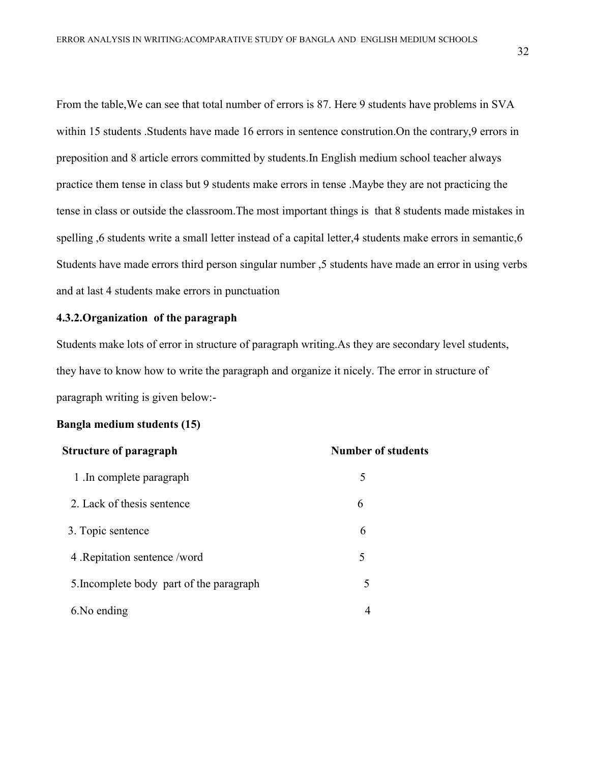From the table,We can see that total number of errors is 87. Here 9 students have problems in SVA within 15 students .Students have made 16 errors in sentence constrution.On the contrary,9 errors in preposition and 8 article errors committed by students.In English medium school teacher always practice them tense in class but 9 students make errors in tense .Maybe they are not practicing the tense in class or outside the classroom.The most important things is that 8 students made mistakes in spelling ,6 students write a small letter instead of a capital letter,4 students make errors in semantic,6 Students have made errors third person singular number ,5 students have made an error in using verbs and at last 4 students make errors in punctuation

**4.3.2.Organization of the paragraph**

Students make lots of error in structure of paragraph writing.As they are secondary level students, they have to know how to write the paragraph and organize it nicely. The error in structure of paragraph writing is given below:-

**Bangla medium students (15)**

| Structure of paragraph | Number of students |
|---|---|
| 1 .In complete paragraph | 5 |
| 2. Lack of thesis sentence | 6 |
| 3. Topic sentence | 6 |
| 4 .Repitation sentence /word | 5 |
| 5.Incomplete body part of the paragraph | 5 |
| 6.No ending | 4 |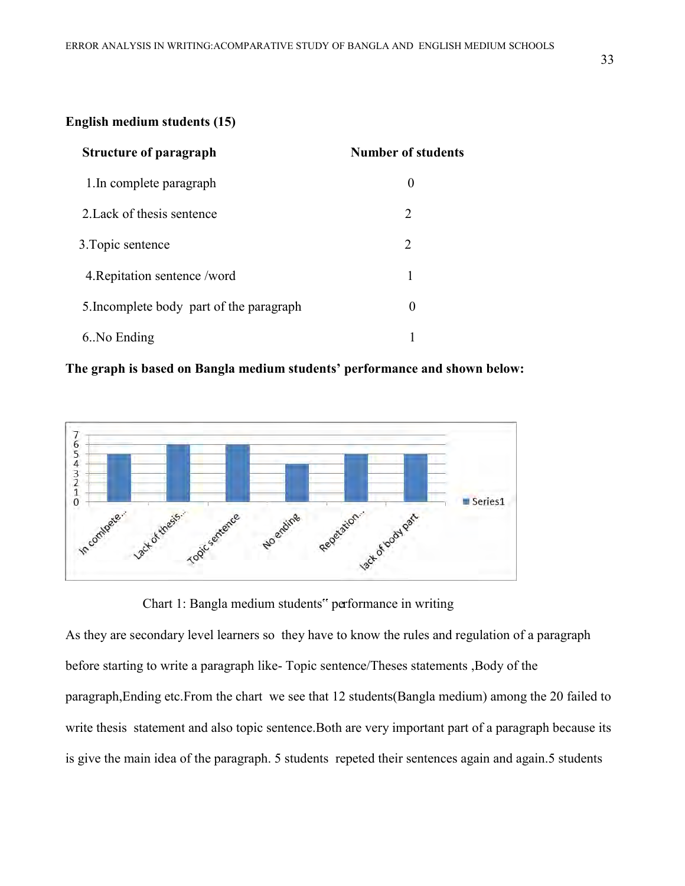**English medium students (15)**

| Structure of paragraph | Number of students |
| --- | --- |
| 1.In complete paragraph | 0 |
| 2.Lack of thesis sentence | 2 |
| 3.Topic sentence | 2 |
| 4.Repitation sentence /word | 1 |
| 5.Incomplete body part of the paragraph | 0 |
| 6..No Ending | 1 |

**The graph is based on Bangla medium students' performance and shown below:**

| | Series1 |
| --- | --- |
| In complete... | 5 |
| Lack of thesis... | 6 |
| Topic sentence | 6 |
| No ending | 4 |
| Repetation... | 5 |
| lack of body part | 5 |

Chart 1: Bangla medium students" performance in writing

As they are secondary level learners so they have to know the rules and regulation of a paragraph before starting to write a paragraph like- Topic sentence/Theses statements ,Body of the paragraph,Ending etc.From the chart we see that 12 students(Bangla medium) among the 20 failed to write thesis statement and also topic sentence.Both are very important part of a paragraph because its is give the main idea of the paragraph. 5 students repeted their sentences again and again.5 students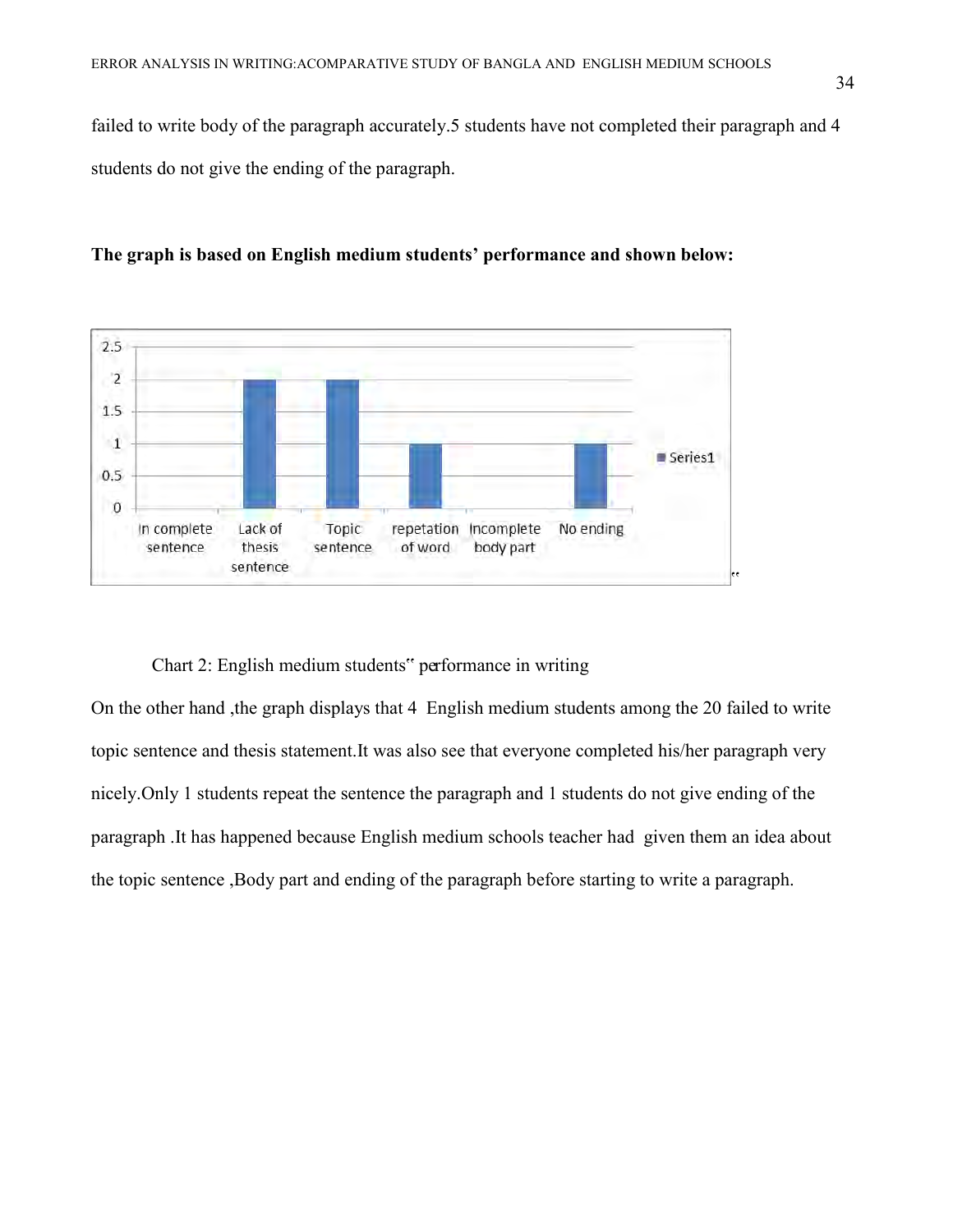failed to write body of the paragraph accurately.5 students have not completed their paragraph and 4 students do not give the ending of the paragraph.

**The graph is based on English medium students' performance and shown below:**

Chart 2: English medium students" performance in writing

On the other hand ,the graph displays that 4 English medium students among the 20 failed to write topic sentence and thesis statement.It was also see that everyone completed his/her paragraph very nicely.Only 1 students repeat the sentence the paragraph and 1 students do not give ending of the paragraph .It has happened because English medium schools teacher had given them an idea about the topic sentence ,Body part and ending of the paragraph before starting to write a paragraph.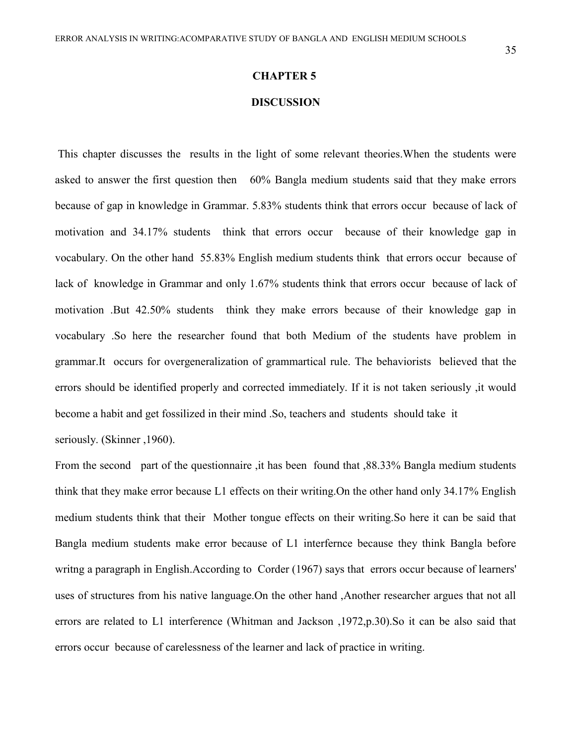# CHAPTER 5

## DISCUSSION

This chapter discusses the results in the light of some relevant theories.When the students were asked to answer the first question then 60% Bangla medium students said that they make errors because of gap in knowledge in Grammar. 5.83% students think that errors occur because of lack of motivation and 34.17% students think that errors occur because of their knowledge gap in vocabulary. On the other hand 55.83% English medium students think that errors occur because of lack of knowledge in Grammar and only 1.67% students think that errors occur because of lack of motivation .But 42.50% students think they make errors because of their knowledge gap in vocabulary .So here the researcher found that both Medium of the students have problem in grammar.It occurs for overgeneralization of grammartical rule. The behaviorists believed that the errors should be identified properly and corrected immediately. If it is not taken seriously ,it would become a habit and get fossilized in their mind .So, teachers and students should take it seriously. (Skinner ,1960).

From the second part of the questionnaire ,it has been found that ,88.33% Bangla medium students think that they make error because L1 effects on their writing.On the other hand only 34.17% English medium students think that their Mother tongue effects on their writing.So here it can be said that Bangla medium students make error because of L1 interfernce because they think Bangla before writng a paragraph in English.According to Corder (1967) says that errors occur because of learners' uses of structures from his native language.On the other hand ,Another researcher argues that not all errors are related to L1 interference (Whitman and Jackson ,1972,p.30).So it can be also said that errors occur because of carelessness of the learner and lack of practice in writing.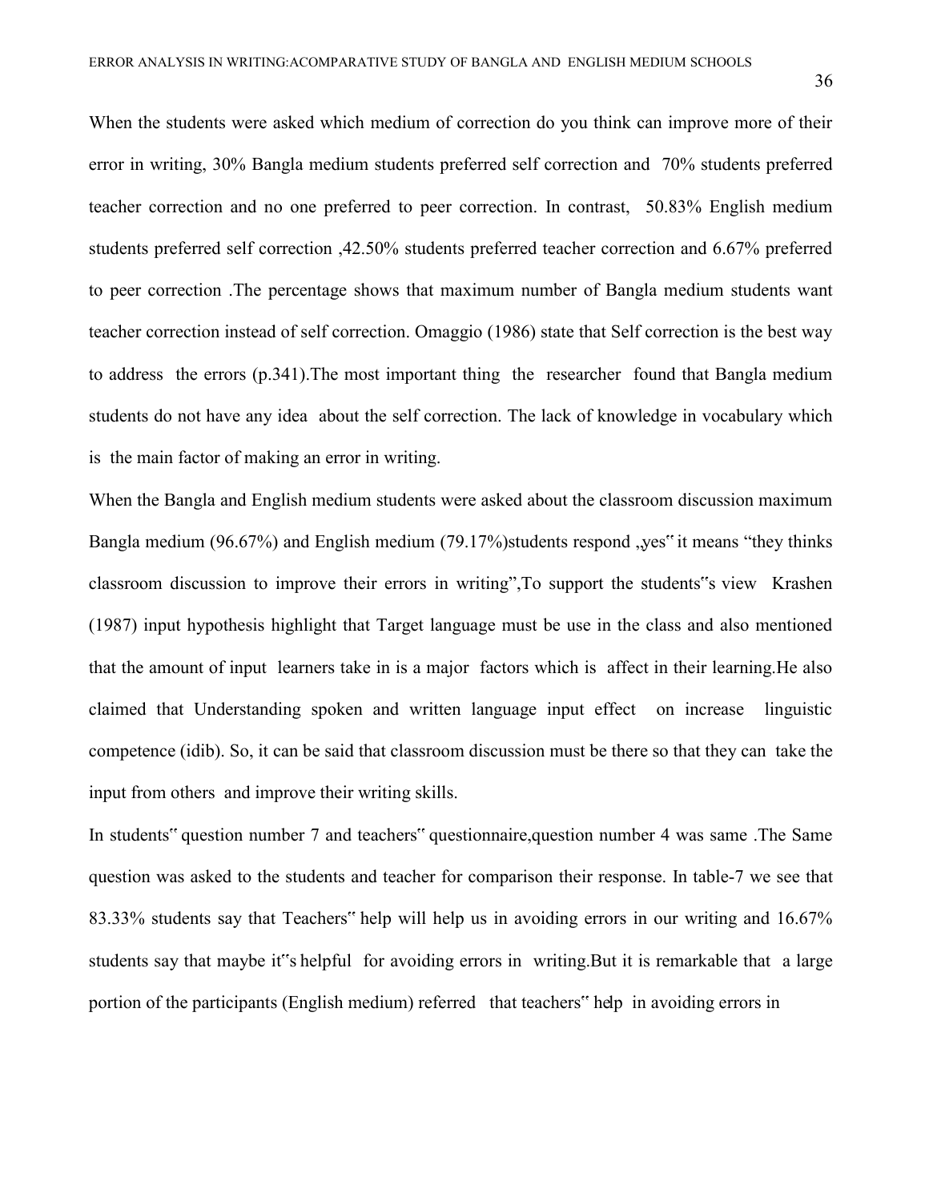When the students were asked which medium of correction do you think can improve more of their error in writing, 30% Bangla medium students preferred self correction and 70% students preferred teacher correction and no one preferred to peer correction. In contrast, 50.83% English medium students preferred self correction ,42.50% students preferred teacher correction and 6.67% preferred to peer correction .The percentage shows that maximum number of Bangla medium students want teacher correction instead of self correction. Omaggio (1986) state that Self correction is the best way to address the errors (p.341).The most important thing the researcher found that Bangla medium students do not have any idea about the self correction. The lack of knowledge in vocabulary which is the main factor of making an error in writing.

When the Bangla and English medium students were asked about the classroom discussion maximum Bangla medium (96.67%) and English medium (79.17%)students respond „yes" it means "they thinks classroom discussion to improve their errors in writing",To support the students"s view Krashen (1987) input hypothesis highlight that Target language must be use in the class and also mentioned that the amount of input learners take in is a major factors which is affect in their learning.He also claimed that Understanding spoken and written language input effect on increase linguistic competence (idib). So, it can be said that classroom discussion must be there so that they can take the input from others and improve their writing skills.

In students" question number 7 and teachers" questionnaire,question number 4 was same .The Same question was asked to the students and teacher for comparison their response. In table-7 we see that 83.33% students say that Teachers" help will help us in avoiding errors in our writing and 16.67% students say that maybe it"s helpful for avoiding errors in writing.But it is remarkable that a large portion of the participants (English medium) referred that teachers" help in avoiding errors in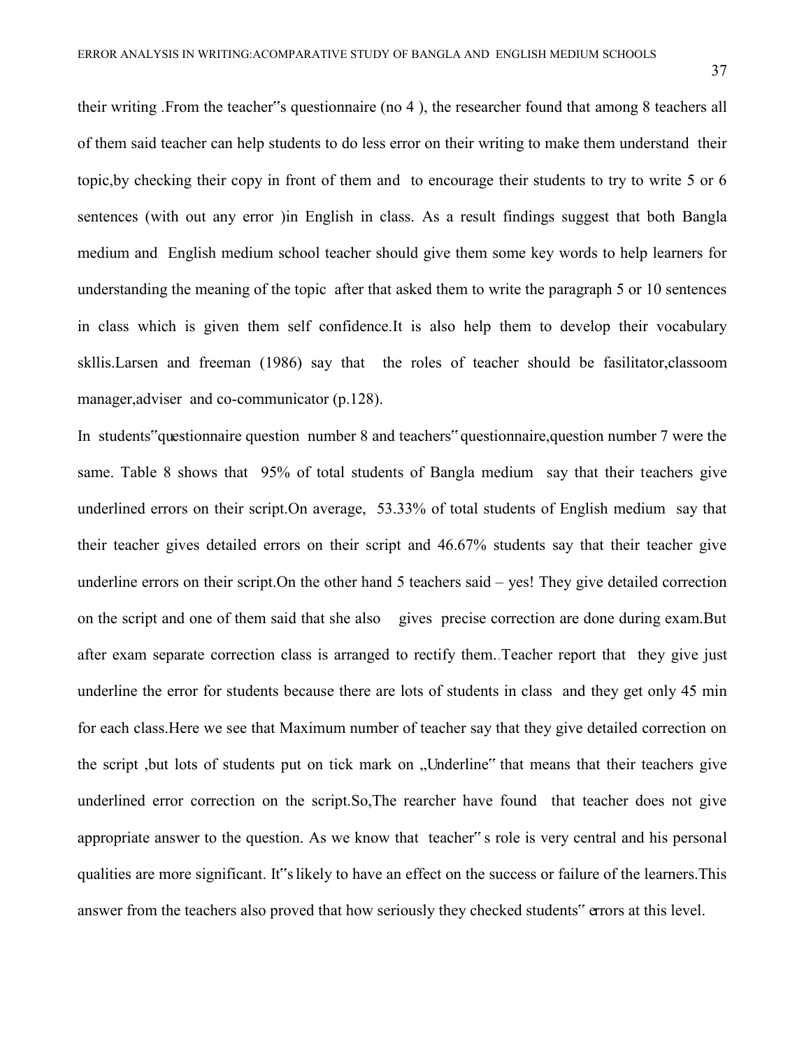their writing .From the teacher"s questionnaire (no 4 ), the researcher found that among 8 teachers all of them said teacher can help students to do less error on their writing to make them understand their topic,by checking their copy in front of them and to encourage their students to try to write 5 or 6 sentences (with out any error )in English in class. As a result findings suggest that both Bangla medium and English medium school teacher should give them some key words to help learners for understanding the meaning of the topic after that asked them to write the paragraph 5 or 10 sentences in class which is given them self confidence.It is also help them to develop their vocabulary skllis.Larsen and freeman (1986) say that the roles of teacher should be fasilitator,classoom manager,adviser and co-communicator (p.128).

In students"questionnaire question number 8 and teachers" questionnaire,question number 7 were the same. Table 8 shows that 95% of total students of Bangla medium say that their teachers give underlined errors on their script.On average, 53.33% of total students of English medium say that their teacher gives detailed errors on their script and 46.67% students say that their teacher give underline errors on their script.On the other hand 5 teachers said – yes! They give detailed correction on the script and one of them said that she also gives precise correction are done during exam.But after exam separate correction class is arranged to rectify them..Teacher report that they give just underline the error for students because there are lots of students in class and they get only 45 min for each class.Here we see that Maximum number of teacher say that they give detailed correction on the script ,but lots of students put on tick mark on „Underline" that means that their teachers give underlined error correction on the script.So,The rearcher have found that teacher does not give appropriate answer to the question. As we know that teacher" s role is very central and his personal qualities are more significant. It"s likely to have an effect on the success or failure of the learners.This answer from the teachers also proved that how seriously they checked students" errors at this level.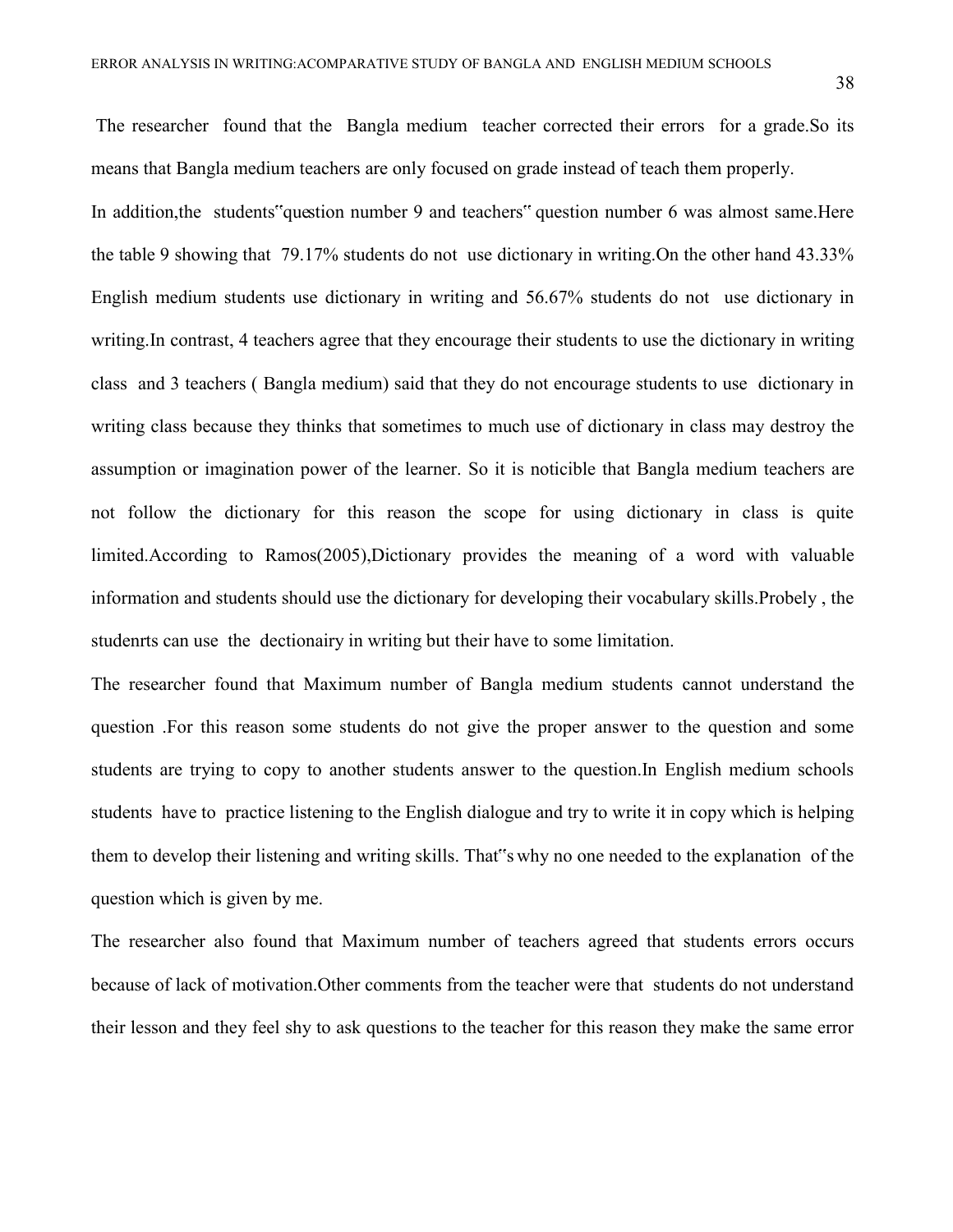The researcher found that the Bangla medium teacher corrected their errors for a grade.So its means that Bangla medium teachers are only focused on grade instead of teach them properly.

In addition,the students"question number 9 and teachers" question number 6 was almost same.Here the table 9 showing that 79.17% students do not use dictionary in writing.On the other hand 43.33% English medium students use dictionary in writing and 56.67% students do not use dictionary in writing.In contrast, 4 teachers agree that they encourage their students to use the dictionary in writing class and 3 teachers ( Bangla medium) said that they do not encourage students to use dictionary in writing class because they thinks that sometimes to much use of dictionary in class may destroy the assumption or imagination power of the learner. So it is noticible that Bangla medium teachers are not follow the dictionary for this reason the scope for using dictionary in class is quite limited.According to Ramos(2005),Dictionary provides the meaning of a word with valuable information and students should use the dictionary for developing their vocabulary skills.Probely , the studenrts can use the dectionairy in writing but their have to some limitation.

The researcher found that Maximum number of Bangla medium students cannot understand the question .For this reason some students do not give the proper answer to the question and some students are trying to copy to another students answer to the question.In English medium schools students have to practice listening to the English dialogue and try to write it in copy which is helping them to develop their listening and writing skills. That"s why no one needed to the explanation of the question which is given by me.

The researcher also found that Maximum number of teachers agreed that students errors occurs because of lack of motivation.Other comments from the teacher were that students do not understand their lesson and they feel shy to ask questions to the teacher for this reason they make the same error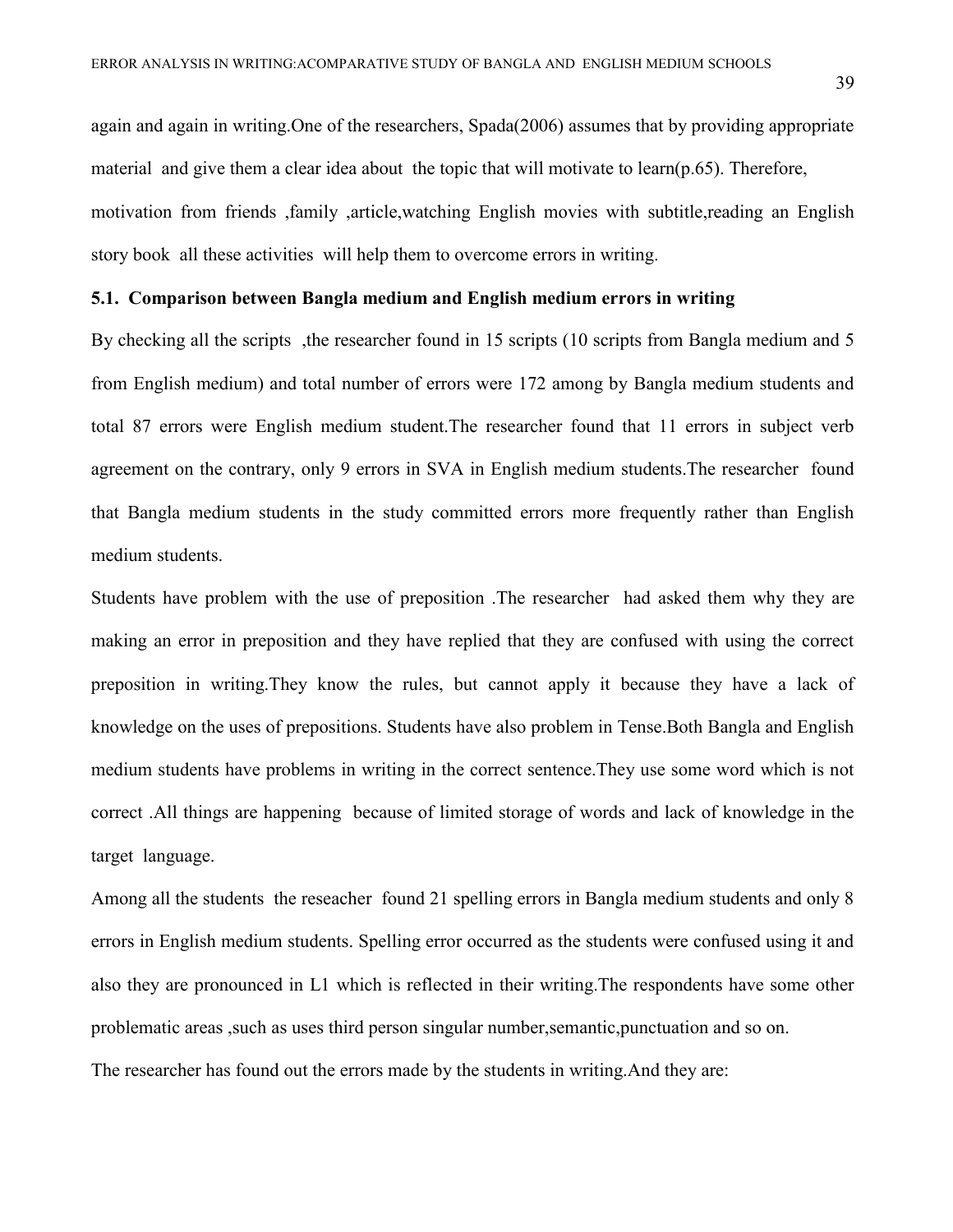again and again in writing.One of the researchers, Spada(2006) assumes that by providing appropriate material and give them a clear idea about the topic that will motivate to learn(p.65). Therefore, motivation from friends ,family ,article,watching English movies with subtitle,reading an English story book all these activities will help them to overcome errors in writing.

### 5.1. Comparison between Bangla medium and English medium errors in writing

By checking all the scripts ,the researcher found in 15 scripts (10 scripts from Bangla medium and 5 from English medium) and total number of errors were 172 among by Bangla medium students and total 87 errors were English medium student.The researcher found that 11 errors in subject verb agreement on the contrary, only 9 errors in SVA in English medium students.The researcher found that Bangla medium students in the study committed errors more frequently rather than English medium students.

Students have problem with the use of preposition .The researcher had asked them why they are making an error in preposition and they have replied that they are confused with using the correct preposition in writing.They know the rules, but cannot apply it because they have a lack of knowledge on the uses of prepositions. Students have also problem in Tense.Both Bangla and English medium students have problems in writing in the correct sentence.They use some word which is not correct .All things are happening because of limited storage of words and lack of knowledge in the target language.

Among all the students the reseacher found 21 spelling errors in Bangla medium students and only 8 errors in English medium students. Spelling error occurred as the students were confused using it and also they are pronounced in L1 which is reflected in their writing.The respondents have some other problematic areas ,such as uses third person singular number,semantic,punctuation and so on.

The researcher has found out the errors made by the students in writing.And they are: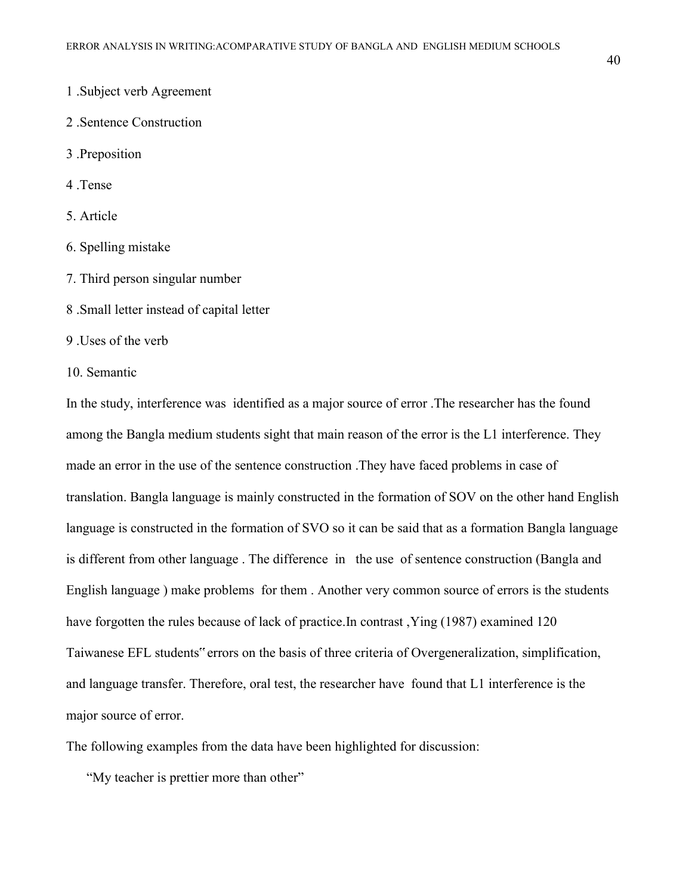1 .Subject verb Agreement

2 .Sentence Construction

3 .Preposition

4 .Tense

5. Article

6. Spelling mistake

7. Third person singular number

8 .Small letter instead of capital letter

9 .Uses of the verb

10. Semantic

In the study, interference was identified as a major source of error .The researcher has the found among the Bangla medium students sight that main reason of the error is the L1 interference. They made an error in the use of the sentence construction .They have faced problems in case of translation. Bangla language is mainly constructed in the formation of SOV on the other hand English language is constructed in the formation of SVO so it can be said that as a formation Bangla language is different from other language . The difference in the use of sentence construction (Bangla and English language ) make problems for them . Another very common source of errors is the students have forgotten the rules because of lack of practice.In contrast ,Ying (1987) examined 120 Taiwanese EFL students" errors on the basis of three criteria of Overgeneralization, simplification, and language transfer. Therefore, oral test, the researcher have found that L1 interference is the major source of error.

The following examples from the data have been highlighted for discussion:

"My teacher is prettier more than other"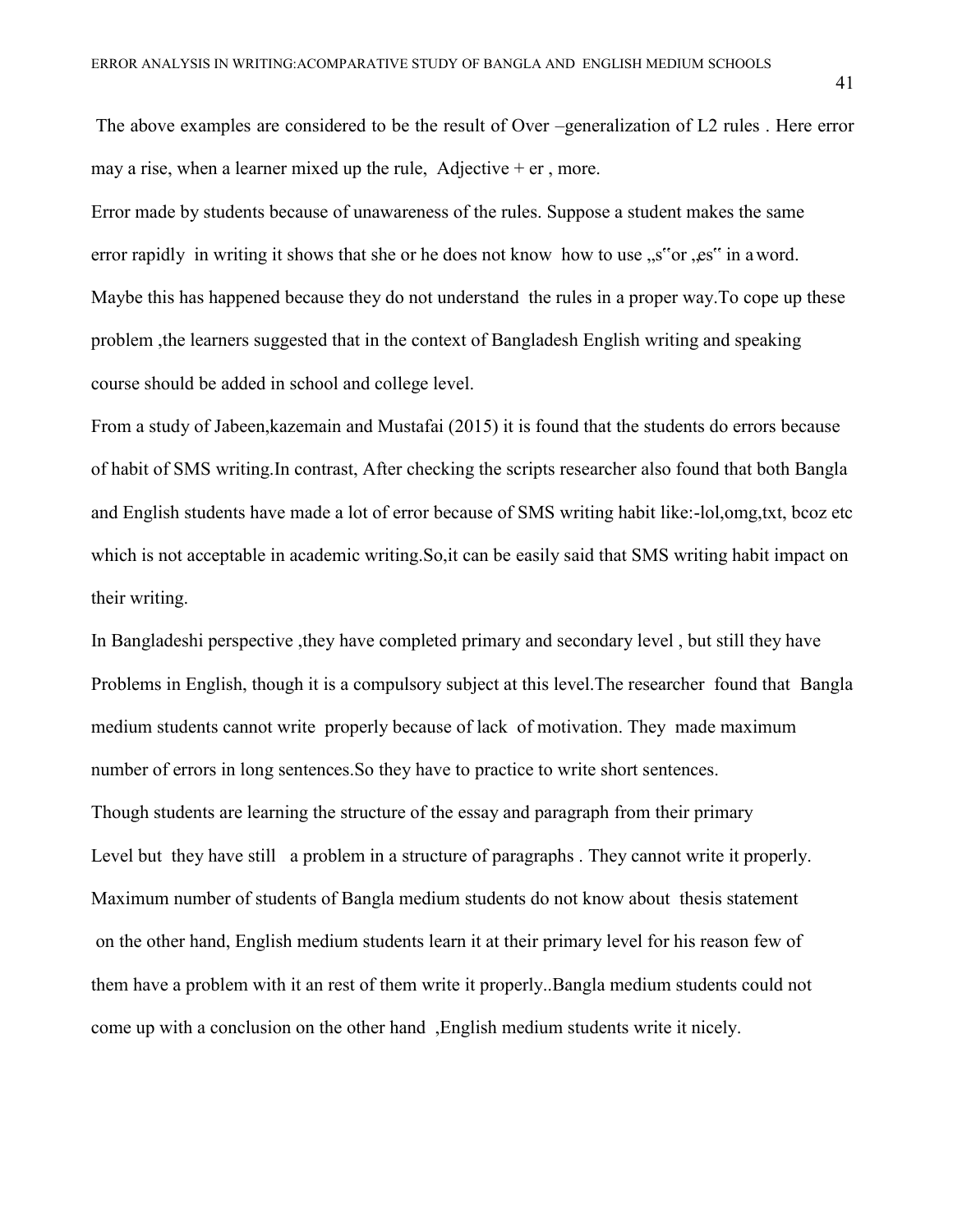The above examples are considered to be the result of Over –generalization of L2 rules . Here error may a rise, when a learner mixed up the rule, Adjective + er , more.

Error made by students because of unawareness of the rules. Suppose a student makes the same error rapidly in writing it shows that she or he does not know how to use „s"or „es" in a word. Maybe this has happened because they do not understand the rules in a proper way.To cope up these problem ,the learners suggested that in the context of Bangladesh English writing and speaking course should be added in school and college level.

From a study of Jabeen,kazemain and Mustafai (2015) it is found that the students do errors because of habit of SMS writing.In contrast, After checking the scripts researcher also found that both Bangla and English students have made a lot of error because of SMS writing habit like:-lol,omg,txt, bcoz etc which is not acceptable in academic writing.So,it can be easily said that SMS writing habit impact on their writing.

In Bangladeshi perspective ,they have completed primary and secondary level , but still they have Problems in English, though it is a compulsory subject at this level.The researcher found that Bangla medium students cannot write properly because of lack of motivation. They made maximum number of errors in long sentences.So they have to practice to write short sentences.

Though students are learning the structure of the essay and paragraph from their primary Level but they have still a problem in a structure of paragraphs . They cannot write it properly. Maximum number of students of Bangla medium students do not know about thesis statement on the other hand, English medium students learn it at their primary level for his reason few of them have a problem with it an rest of them write it properly..Bangla medium students could not come up with a conclusion on the other hand ,English medium students write it nicely.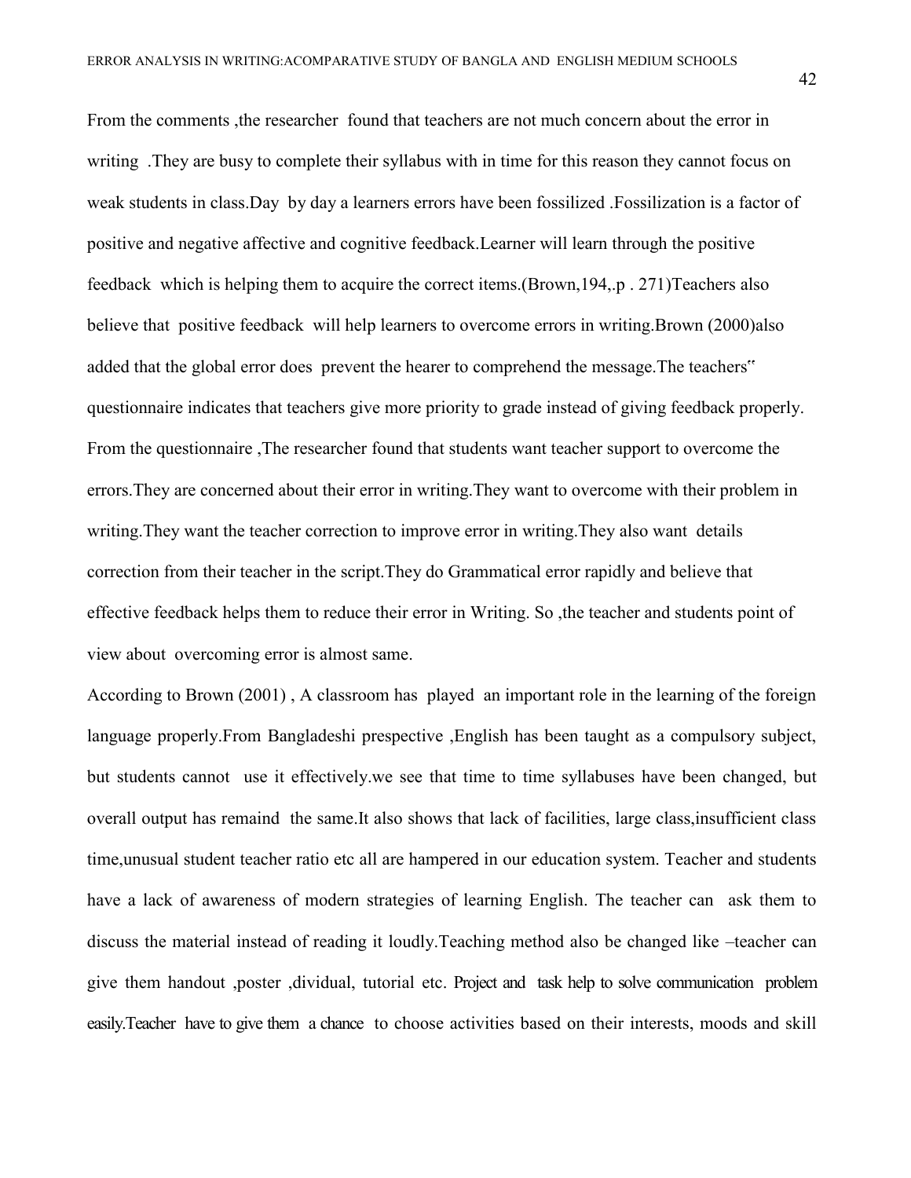From the comments ,the researcher found that teachers are not much concern about the error in writing .They are busy to complete their syllabus with in time for this reason they cannot focus on weak students in class.Day by day a learners errors have been fossilized .Fossilization is a factor of positive and negative affective and cognitive feedback.Learner will learn through the positive feedback which is helping them to acquire the correct items.(Brown,194,.p . 271)Teachers also believe that positive feedback will help learners to overcome errors in writing.Brown (2000)also added that the global error does prevent the hearer to comprehend the message.The teachers‟ questionnaire indicates that teachers give more priority to grade instead of giving feedback properly. From the questionnaire ,The researcher found that students want teacher support to overcome the errors.They are concerned about their error in writing.They want to overcome with their problem in writing.They want the teacher correction to improve error in writing.They also want details correction from their teacher in the script.They do Grammatical error rapidly and believe that effective feedback helps them to reduce their error in Writing. So ,the teacher and students point of view about overcoming error is almost same.

According to Brown (2001) , A classroom has played an important role in the learning of the foreign language properly.From Bangladeshi prespective ,English has been taught as a compulsory subject, but students cannot use it effectively.we see that time to time syllabuses have been changed, but overall output has remaind the same.It also shows that lack of facilities, large class,insufficient class time,unusual student teacher ratio etc all are hampered in our education system. Teacher and students have a lack of awareness of modern strategies of learning English. The teacher can ask them to discuss the material instead of reading it loudly.Teaching method also be changed like –teacher can give them handout ,poster ,dividual, tutorial etc. Project and task help to solve communication problem easily.Teacher have to give them a chance to choose activities based on their interests, moods and skill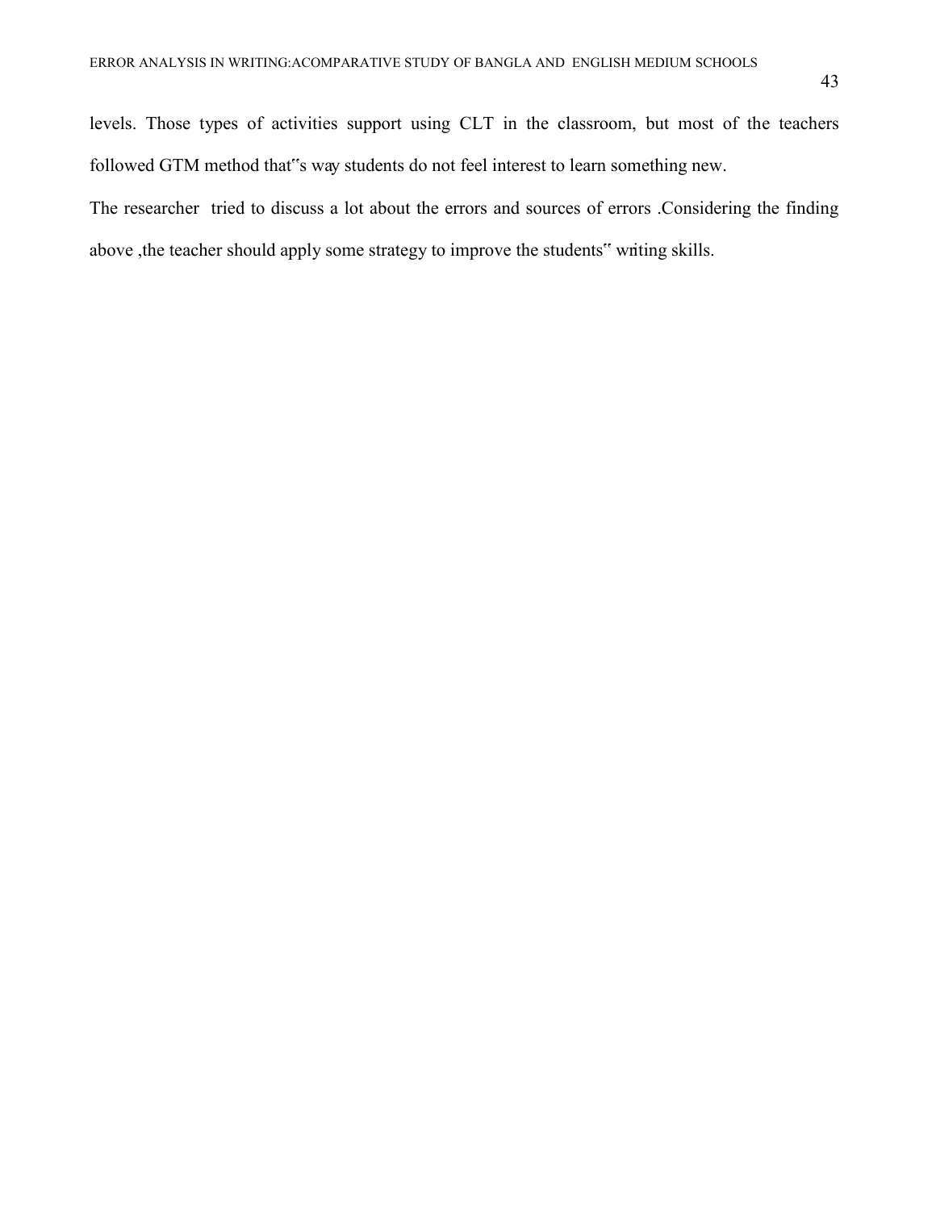levels. Those types of activities support using CLT in the classroom, but most of the teachers followed GTM method that"s way students do not feel interest to learn something new.

The researcher  tried to discuss a lot about the errors and sources of errors .Considering the finding above ,the teacher should apply some strategy to improve the students" writing skills.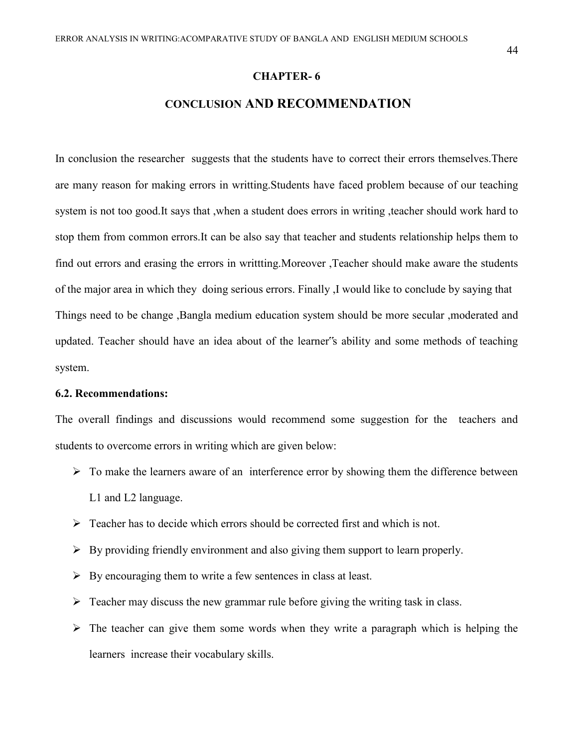# CHAPTER- 6

## CONCLUSION AND RECOMMENDATION

In conclusion the researcher suggests that the students have to correct their errors themselves.There are many reason for making errors in writting.Students have faced problem because of our teaching system is not too good.It says that ,when a student does errors in writing ,teacher should work hard to stop them from common errors.It can be also say that teacher and students relationship helps them to find out errors and erasing the errors in writtting.Moreover ,Teacher should make aware the students of the major area in which they doing serious errors. Finally ,I would like to conclude by saying that Things need to be change ,Bangla medium education system should be more secular ,moderated and updated. Teacher should have an idea about of the learner"s ability and some methods of teaching system.

### 6.2. Recommendations:

The overall findings and discussions would recommend some suggestion for the teachers and students to overcome errors in writing which are given below:

- To make the learners aware of an interference error by showing them the difference between L1 and L2 language.
- Teacher has to decide which errors should be corrected first and which is not.
- By providing friendly environment and also giving them support to learn properly.
- By encouraging them to write a few sentences in class at least.
- Teacher may discuss the new grammar rule before giving the writing task in class.
- The teacher can give them some words when they write a paragraph which is helping the learners increase their vocabulary skills.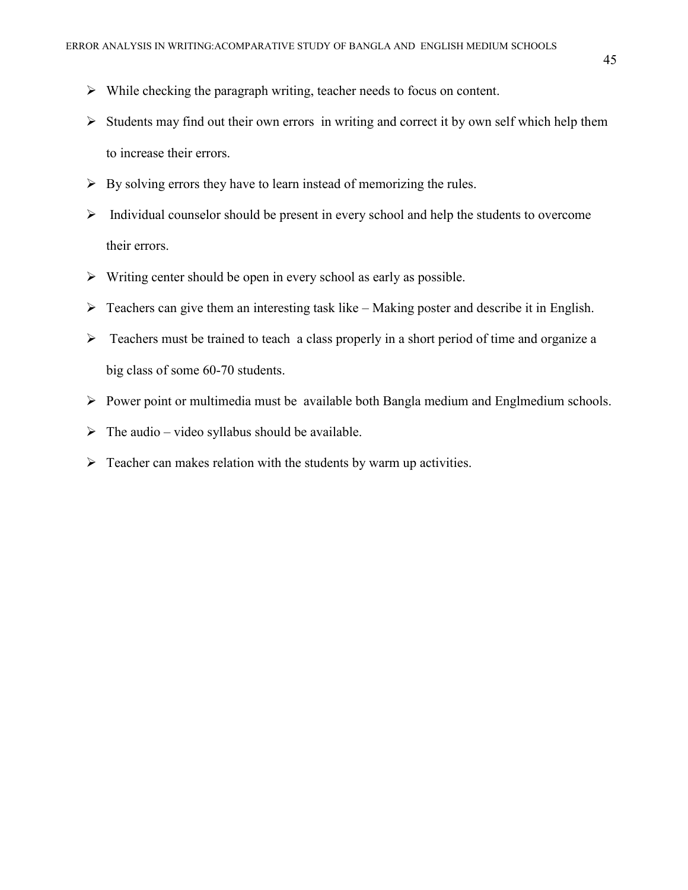- While checking the paragraph writing, teacher needs to focus on content.
- Students may find out their own errors in writing and correct it by own self which help them to increase their errors.
- By solving errors they have to learn instead of memorizing the rules.
- Individual counselor should be present in every school and help the students to overcome their errors.
- Writing center should be open in every school as early as possible.
- Teachers can give them an interesting task like – Making poster and describe it in English.
- Teachers must be trained to teach a class properly in a short period of time and organize a big class of some 60-70 students.
- Power point or multimedia must be available both Bangla medium and Englmedium schools.
- The audio – video syllabus should be available.
- Teacher can makes relation with the students by warm up activities.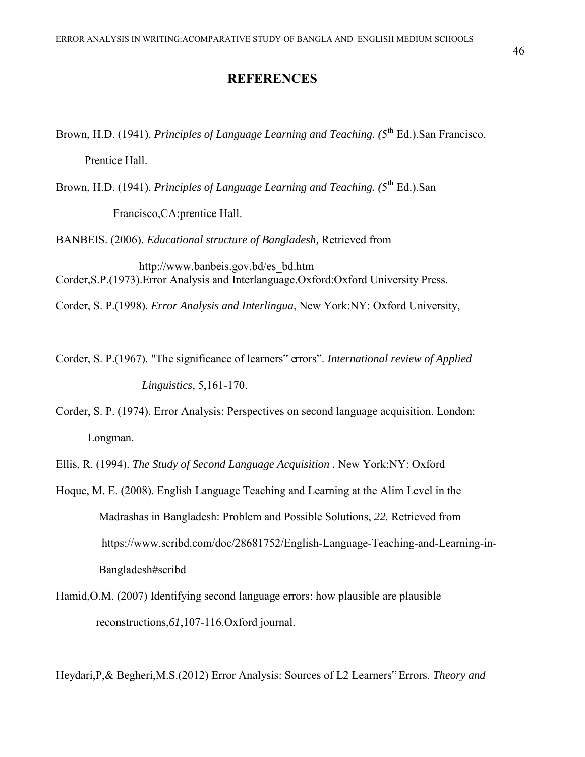# REFERENCES

Brown, H.D. (1941). *Principles of Language Learning and Teaching. (*5th Ed.).San Francisco. Prentice Hall.

Brown, H.D. (1941). *Principles of Language Learning and Teaching. (*5th Ed.).San Francisco,CA:prentice Hall.

BANBEIS. (2006). *Educational structure of Bangladesh,* Retrieved from http://www.banbeis.gov.bd/es_bd.htm

Corder,S.P.(1973).Error Analysis and Interlanguage.Oxford:Oxford University Press.

Corder, S. P.(1998). *Error Analysis and Interlingua*, New York:NY: Oxford University,

Corder, S. P.(1967). "The significance of learners" errors". *International review of Applied Linguistics*, 5,161-170.

Corder, S. P. (1974). Error Analysis: Perspectives on second language acquisition. London: Longman.

Ellis, R. (1994). *The Study of Second Language Acquisition* . New York:NY: Oxford

Hoque, M. E. (2008). English Language Teaching and Learning at the Alim Level in the Madrashas in Bangladesh: Problem and Possible Solutions, *22.* Retrieved from https://www.scribd.com/doc/28681752/English-Language-Teaching-and-Learning-in-Bangladesh#scribd

Hamid,O.M. (2007) Identifying second language errors: how plausible are plausible reconstructions,*61*,107-116.Oxford journal.

Heydari,P,& Begheri,M.S.(2012) Error Analysis: Sources of L2 Learners" Errors. *Theory and*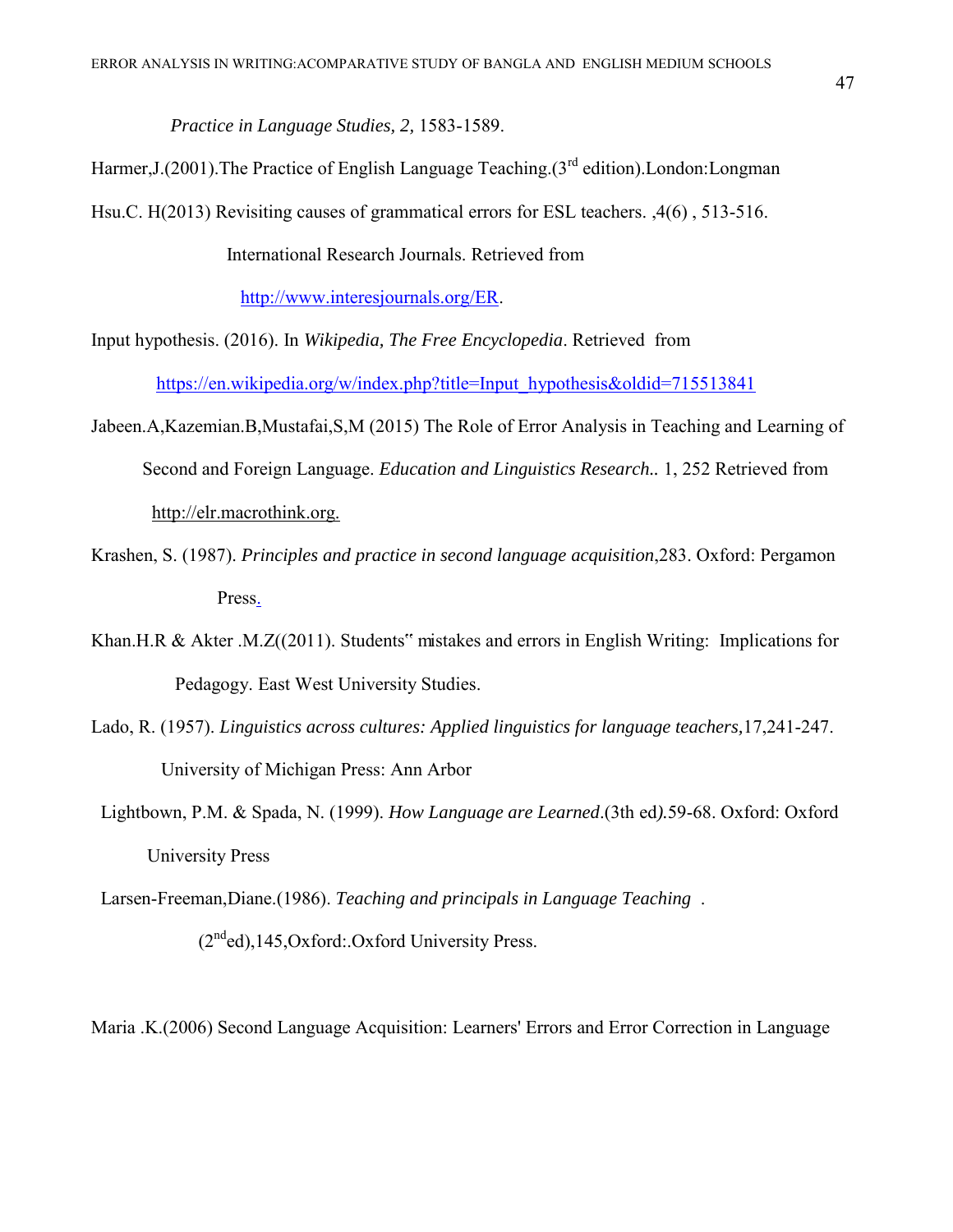*Practice in Language Studies, 2,* 1583-1589.

Harmer,J.(2001).The Practice of English Language Teaching.(3rd edition).London:Longman

Hsu.C. H(2013) Revisiting causes of grammatical errors for ESL teachers. ,4(6) , 513-516. International Research Journals. Retrieved from http://www.interesjournals.org/ER.

Input hypothesis. (2016). In *Wikipedia, The Free Encyclopedia*. Retrieved from https://en.wikipedia.org/w/index.php?title=Input_hypothesis&oldid=715513841

Jabeen.A,Kazemian.B,Mustafai,S,M (2015) The Role of Error Analysis in Teaching and Learning of Second and Foreign Language. *Education and Linguistics Research..* 1, 252 Retrieved from http://elr.macrothink.org.

Krashen, S. (1987). *Principles and practice in second language acquisition*,283. Oxford: Pergamon Press.

Khan.H.R & Akter .M.Z((2011). Students‟ mistakes and errors in English Writing: Implications for Pedagogy. East West University Studies.

Lado, R. (1957). *Linguistics across cultures: Applied linguistics for language teachers,*17,241-247. University of Michigan Press: Ann Arbor

Lightbown, P.M. & Spada, N. (1999). *How Language are Learned*.(3th ed*).*59-68. Oxford: Oxford University Press

Larsen-Freeman,Diane.(1986). *Teaching and principals in Language Teaching* . (2nded),145,Oxford:.Oxford University Press.

Maria .K.(2006) Second Language Acquisition: Learners' Errors and Error Correction in Language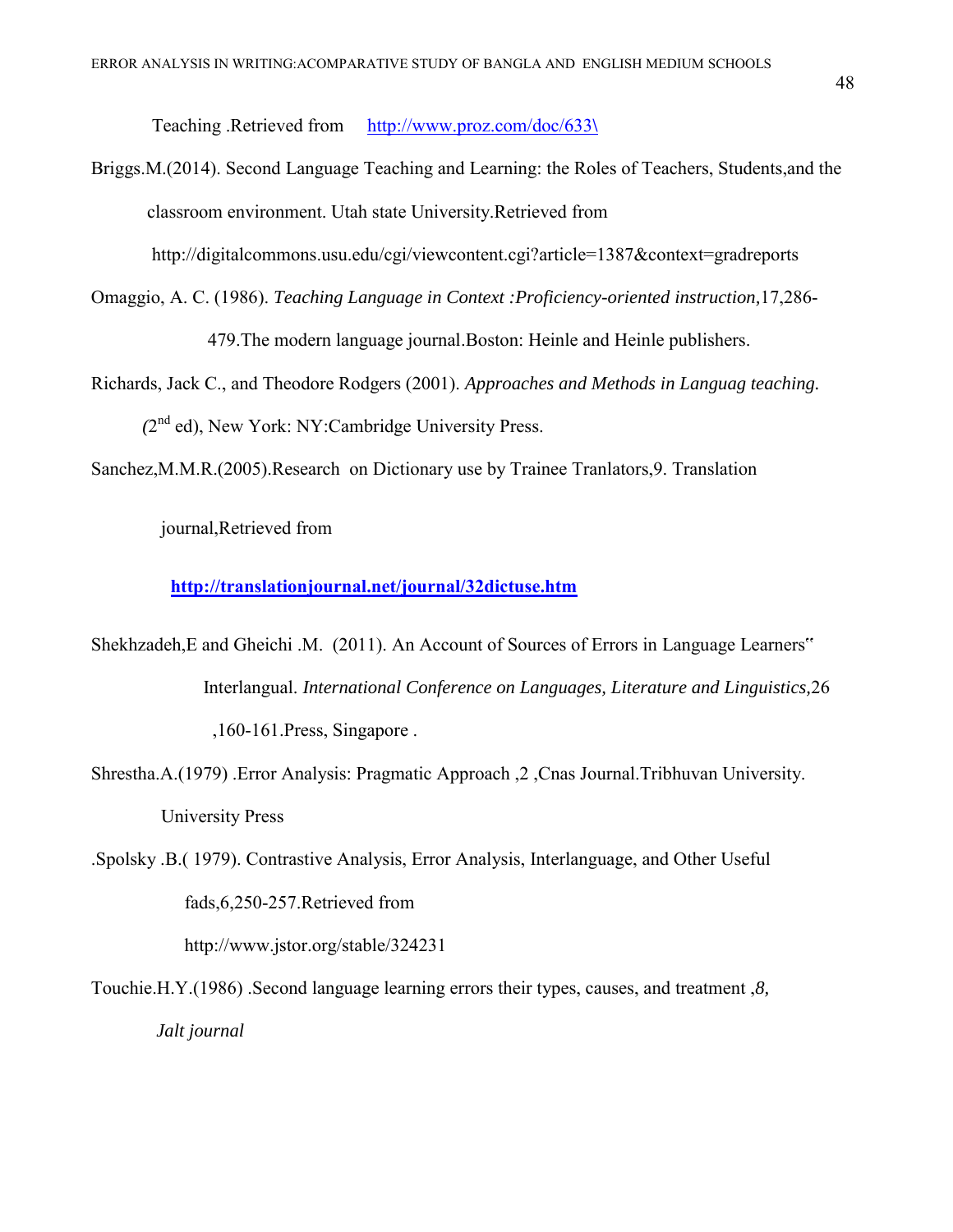Teaching .Retrieved from http://www.proz.com/doc/633\

Briggs.M.(2014). Second Language Teaching and Learning: the Roles of Teachers, Students,and the classroom environment. Utah state University.Retrieved from http://digitalcommons.usu.edu/cgi/viewcontent.cgi?article=1387&context=gradreports

Omaggio, A. C. (1986). *Teaching Language in Context :Proficiency-oriented instruction,*17,286-479.The modern language journal.Boston: Heinle and Heinle publishers.

Richards, Jack C., and Theodore Rodgers (2001). *Approaches and Methods in Languag teaching. (*2nd ed), New York: NY:Cambridge University Press.

Sanchez,M.M.R.(2005).Research on Dictionary use by Trainee Tranlators,9. Translation journal,Retrieved from

**http://translationjournal.net/journal/32dictuse.htm**

Shekhzadeh,E and Gheichi .M. (2011). An Account of Sources of Errors in Language Learners‟ Interlangual. *International Conference on Languages, Literature and Linguistics,*26 ,160-161.Press, Singapore .

Shrestha.A.(1979) .Error Analysis: Pragmatic Approach ,2 ,Cnas Journal.Tribhuvan University. University Press

.Spolsky .B.( 1979). Contrastive Analysis, Error Analysis, Interlanguage, and Other Useful fads,6,250-257.Retrieved from http://www.jstor.org/stable/324231

Touchie.H.Y.(1986) .Second language learning errors their types, causes, and treatment *,8, Jalt journal*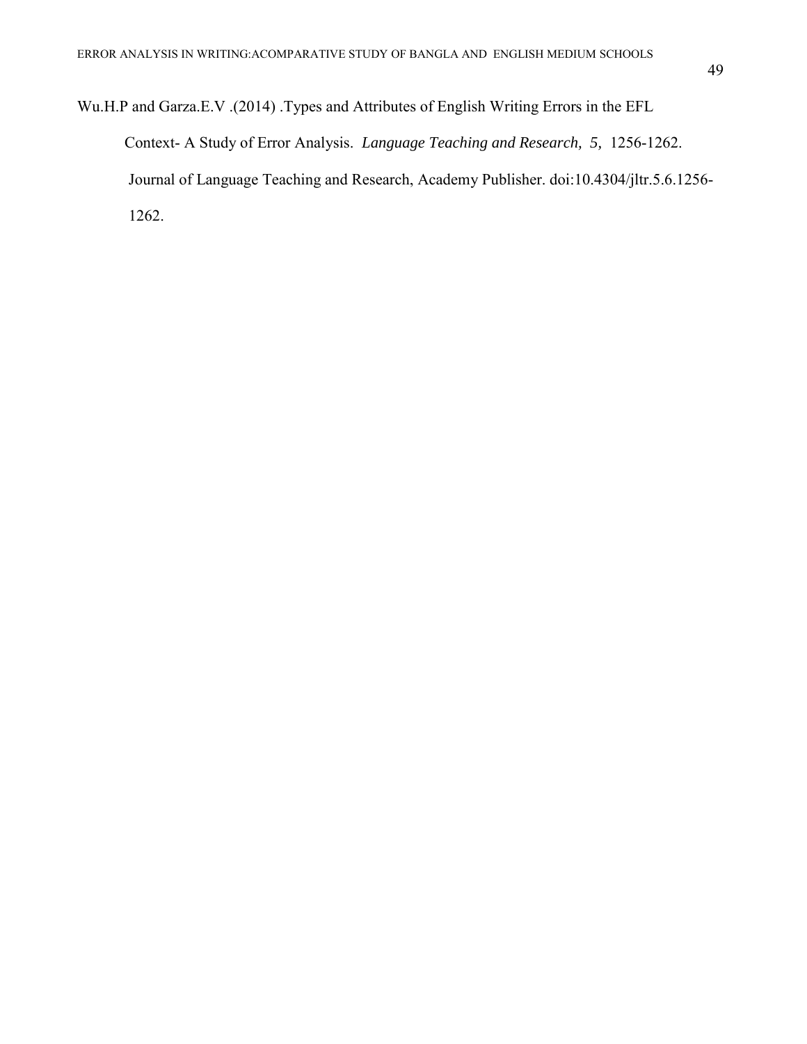Wu.H.P and Garza.E.V .(2014) .Types and Attributes of English Writing Errors in the EFL Context- A Study of Error Analysis. *Language Teaching and Research, 5,* 1256-1262. Journal of Language Teaching and Research, Academy Publisher. doi:10.4304/jltr.5.6.1256-1262.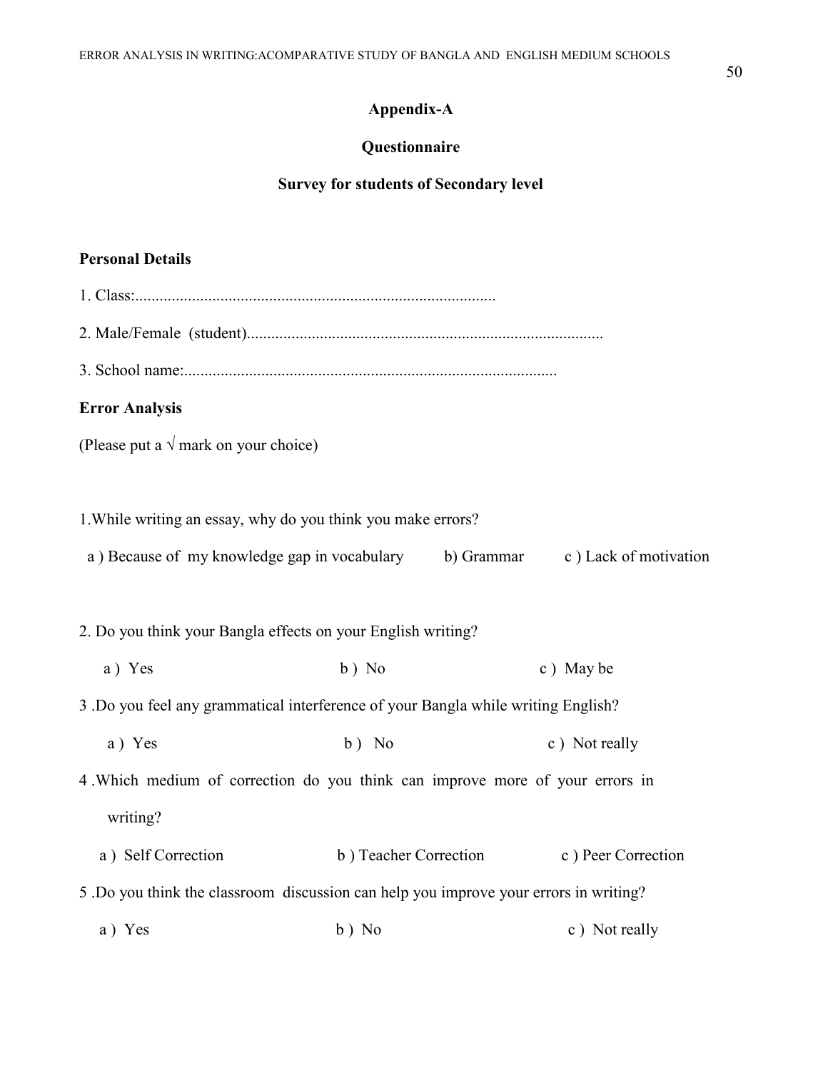## Appendix-A

## Questionnaire

### Survey for students of Secondary level

**Personal Details**

1. Class:.........................................................................................

2. Male/Female (student)........................................................................................

3. School name:............................................................................................

**Error Analysis**

(Please put a √ mark on your choice)

1.While writing an essay, why do you think you make errors?

a ) Because of my knowledge gap in vocabulary b) Grammar c ) Lack of motivation

2. Do you think your Bangla effects on your English writing?

a ) Yes b ) No c ) May be

3 .Do you feel any grammatical interference of your Bangla while writing English?

a ) Yes b ) No c ) Not really

4 .Which medium of correction do you think can improve more of your errors in writing?

a ) Self Correction b ) Teacher Correction c ) Peer Correction

5 .Do you think the classroom discussion can help you improve your errors in writing?

a ) Yes b ) No c ) Not really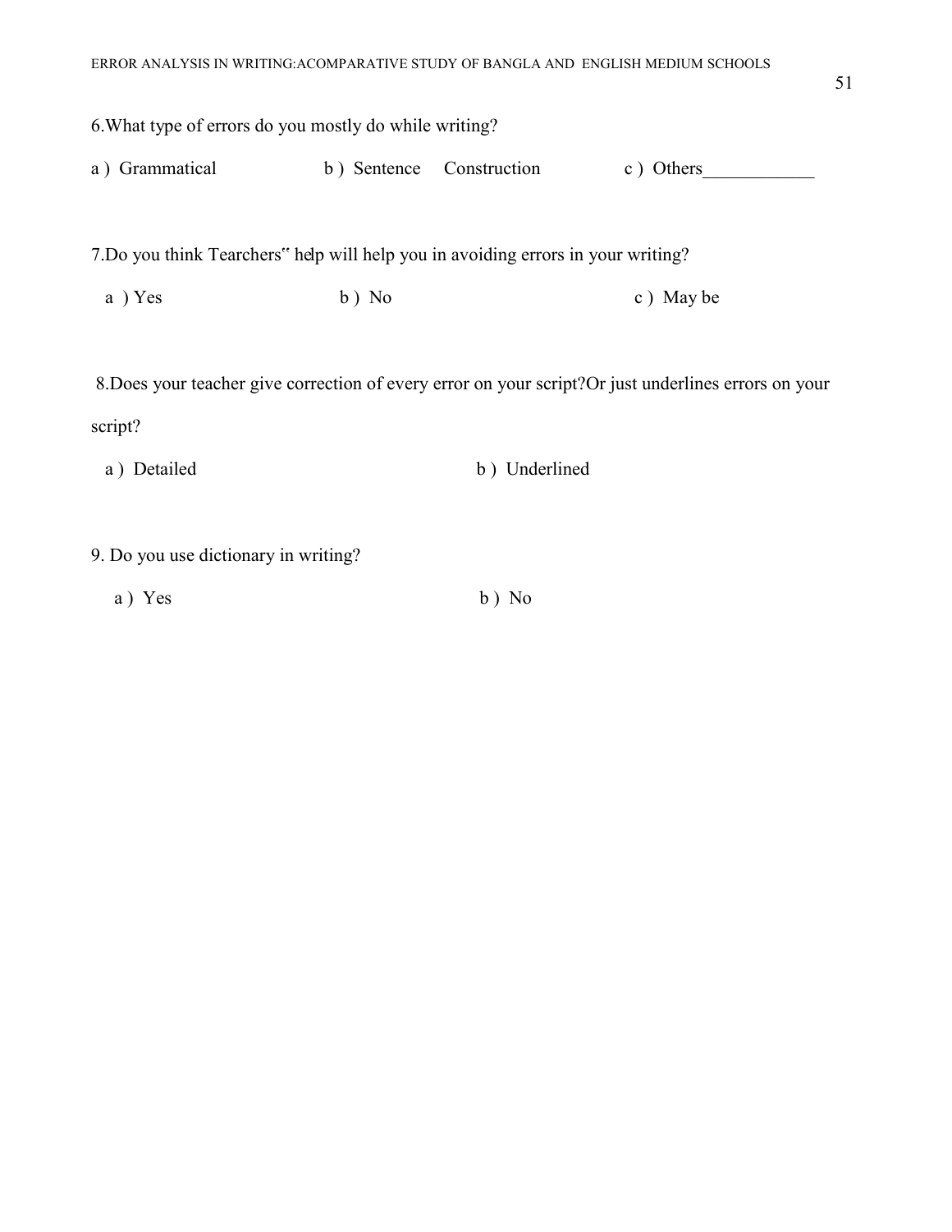6.What type of errors do you mostly do while writing?

a ) Grammatical    b ) Sentence Construction    c ) Others____________

7.Do you think Tearchers" help will help you in avoiding errors in your writing?

a ) Yes    b ) No    c ) May be

8.Does your teacher give correction of every error on your script?Or just underlines errors on your script?

a ) Detailed    b ) Underlined

9. Do you use dictionary in writing?

a ) Yes    b ) No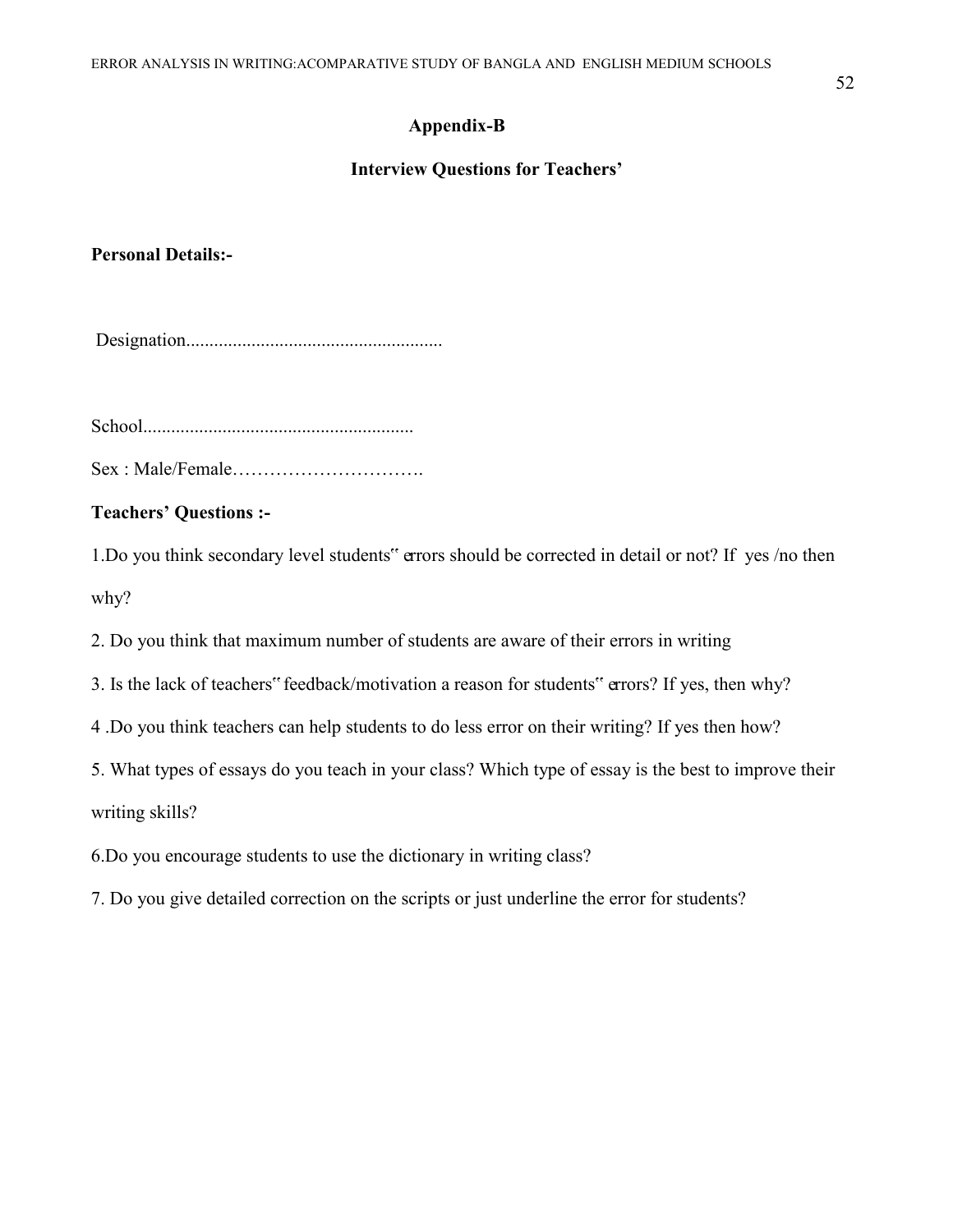## Appendix-B

### Interview Questions for Teachers'

**Personal Details:-**

Designation.......................................................

School..........................................................

Sex : Male/Female………………………….

**Teachers' Questions :-**

1.Do you think secondary level students" errors should be corrected in detail or not? If yes /no then why?

2. Do you think that maximum number of students are aware of their errors in writing

3. Is the lack of teachers" feedback/motivation a reason for students" errors? If yes, then why?

4 .Do you think teachers can help students to do less error on their writing? If yes then how?

5. What types of essays do you teach in your class? Which type of essay is the best to improve their writing skills?

6.Do you encourage students to use the dictionary in writing class?

7. Do you give detailed correction on the scripts or just underline the error for students?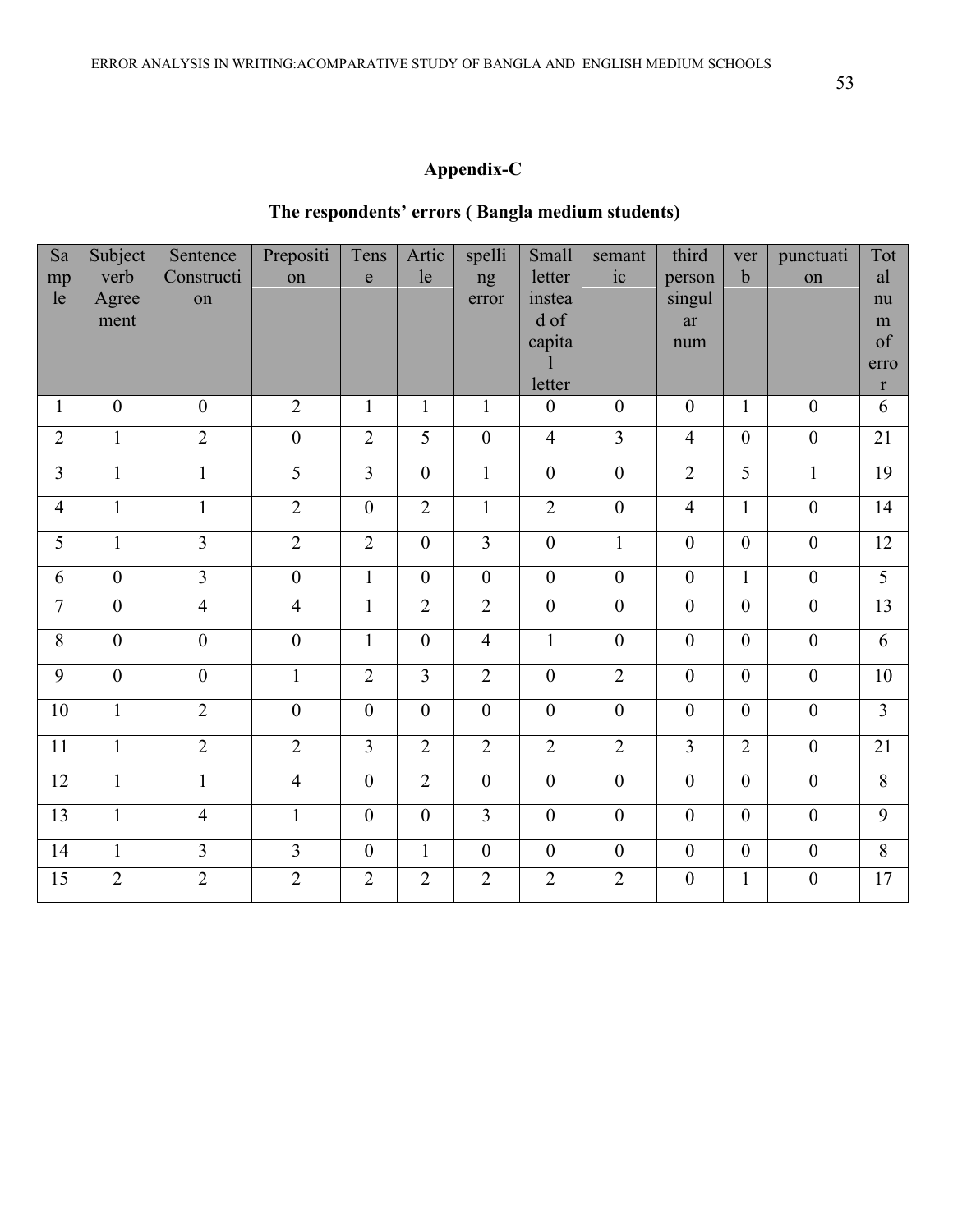# Appendix-C

## The respondents' errors ( Bangla medium students)

| Sample | Subject verb Agreement | Sentence Construction | Preposition | Tense | Article | spelling error | Small letter instead of capital letter | semantic | third person singular num | verb | punctuation | Total num of error |
|---|---|---|---|---|---|---|---|---|---|---|---|---|
| 1 | 0 | 0 | 2 | 1 | 1 | 1 | 0 | 0 | 0 | 1 | 0 | 6 |
| 2 | 1 | 2 | 0 | 2 | 5 | 0 | 4 | 3 | 4 | 0 | 0 | 21 |
| 3 | 1 | 1 | 5 | 3 | 0 | 1 | 0 | 0 | 2 | 5 | 1 | 19 |
| 4 | 1 | 1 | 2 | 0 | 2 | 1 | 2 | 0 | 4 | 1 | 0 | 14 |
| 5 | 1 | 3 | 2 | 2 | 0 | 3 | 0 | 1 | 0 | 0 | 0 | 12 |
| 6 | 0 | 3 | 0 | 1 | 0 | 0 | 0 | 0 | 0 | 1 | 0 | 5 |
| 7 | 0 | 4 | 4 | 1 | 2 | 2 | 0 | 0 | 0 | 0 | 0 | 13 |
| 8 | 0 | 0 | 0 | 1 | 0 | 4 | 1 | 0 | 0 | 0 | 0 | 6 |
| 9 | 0 | 0 | 1 | 2 | 3 | 2 | 0 | 2 | 0 | 0 | 0 | 10 |
| 10 | 1 | 2 | 0 | 0 | 0 | 0 | 0 | 0 | 0 | 0 | 0 | 3 |
| 11 | 1 | 2 | 2 | 3 | 2 | 2 | 2 | 2 | 3 | 2 | 0 | 21 |
| 12 | 1 | 1 | 4 | 0 | 2 | 0 | 0 | 0 | 0 | 0 | 0 | 8 |
| 13 | 1 | 4 | 1 | 0 | 0 | 3 | 0 | 0 | 0 | 0 | 0 | 9 |
| 14 | 1 | 3 | 3 | 0 | 1 | 0 | 0 | 0 | 0 | 0 | 0 | 8 |
| 15 | 2 | 2 | 2 | 2 | 2 | 2 | 2 | 2 | 0 | 1 | 0 | 17 |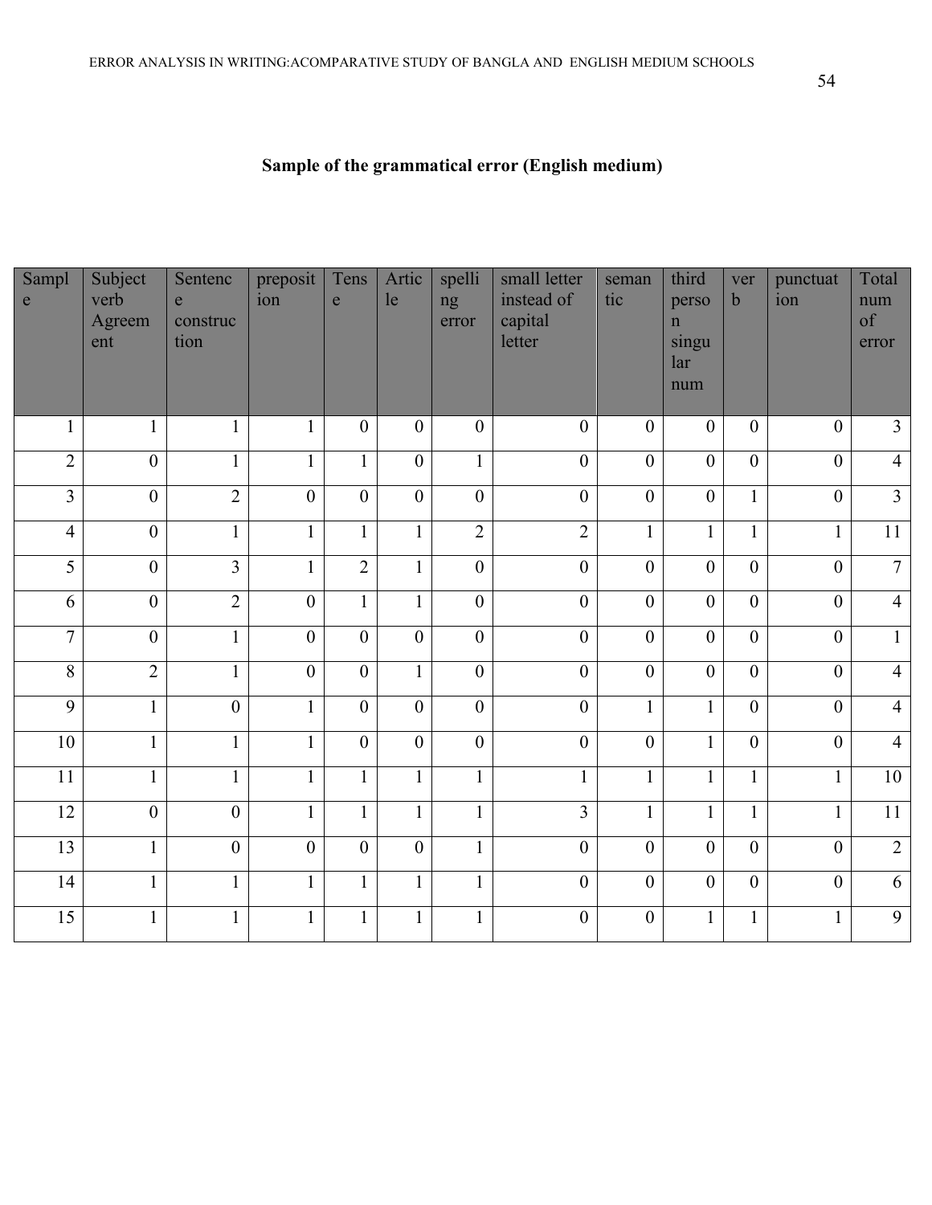**Sample of the grammatical error (English medium)**

| Sample | Subject verb Agreement | Sentence construction | preposition | Tense | Article | spelling error | small letter instead of capital letter | semantic | third person singular num | verb | punctuation | Total num of error |
|---|---|---|---|---|---|---|---|---|---|---|---|---|
| 1 | 1 | 1 | 1 | 0 | 0 | 0 | 0 | 0 | 0 | 0 | 0 | 3 |
| 2 | 0 | 1 | 1 | 1 | 0 | 1 | 0 | 0 | 0 | 0 | 0 | 4 |
| 3 | 0 | 2 | 0 | 0 | 0 | 0 | 0 | 0 | 0 | 1 | 0 | 3 |
| 4 | 0 | 1 | 1 | 1 | 1 | 2 | 2 | 1 | 1 | 1 | 1 | 11 |
| 5 | 0 | 3 | 1 | 2 | 1 | 0 | 0 | 0 | 0 | 0 | 0 | 7 |
| 6 | 0 | 2 | 0 | 1 | 1 | 0 | 0 | 0 | 0 | 0 | 0 | 4 |
| 7 | 0 | 1 | 0 | 0 | 0 | 0 | 0 | 0 | 0 | 0 | 0 | 1 |
| 8 | 2 | 1 | 0 | 0 | 1 | 0 | 0 | 0 | 0 | 0 | 0 | 4 |
| 9 | 1 | 0 | 1 | 0 | 0 | 0 | 0 | 1 | 1 | 0 | 0 | 4 |
| 10 | 1 | 1 | 1 | 0 | 0 | 0 | 0 | 0 | 1 | 0 | 0 | 4 |
| 11 | 1 | 1 | 1 | 1 | 1 | 1 | 1 | 1 | 1 | 1 | 1 | 10 |
| 12 | 0 | 0 | 1 | 1 | 1 | 1 | 3 | 1 | 1 | 1 | 1 | 11 |
| 13 | 1 | 0 | 0 | 0 | 0 | 1 | 0 | 0 | 0 | 0 | 0 | 2 |
| 14 | 1 | 1 | 1 | 1 | 1 | 1 | 0 | 0 | 0 | 0 | 0 | 6 |
| 15 | 1 | 1 | 1 | 1 | 1 | 1 | 0 | 0 | 1 | 1 | 1 | 9 |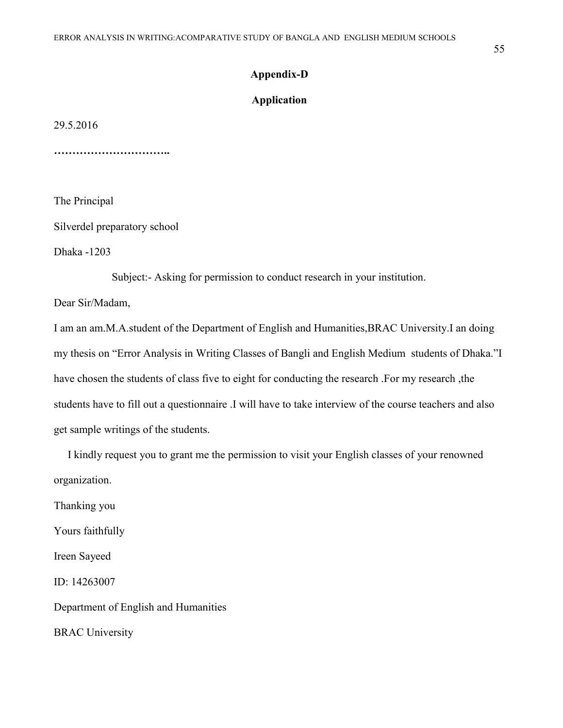**Appendix-D**

**Application**

29.5.2016

**…………………………..**

The Principal

Silverdel preparatory school

Dhaka -1203

Subject:- Asking for permission to conduct research in your institution.

Dear Sir/Madam,

I am an am.M.A.student of the Department of English and Humanities,BRAC University.I an doing my thesis on "Error Analysis in Writing Classes of Bangli and English Medium students of Dhaka."I have chosen the students of class five to eight for conducting the research .For my research ,the students have to fill out a questionnaire .I will have to take interview of the course teachers and also get sample writings of the students.

I kindly request you to grant me the permission to visit your English classes of your renowned organization.

Thanking you

Yours faithfully

Ireen Sayeed

ID: 14263007

Department of English and Humanities

BRAC University